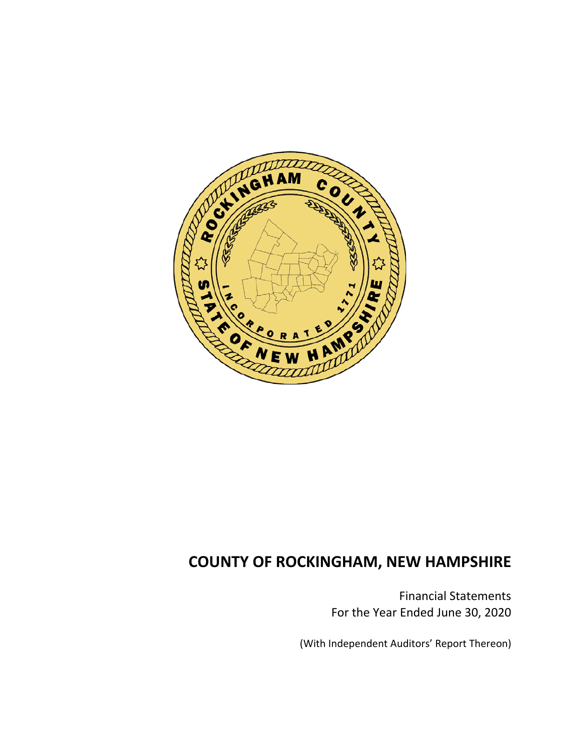# COUNTY OF ROCKINGHAM, NEW HAMPSHIRE

Financial Statements
For the Year Ended June 30, 2020

(With Independent Auditors' Report Thereon)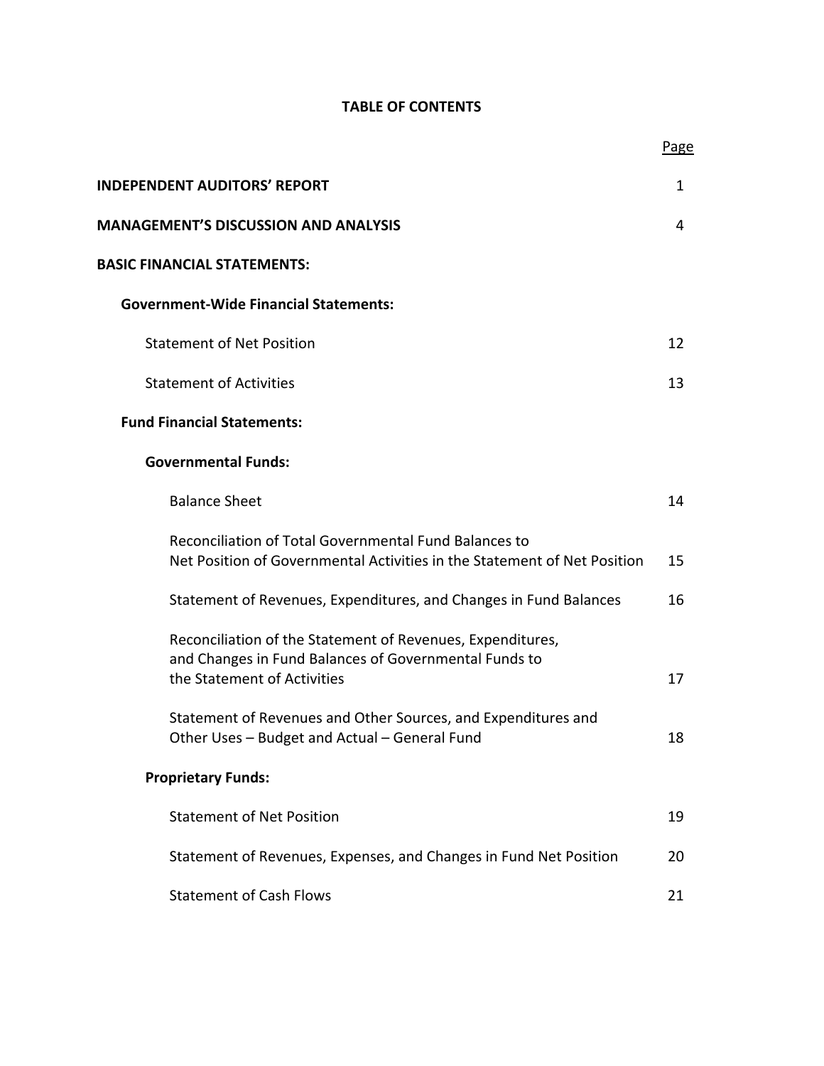# TABLE OF CONTENTS

| | Page |
|---|---|
| **INDEPENDENT AUDITORS' REPORT** | 1 |
| **MANAGEMENT'S DISCUSSION AND ANALYSIS** | 4 |
| **BASIC FINANCIAL STATEMENTS:** | |
| **Government-Wide Financial Statements:** | |
| Statement of Net Position | 12 |
| Statement of Activities | 13 |
| **Fund Financial Statements:** | |
| **Governmental Funds:** | |
| Balance Sheet | 14 |
| Reconciliation of Total Governmental Fund Balances to Net Position of Governmental Activities in the Statement of Net Position | 15 |
| Statement of Revenues, Expenditures, and Changes in Fund Balances | 16 |
| Reconciliation of the Statement of Revenues, Expenditures, and Changes in Fund Balances of Governmental Funds to the Statement of Activities | 17 |
| Statement of Revenues and Other Sources, and Expenditures and Other Uses – Budget and Actual – General Fund | 18 |
| **Proprietary Funds:** | |
| Statement of Net Position | 19 |
| Statement of Revenues, Expenses, and Changes in Fund Net Position | 20 |
| Statement of Cash Flows | 21 |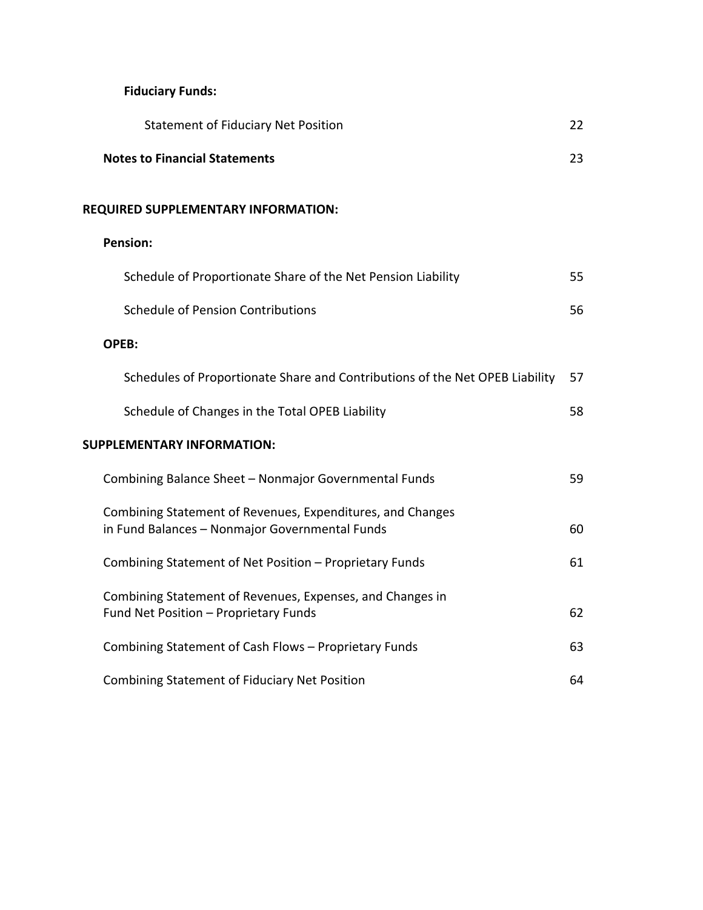**Fiduciary Funds:**

| | |
|---|---|
| Statement of Fiduciary Net Position | 22 |
| **Notes to Financial Statements** | 23 |

**REQUIRED SUPPLEMENTARY INFORMATION:**

**Pension:**

| | |
|---|---|
| Schedule of Proportionate Share of the Net Pension Liability | 55 |
| Schedule of Pension Contributions | 56 |

**OPEB:**

| | |
|---|---|
| Schedules of Proportionate Share and Contributions of the Net OPEB Liability | 57 |
| Schedule of Changes in the Total OPEB Liability | 58 |

**SUPPLEMENTARY INFORMATION:**

| | |
|---|---|
| Combining Balance Sheet – Nonmajor Governmental Funds | 59 |
| Combining Statement of Revenues, Expenditures, and Changes in Fund Balances – Nonmajor Governmental Funds | 60 |
| Combining Statement of Net Position – Proprietary Funds | 61 |
| Combining Statement of Revenues, Expenses, and Changes in Fund Net Position – Proprietary Funds | 62 |
| Combining Statement of Cash Flows – Proprietary Funds | 63 |
| Combining Statement of Fiduciary Net Position | 64 |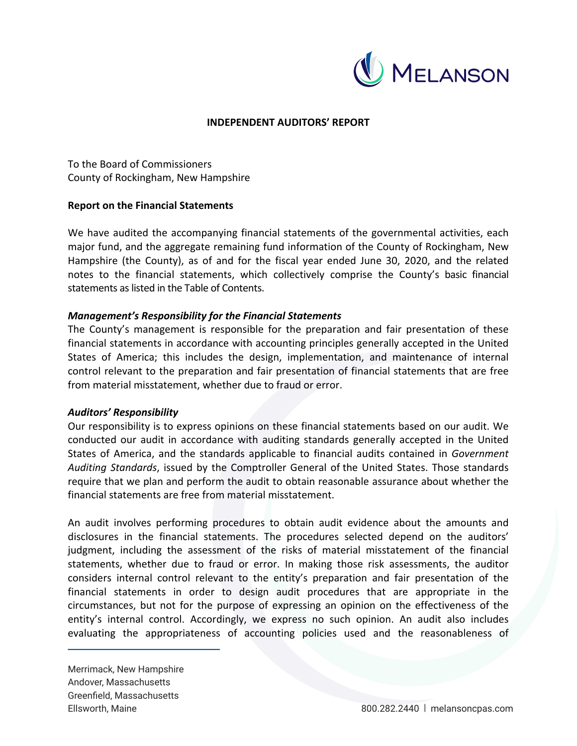**INDEPENDENT AUDITORS' REPORT**

To the Board of Commissioners
County of Rockingham, New Hampshire

**Report on the Financial Statements**

We have audited the accompanying financial statements of the governmental activities, each major fund, and the aggregate remaining fund information of the County of Rockingham, New Hampshire (the County), as of and for the fiscal year ended June 30, 2020, and the related notes to the financial statements, which collectively comprise the County's basic financial statements as listed in the Table of Contents.

***Management's Responsibility for the Financial Statements***

The County's management is responsible for the preparation and fair presentation of these financial statements in accordance with accounting principles generally accepted in the United States of America; this includes the design, implementation, and maintenance of internal control relevant to the preparation and fair presentation of financial statements that are free from material misstatement, whether due to fraud or error.

***Auditors' Responsibility***

Our responsibility is to express opinions on these financial statements based on our audit. We conducted our audit in accordance with auditing standards generally accepted in the United States of America, and the standards applicable to financial audits contained in *Government Auditing Standards*, issued by the Comptroller General of the United States. Those standards require that we plan and perform the audit to obtain reasonable assurance about whether the financial statements are free from material misstatement.

An audit involves performing procedures to obtain audit evidence about the amounts and disclosures in the financial statements. The procedures selected depend on the auditors' judgment, including the assessment of the risks of material misstatement of the financial statements, whether due to fraud or error. In making those risk assessments, the auditor considers internal control relevant to the entity's preparation and fair presentation of the financial statements in order to design audit procedures that are appropriate in the circumstances, but not for the purpose of expressing an opinion on the effectiveness of the entity's internal control. Accordingly, we express no such opinion. An audit also includes evaluating the appropriateness of accounting policies used and the reasonableness of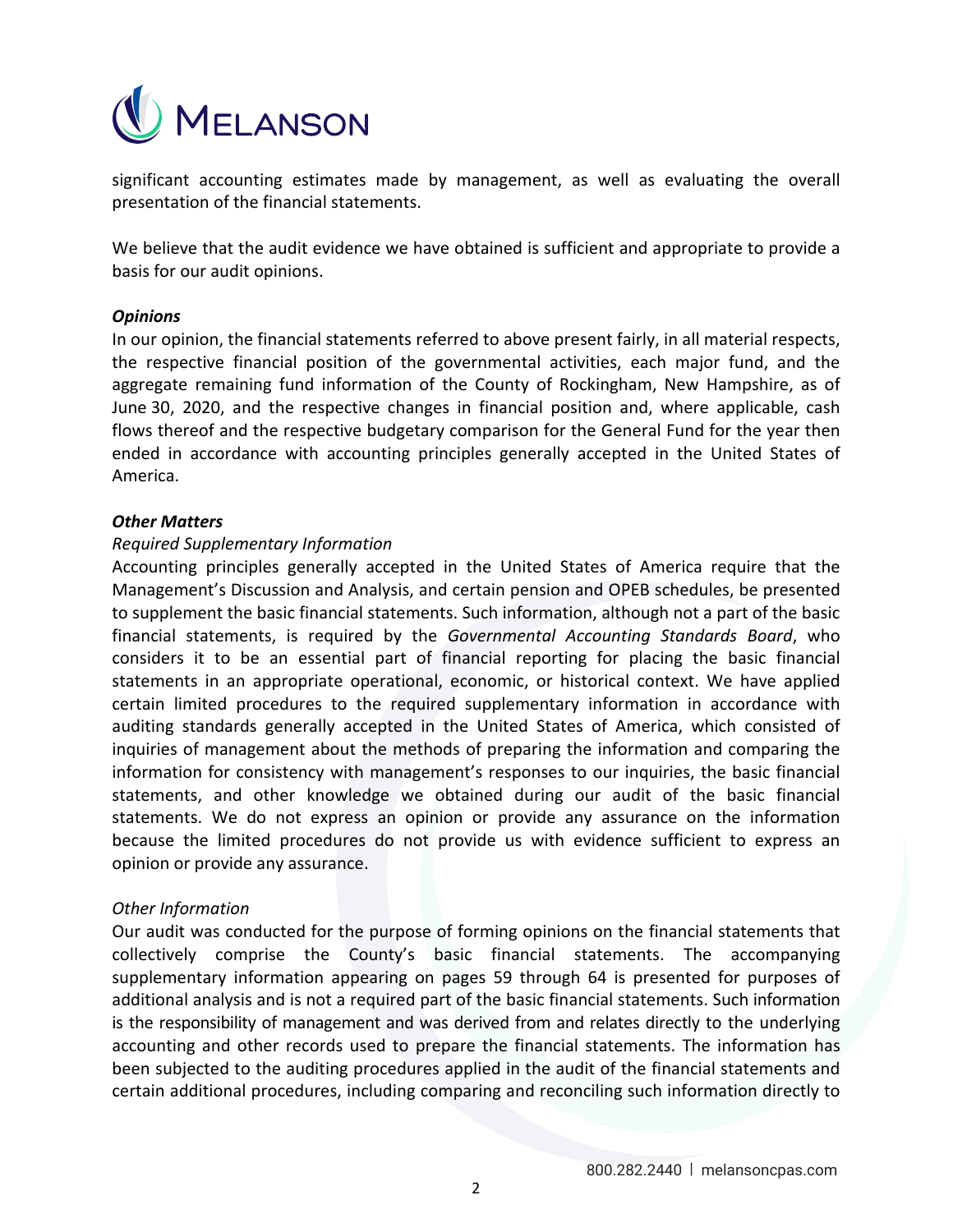significant accounting estimates made by management, as well as evaluating the overall presentation of the financial statements.

We believe that the audit evidence we have obtained is sufficient and appropriate to provide a basis for our audit opinions.

***Opinions***

In our opinion, the financial statements referred to above present fairly, in all material respects, the respective financial position of the governmental activities, each major fund, and the aggregate remaining fund information of the County of Rockingham, New Hampshire, as of June 30, 2020, and the respective changes in financial position and, where applicable, cash flows thereof and the respective budgetary comparison for the General Fund for the year then ended in accordance with accounting principles generally accepted in the United States of America.

***Other Matters***

*Required Supplementary Information*

Accounting principles generally accepted in the United States of America require that the Management's Discussion and Analysis, and certain pension and OPEB schedules, be presented to supplement the basic financial statements. Such information, although not a part of the basic financial statements, is required by the *Governmental Accounting Standards Board*, who considers it to be an essential part of financial reporting for placing the basic financial statements in an appropriate operational, economic, or historical context. We have applied certain limited procedures to the required supplementary information in accordance with auditing standards generally accepted in the United States of America, which consisted of inquiries of management about the methods of preparing the information and comparing the information for consistency with management's responses to our inquiries, the basic financial statements, and other knowledge we obtained during our audit of the basic financial statements. We do not express an opinion or provide any assurance on the information because the limited procedures do not provide us with evidence sufficient to express an opinion or provide any assurance.

*Other Information*

Our audit was conducted for the purpose of forming opinions on the financial statements that collectively comprise the County's basic financial statements. The accompanying supplementary information appearing on pages 59 through 64 is presented for purposes of additional analysis and is not a required part of the basic financial statements. Such information is the responsibility of management and was derived from and relates directly to the underlying accounting and other records used to prepare the financial statements. The information has been subjected to the auditing procedures applied in the audit of the financial statements and certain additional procedures, including comparing and reconciling such information directly to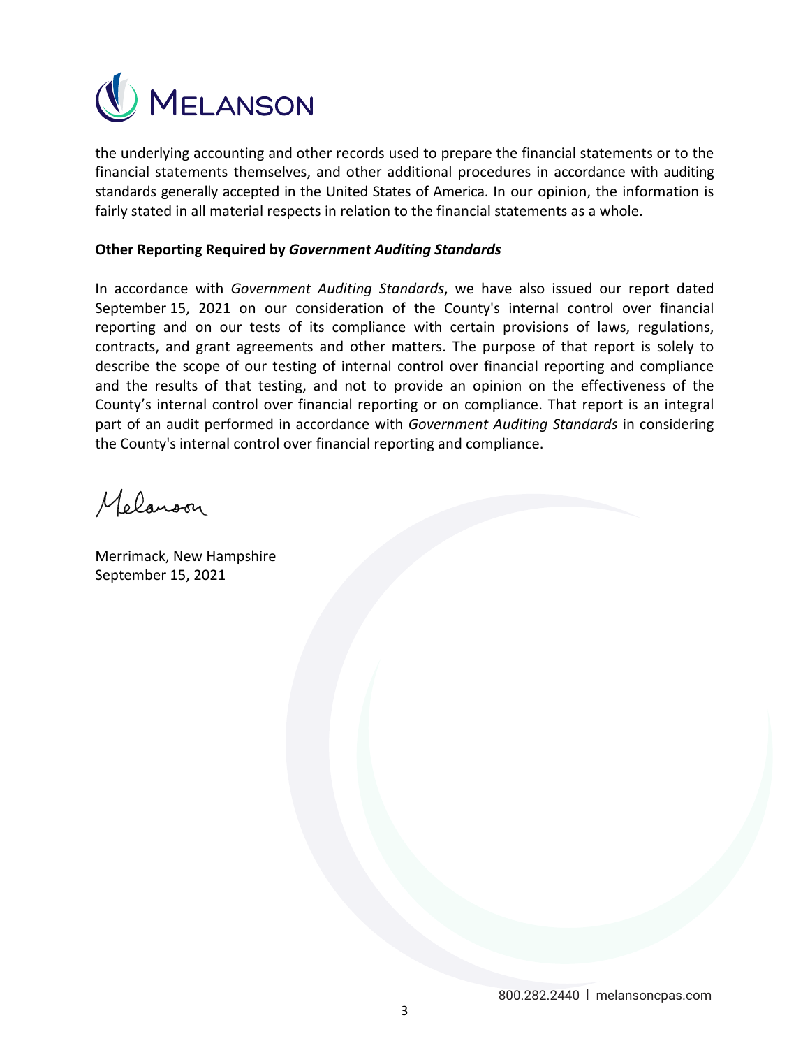the underlying accounting and other records used to prepare the financial statements or to the financial statements themselves, and other additional procedures in accordance with auditing standards generally accepted in the United States of America. In our opinion, the information is fairly stated in all material respects in relation to the financial statements as a whole.

**Other Reporting Required by *Government Auditing Standards***

In accordance with *Government Auditing Standards*, we have also issued our report dated September 15, 2021 on our consideration of the County's internal control over financial reporting and on our tests of its compliance with certain provisions of laws, regulations, contracts, and grant agreements and other matters. The purpose of that report is solely to describe the scope of our testing of internal control over financial reporting and compliance and the results of that testing, and not to provide an opinion on the effectiveness of the County's internal control over financial reporting or on compliance. That report is an integral part of an audit performed in accordance with *Government Auditing Standards* in considering the County's internal control over financial reporting and compliance.

Melanson

Merrimack, New Hampshire
September 15, 2021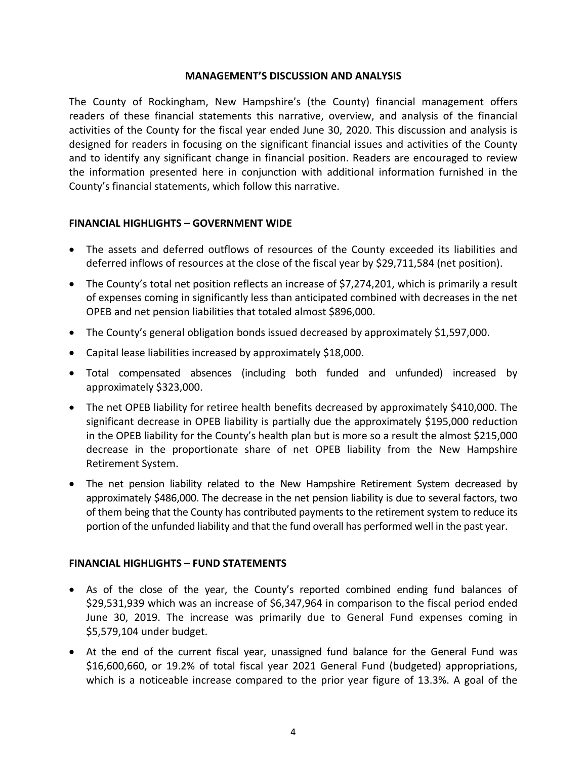## MANAGEMENT'S DISCUSSION AND ANALYSIS

The County of Rockingham, New Hampshire's (the County) financial management offers readers of these financial statements this narrative, overview, and analysis of the financial activities of the County for the fiscal year ended June 30, 2020. This discussion and analysis is designed for readers in focusing on the significant financial issues and activities of the County and to identify any significant change in financial position. Readers are encouraged to review the information presented here in conjunction with additional information furnished in the County's financial statements, which follow this narrative.

### FINANCIAL HIGHLIGHTS – GOVERNMENT WIDE

- The assets and deferred outflows of resources of the County exceeded its liabilities and deferred inflows of resources at the close of the fiscal year by $29,711,584 (net position).
- The County's total net position reflects an increase of $7,274,201, which is primarily a result of expenses coming in significantly less than anticipated combined with decreases in the net OPEB and net pension liabilities that totaled almost $896,000.
- The County's general obligation bonds issued decreased by approximately $1,597,000.
- Capital lease liabilities increased by approximately $18,000.
- Total compensated absences (including both funded and unfunded) increased by approximately $323,000.
- The net OPEB liability for retiree health benefits decreased by approximately $410,000. The significant decrease in OPEB liability is partially due the approximately $195,000 reduction in the OPEB liability for the County's health plan but is more so a result the almost $215,000 decrease in the proportionate share of net OPEB liability from the New Hampshire Retirement System.
- The net pension liability related to the New Hampshire Retirement System decreased by approximately $486,000. The decrease in the net pension liability is due to several factors, two of them being that the County has contributed payments to the retirement system to reduce its portion of the unfunded liability and that the fund overall has performed well in the past year.

### FINANCIAL HIGHLIGHTS – FUND STATEMENTS

- As of the close of the year, the County's reported combined ending fund balances of $29,531,939 which was an increase of $6,347,964 in comparison to the fiscal period ended June 30, 2019. The increase was primarily due to General Fund expenses coming in $5,579,104 under budget.
- At the end of the current fiscal year, unassigned fund balance for the General Fund was $16,600,660, or 19.2% of total fiscal year 2021 General Fund (budgeted) appropriations, which is a noticeable increase compared to the prior year figure of 13.3%. A goal of the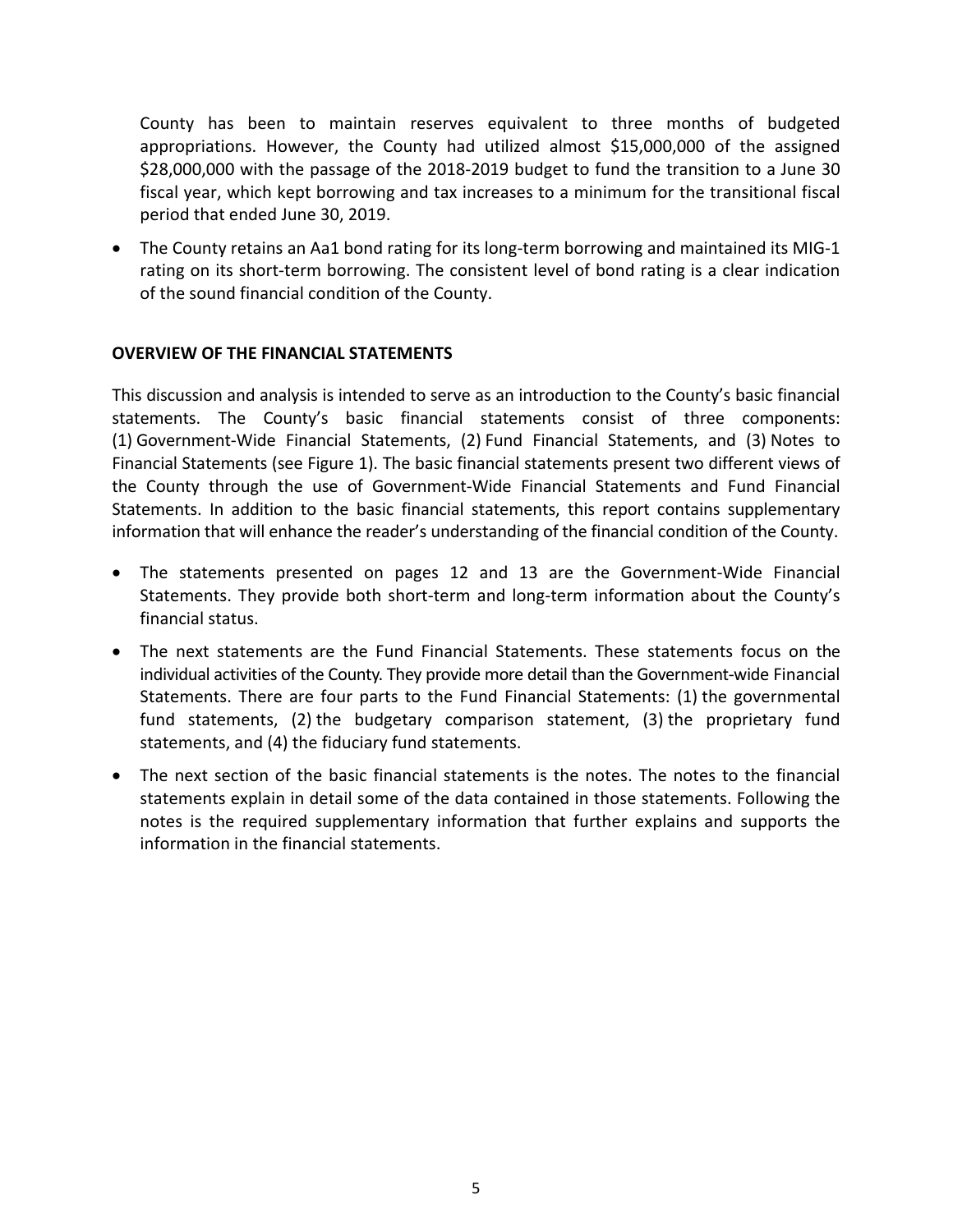County has been to maintain reserves equivalent to three months of budgeted appropriations. However, the County had utilized almost $15,000,000 of the assigned $28,000,000 with the passage of the 2018-2019 budget to fund the transition to a June 30 fiscal year, which kept borrowing and tax increases to a minimum for the transitional fiscal period that ended June 30, 2019.

- The County retains an Aa1 bond rating for its long-term borrowing and maintained its MIG-1 rating on its short-term borrowing. The consistent level of bond rating is a clear indication of the sound financial condition of the County.

**OVERVIEW OF THE FINANCIAL STATEMENTS**

This discussion and analysis is intended to serve as an introduction to the County's basic financial statements. The County's basic financial statements consist of three components: (1) Government-Wide Financial Statements, (2) Fund Financial Statements, and (3) Notes to Financial Statements (see Figure 1). The basic financial statements present two different views of the County through the use of Government-Wide Financial Statements and Fund Financial Statements. In addition to the basic financial statements, this report contains supplementary information that will enhance the reader's understanding of the financial condition of the County.

- The statements presented on pages 12 and 13 are the Government-Wide Financial Statements. They provide both short-term and long-term information about the County's financial status.
- The next statements are the Fund Financial Statements. These statements focus on the individual activities of the County. They provide more detail than the Government-wide Financial Statements. There are four parts to the Fund Financial Statements: (1) the governmental fund statements, (2) the budgetary comparison statement, (3) the proprietary fund statements, and (4) the fiduciary fund statements.
- The next section of the basic financial statements is the notes. The notes to the financial statements explain in detail some of the data contained in those statements. Following the notes is the required supplementary information that further explains and supports the information in the financial statements.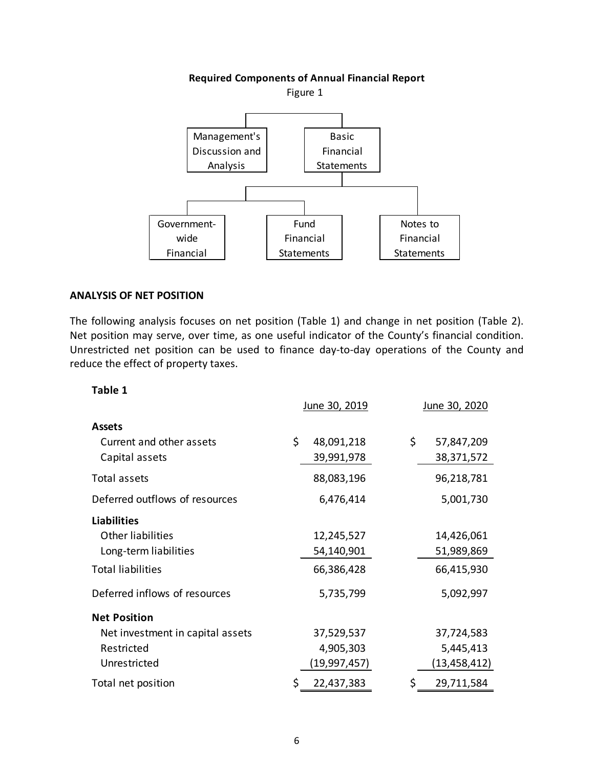**Required Components of Annual Financial Report**

Figure 1

Management's Discussion and Analysis

Basic Financial Statements

Government-wide Financial

Fund Financial Statements

Notes to Financial Statements

## ANALYSIS OF NET POSITION

The following analysis focuses on net position (Table 1) and change in net position (Table 2). Net position may serve, over time, as one useful indicator of the County's financial condition. Unrestricted net position can be used to finance day-to-day operations of the County and reduce the effect of property taxes.

**Table 1**

| | June 30, 2019 | June 30, 2020 |
|---|---|---|
| **Assets** | | |
| Current and other assets | $ 48,091,218 | $ 57,847,209 |
| Capital assets | 39,991,978 | 38,371,572 |
| Total assets | 88,083,196 | 96,218,781 |
| Deferred outflows of resources | 6,476,414 | 5,001,730 |
| **Liabilities** | | |
| Other liabilities | 12,245,527 | 14,426,061 |
| Long-term liabilities | 54,140,901 | 51,989,869 |
| Total liabilities | 66,386,428 | 66,415,930 |
| Deferred inflows of resources | 5,735,799 | 5,092,997 |
| **Net Position** | | |
| Net investment in capital assets | 37,529,537 | 37,724,583 |
| Restricted | 4,905,303 | 5,445,413 |
| Unrestricted | (19,997,457) | (13,458,412) |
| Total net position | $ 22,437,383 | $ 29,711,584 |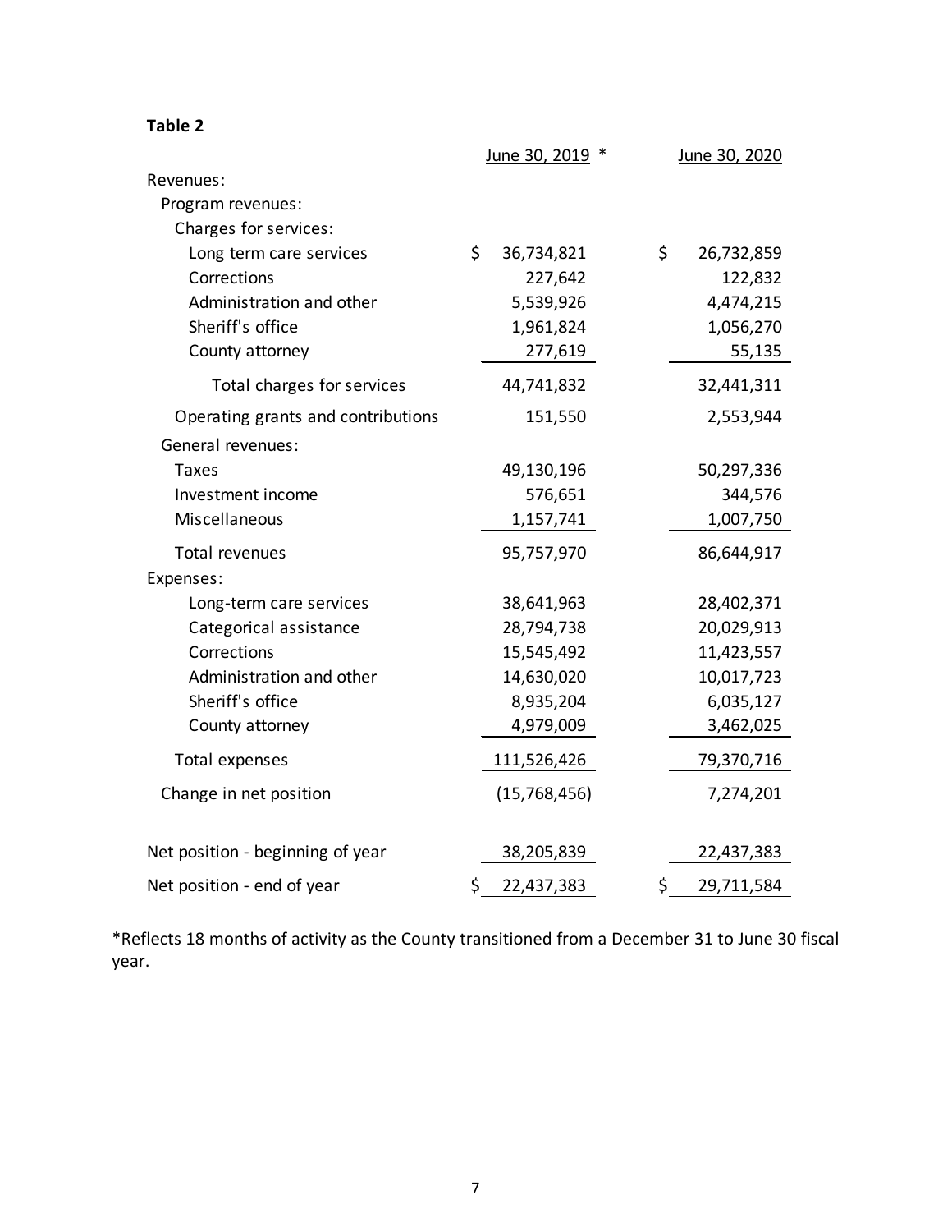**Table 2**

| | June 30, 2019 * | June 30, 2020 |
|---|---|---|
| Revenues: | | |
| Program revenues: | | |
| Charges for services: | | |
| Long term care services | $ 36,734,821 | $ 26,732,859 |
| Corrections | 227,642 | 122,832 |
| Administration and other | 5,539,926 | 4,474,215 |
| Sheriff's office | 1,961,824 | 1,056,270 |
| County attorney | 277,619 | 55,135 |
| Total charges for services | 44,741,832 | 32,441,311 |
| Operating grants and contributions | 151,550 | 2,553,944 |
| General revenues: | | |
| Taxes | 49,130,196 | 50,297,336 |
| Investment income | 576,651 | 344,576 |
| Miscellaneous | 1,157,741 | 1,007,750 |
| Total revenues | 95,757,970 | 86,644,917 |
| Expenses: | | |
| Long-term care services | 38,641,963 | 28,402,371 |
| Categorical assistance | 28,794,738 | 20,029,913 |
| Corrections | 15,545,492 | 11,423,557 |
| Administration and other | 14,630,020 | 10,017,723 |
| Sheriff's office | 8,935,204 | 6,035,127 |
| County attorney | 4,979,009 | 3,462,025 |
| Total expenses | 111,526,426 | 79,370,716 |
| Change in net position | (15,768,456) | 7,274,201 |
| Net position - beginning of year | 38,205,839 | 22,437,383 |
| Net position - end of year | $ 22,437,383 | $ 29,711,584 |

*Reflects 18 months of activity as the County transitioned from a December 31 to June 30 fiscal year.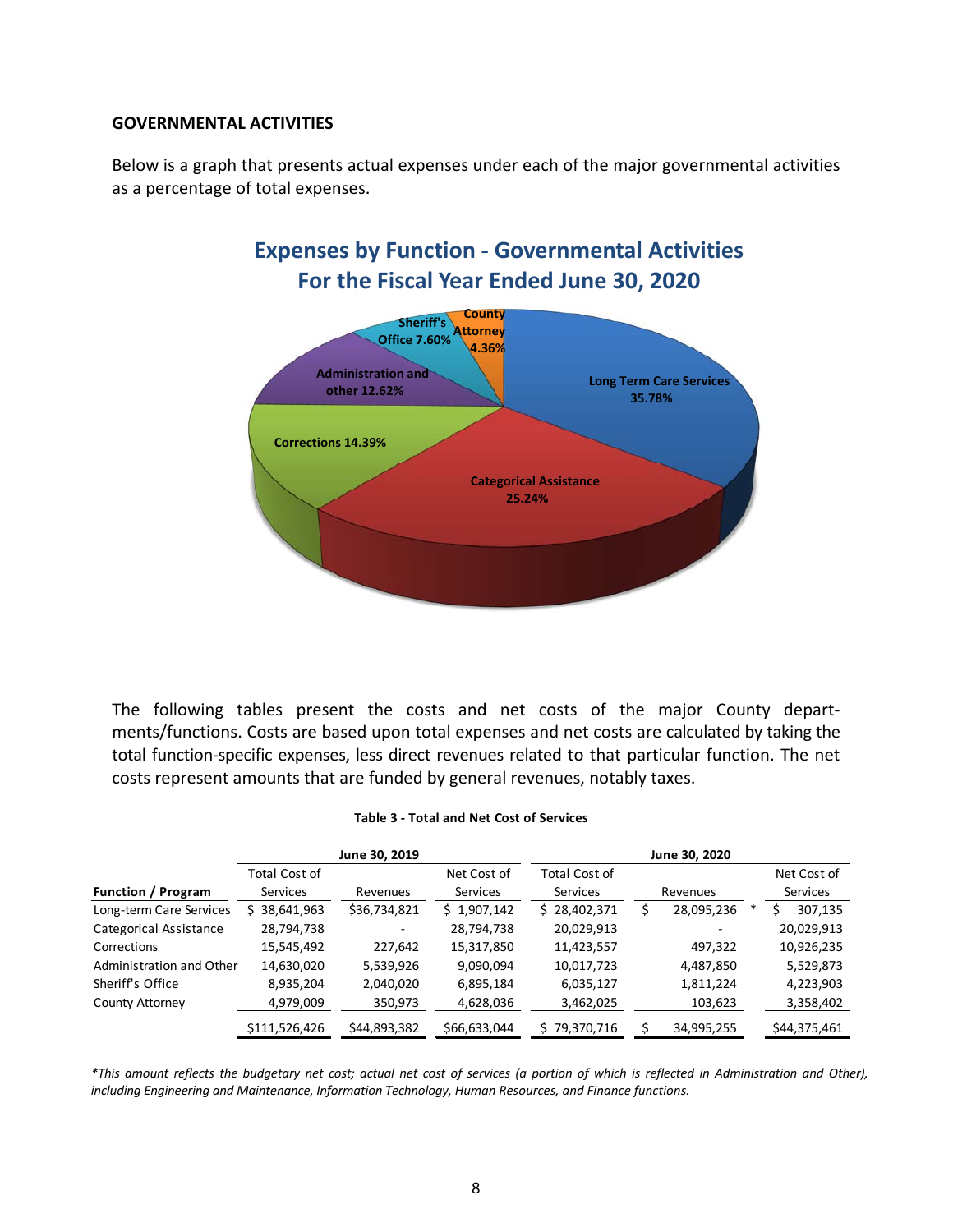**GOVERNMENTAL ACTIVITIES**

Below is a graph that presents actual expenses under each of the major governmental activities as a percentage of total expenses.

**Expenses by Function - Governmental Activities**
**For the Fiscal Year Ended June 30, 2020**

Long Term Care Services 35.78%
Categorical Assistance 25.24%
Corrections 14.39%
Administration and other 12.62%
Sheriff's Office 7.60%
County Attorney 4.36%

The following tables present the costs and net costs of the major County departments/functions. Costs are based upon total expenses and net costs are calculated by taking the total function-specific expenses, less direct revenues related to that particular function. The net costs represent amounts that are funded by general revenues, notably taxes.

**Table 3 - Total and Net Cost of Services**

| | June 30, 2019 | | | June 30, 2020 | | |
|---|---|---|---|---|---|---|
| **Function / Program** | Total Cost of Services | Revenues | Net Cost of Services | Total Cost of Services | Revenues | Net Cost of Services |
| Long-term Care Services | $ 38,641,963 | $36,734,821 | $ 1,907,142 | $ 28,402,371 | $ 28,095,236 * | $ 307,135 |
| Categorical Assistance | 28,794,738 | - | 28,794,738 | 20,029,913 | - | 20,029,913 |
| Corrections | 15,545,492 | 227,642 | 15,317,850 | 11,423,557 | 497,322 | 10,926,235 |
| Administration and Other | 14,630,020 | 5,539,926 | 9,090,094 | 10,017,723 | 4,487,850 | 5,529,873 |
| Sheriff's Office | 8,935,204 | 2,040,020 | 6,895,184 | 6,035,127 | 1,811,224 | 4,223,903 |
| County Attorney | 4,979,009 | 350,973 | 4,628,036 | 3,462,025 | 103,623 | 3,358,402 |
| | $111,526,426 | $44,893,382 | $66,633,044 | $ 79,370,716 | $ 34,995,255 | $44,375,461 |

*\*This amount reflects the budgetary net cost; actual net cost of services (a portion of which is reflected in Administration and Other), including Engineering and Maintenance, Information Technology, Human Resources, and Finance functions.*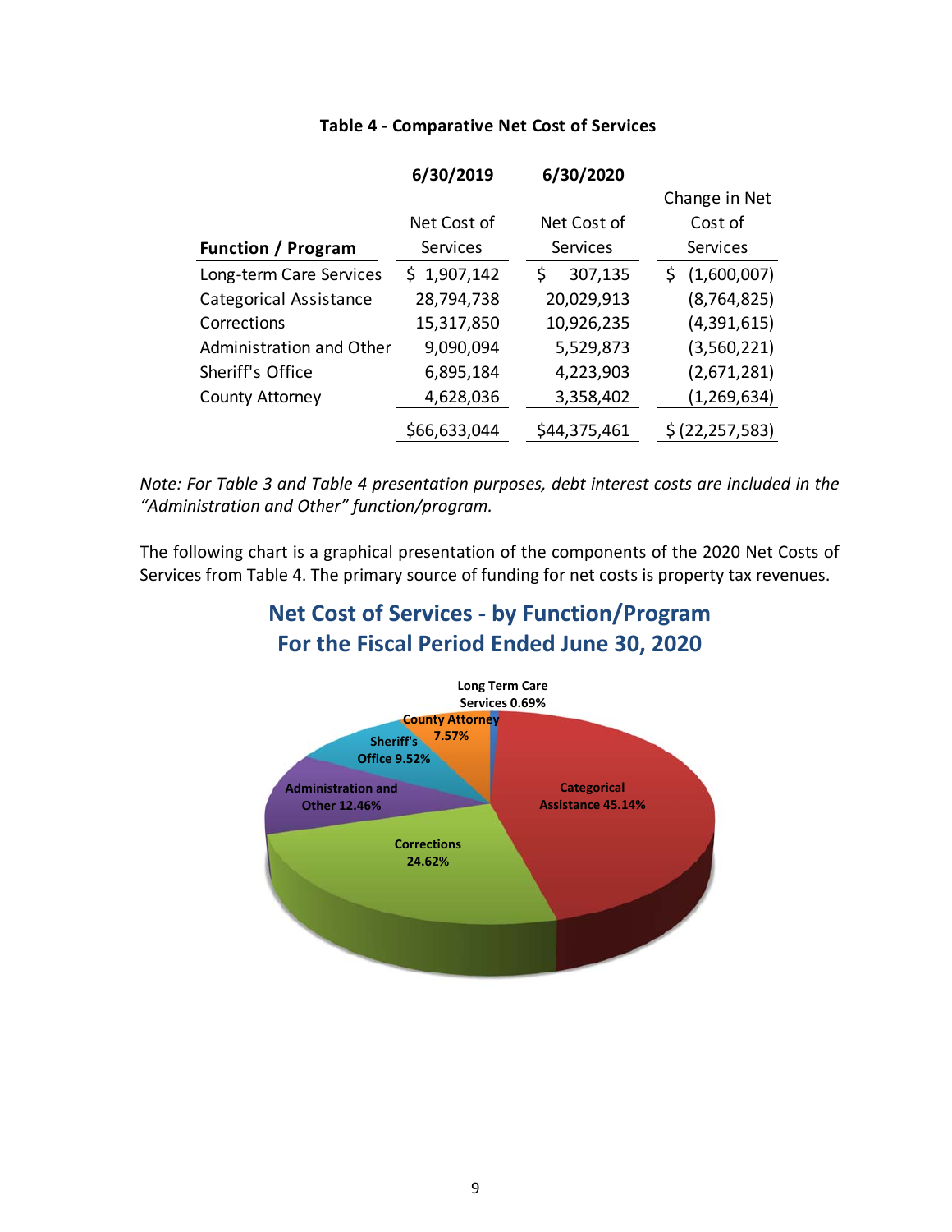**Table 4 - Comparative Net Cost of Services**

| Function / Program | 6/30/2019 Net Cost of Services | 6/30/2020 Net Cost of Services | Change in Net Cost of Services |
|---|---|---|---|
| Long-term Care Services | $ 1,907,142 | $ 307,135 | $ (1,600,007) |
| Categorical Assistance | 28,794,738 | 20,029,913 | (8,764,825) |
| Corrections | 15,317,850 | 10,926,235 | (4,391,615) |
| Administration and Other | 9,090,094 | 5,529,873 | (3,560,221) |
| Sheriff's Office | 6,895,184 | 4,223,903 | (2,671,281) |
| County Attorney | 4,628,036 | 3,358,402 | (1,269,634) |
| | $66,633,044 | $44,375,461 | $ (22,257,583) |

*Note: For Table 3 and Table 4 presentation purposes, debt interest costs are included in the "Administration and Other" function/program.*

The following chart is a graphical presentation of the components of the 2020 Net Costs of Services from Table 4. The primary source of funding for net costs is property tax revenues.

## Net Cost of Services - by Function/Program
## For the Fiscal Period Ended June 30, 2020

Long Term Care Services 0.69%
County Attorney 7.57%
Sheriff's Office 9.52%
Administration and Other 12.46%
Corrections 24.62%
Categorical Assistance 45.14%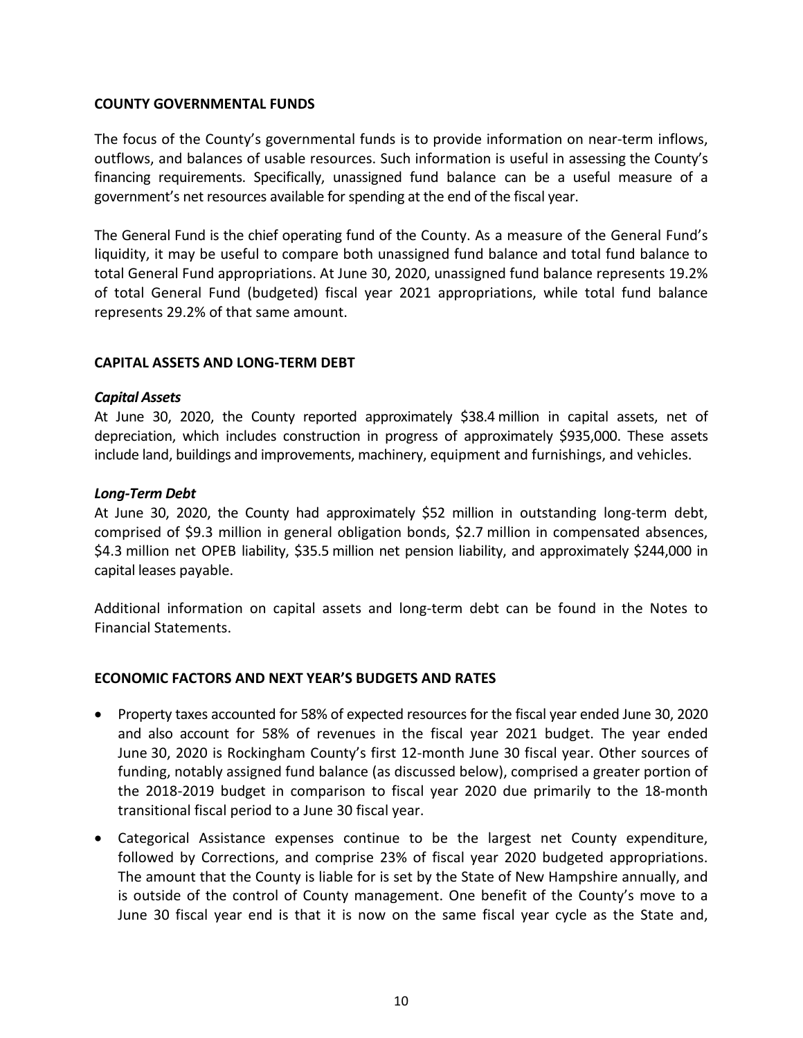## COUNTY GOVERNMENTAL FUNDS

The focus of the County's governmental funds is to provide information on near-term inflows, outflows, and balances of usable resources. Such information is useful in assessing the County's financing requirements. Specifically, unassigned fund balance can be a useful measure of a government's net resources available for spending at the end of the fiscal year.

The General Fund is the chief operating fund of the County. As a measure of the General Fund's liquidity, it may be useful to compare both unassigned fund balance and total fund balance to total General Fund appropriations. At June 30, 2020, unassigned fund balance represents 19.2% of total General Fund (budgeted) fiscal year 2021 appropriations, while total fund balance represents 29.2% of that same amount.

## CAPITAL ASSETS AND LONG-TERM DEBT

### *Capital Assets*

At June 30, 2020, the County reported approximately $38.4 million in capital assets, net of depreciation, which includes construction in progress of approximately $935,000. These assets include land, buildings and improvements, machinery, equipment and furnishings, and vehicles.

### *Long-Term Debt*

At June 30, 2020, the County had approximately $52 million in outstanding long-term debt, comprised of $9.3 million in general obligation bonds, $2.7 million in compensated absences, $4.3 million net OPEB liability, $35.5 million net pension liability, and approximately $244,000 in capital leases payable.

Additional information on capital assets and long-term debt can be found in the Notes to Financial Statements.

## ECONOMIC FACTORS AND NEXT YEAR'S BUDGETS AND RATES

- Property taxes accounted for 58% of expected resources for the fiscal year ended June 30, 2020 and also account for 58% of revenues in the fiscal year 2021 budget. The year ended June 30, 2020 is Rockingham County's first 12-month June 30 fiscal year. Other sources of funding, notably assigned fund balance (as discussed below), comprised a greater portion of the 2018-2019 budget in comparison to fiscal year 2020 due primarily to the 18-month transitional fiscal period to a June 30 fiscal year.
- Categorical Assistance expenses continue to be the largest net County expenditure, followed by Corrections, and comprise 23% of fiscal year 2020 budgeted appropriations. The amount that the County is liable for is set by the State of New Hampshire annually, and is outside of the control of County management. One benefit of the County's move to a June 30 fiscal year end is that it is now on the same fiscal year cycle as the State and,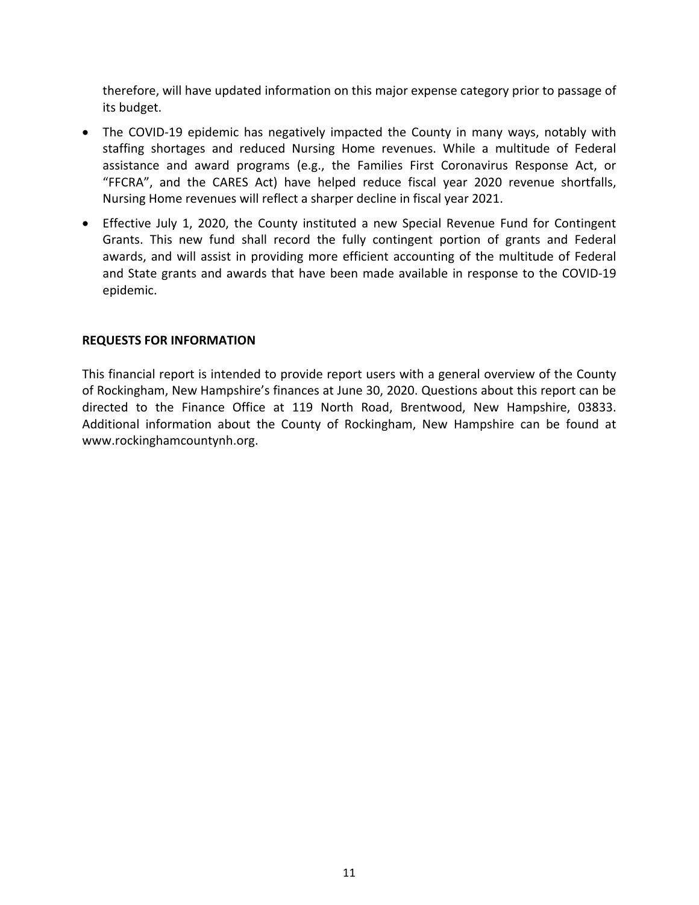therefore, will have updated information on this major expense category prior to passage of its budget.

- The COVID-19 epidemic has negatively impacted the County in many ways, notably with staffing shortages and reduced Nursing Home revenues. While a multitude of Federal assistance and award programs (e.g., the Families First Coronavirus Response Act, or "FFCRA", and the CARES Act) have helped reduce fiscal year 2020 revenue shortfalls, Nursing Home revenues will reflect a sharper decline in fiscal year 2021.
- Effective July 1, 2020, the County instituted a new Special Revenue Fund for Contingent Grants. This new fund shall record the fully contingent portion of grants and Federal awards, and will assist in providing more efficient accounting of the multitude of Federal and State grants and awards that have been made available in response to the COVID-19 epidemic.

**REQUESTS FOR INFORMATION**

This financial report is intended to provide report users with a general overview of the County of Rockingham, New Hampshire's finances at June 30, 2020. Questions about this report can be directed to the Finance Office at 119 North Road, Brentwood, New Hampshire, 03833. Additional information about the County of Rockingham, New Hampshire can be found at www.rockinghamcountynh.org.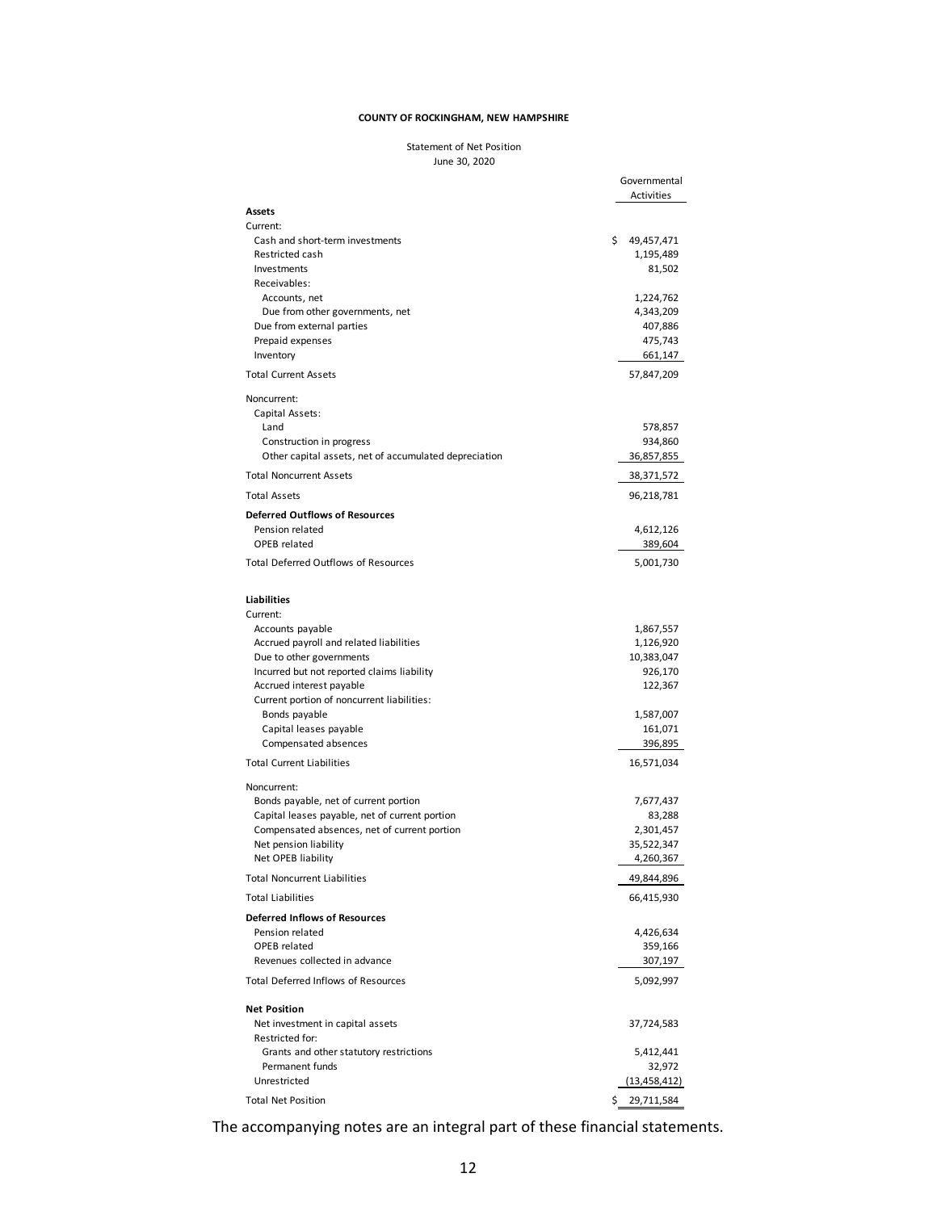**COUNTY OF ROCKINGHAM, NEW HAMPSHIRE**

Statement of Net Position
June 30, 2020

| | Governmental Activities |
|---|---|
| **Assets** | |
| Current: | |
| Cash and short-term investments | $ 49,457,471 |
| Restricted cash | 1,195,489 |
| Investments | 81,502 |
| Receivables: | |
| Accounts, net | 1,224,762 |
| Due from other governments, net | 4,343,209 |
| Due from external parties | 407,886 |
| Prepaid expenses | 475,743 |
| Inventory | 661,147 |
| Total Current Assets | 57,847,209 |
| Noncurrent: | |
| Capital Assets: | |
| Land | 578,857 |
| Construction in progress | 934,860 |
| Other capital assets, net of accumulated depreciation | 36,857,855 |
| Total Noncurrent Assets | 38,371,572 |
| Total Assets | 96,218,781 |
| **Deferred Outflows of Resources** | |
| Pension related | 4,612,126 |
| OPEB related | 389,604 |
| Total Deferred Outflows of Resources | 5,001,730 |
| **Liabilities** | |
| Current: | |
| Accounts payable | 1,867,557 |
| Accrued payroll and related liabilities | 1,126,920 |
| Due to other governments | 10,383,047 |
| Incurred but not reported claims liability | 926,170 |
| Accrued interest payable | 122,367 |
| Current portion of noncurrent liabilities: | |
| Bonds payable | 1,587,007 |
| Capital leases payable | 161,071 |
| Compensated absences | 396,895 |
| Total Current Liabilities | 16,571,034 |
| Noncurrent: | |
| Bonds payable, net of current portion | 7,677,437 |
| Capital leases payable, net of current portion | 83,288 |
| Compensated absences, net of current portion | 2,301,457 |
| Net pension liability | 35,522,347 |
| Net OPEB liability | 4,260,367 |
| Total Noncurrent Liabilities | 49,844,896 |
| Total Liabilities | 66,415,930 |
| **Deferred Inflows of Resources** | |
| Pension related | 4,426,634 |
| OPEB related | 359,166 |
| Revenues collected in advance | 307,197 |
| Total Deferred Inflows of Resources | 5,092,997 |
| **Net Position** | |
| Net investment in capital assets | 37,724,583 |
| Restricted for: | |
| Grants and other statutory restrictions | 5,412,441 |
| Permanent funds | 32,972 |
| Unrestricted | (13,458,412) |
| Total Net Position | $ 29,711,584 |

The accompanying notes are an integral part of these financial statements.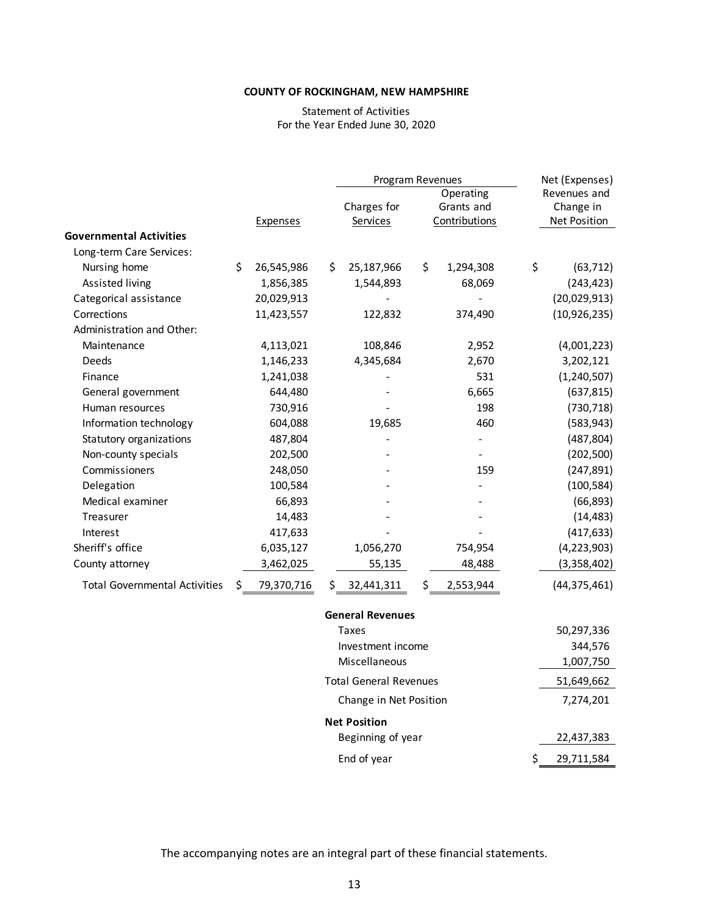**COUNTY OF ROCKINGHAM, NEW HAMPSHIRE**

Statement of Activities
For the Year Ended June 30, 2020

| | Expenses | Program Revenues | | Net (Expenses) Revenues and Change in Net Position |
|---|---|---|---|---|
| | | Charges for Services | Operating Grants and Contributions | |
| **Governmental Activities** | | | | |
| Long-term Care Services: | | | | |
| Nursing home | $ 26,545,986 | $ 25,187,966 | $ 1,294,308 | $ (63,712) |
| Assisted living | 1,856,385 | 1,544,893 | 68,069 | (243,423) |
| Categorical assistance | 20,029,913 | - | - | (20,029,913) |
| Corrections | 11,423,557 | 122,832 | 374,490 | (10,926,235) |
| Administration and Other: | | | | |
| Maintenance | 4,113,021 | 108,846 | 2,952 | (4,001,223) |
| Deeds | 1,146,233 | 4,345,684 | 2,670 | 3,202,121 |
| Finance | 1,241,038 | - | 531 | (1,240,507) |
| General government | 644,480 | - | 6,665 | (637,815) |
| Human resources | 730,916 | - | 198 | (730,718) |
| Information technology | 604,088 | 19,685 | 460 | (583,943) |
| Statutory organizations | 487,804 | - | - | (487,804) |
| Non-county specials | 202,500 | - | - | (202,500) |
| Commissioners | 248,050 | - | 159 | (247,891) |
| Delegation | 100,584 | - | - | (100,584) |
| Medical examiner | 66,893 | - | - | (66,893) |
| Treasurer | 14,483 | - | - | (14,483) |
| Interest | 417,633 | - | - | (417,633) |
| Sheriff's office | 6,035,127 | 1,056,270 | 754,954 | (4,223,903) |
| County attorney | 3,462,025 | 55,135 | 48,488 | (3,358,402) |
| Total Governmental Activities | $ 79,370,716 | $ 32,441,311 | $ 2,553,944 | (44,375,461) |
| | | **General Revenues** | | |
| | | Taxes | | 50,297,336 |
| | | Investment income | | 344,576 |
| | | Miscellaneous | | 1,007,750 |
| | | Total General Revenues | | 51,649,662 |
| | | Change in Net Position | | 7,274,201 |
| | | **Net Position** | | |
| | | Beginning of year | | 22,437,383 |
| | | End of year | | $ 29,711,584 |

The accompanying notes are an integral part of these financial statements.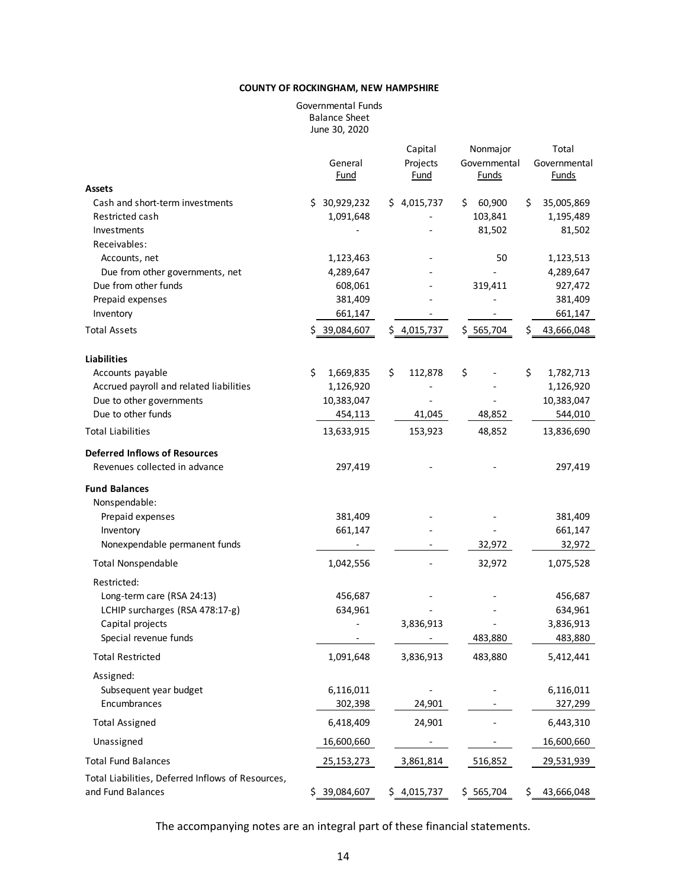**COUNTY OF ROCKINGHAM, NEW HAMPSHIRE**

Governmental Funds
Balance Sheet
June 30, 2020

| | General Fund | Capital Projects Fund | Nonmajor Governmental Funds | Total Governmental Funds |
|---|---|---|---|---|
| **Assets** | | | | |
| Cash and short-term investments | $ 30,929,232 | $ 4,015,737 | $ 60,900 | $ 35,005,869 |
| Restricted cash | 1,091,648 | - | 103,841 | 1,195,489 |
| Investments | - | - | 81,502 | 81,502 |
| Receivables: | | | | |
| Accounts, net | 1,123,463 | - | 50 | 1,123,513 |
| Due from other governments, net | 4,289,647 | - | - | 4,289,647 |
| Due from other funds | 608,061 | - | 319,411 | 927,472 |
| Prepaid expenses | 381,409 | - | - | 381,409 |
| Inventory | 661,147 | - | - | 661,147 |
| Total Assets | $ 39,084,607 | $ 4,015,737 | $ 565,704 | $ 43,666,048 |
| **Liabilities** | | | | |
| Accounts payable | $ 1,669,835 | $ 112,878 | $ - | $ 1,782,713 |
| Accrued payroll and related liabilities | 1,126,920 | - | - | 1,126,920 |
| Due to other governments | 10,383,047 | - | - | 10,383,047 |
| Due to other funds | 454,113 | 41,045 | 48,852 | 544,010 |
| Total Liabilities | 13,633,915 | 153,923 | 48,852 | 13,836,690 |
| **Deferred Inflows of Resources** | | | | |
| Revenues collected in advance | 297,419 | - | - | 297,419 |
| **Fund Balances** | | | | |
| Nonspendable: | | | | |
| Prepaid expenses | 381,409 | - | - | 381,409 |
| Inventory | 661,147 | - | - | 661,147 |
| Nonexpendable permanent funds | - | - | 32,972 | 32,972 |
| Total Nonspendable | 1,042,556 | - | 32,972 | 1,075,528 |
| Restricted: | | | | |
| Long-term care (RSA 24:13) | 456,687 | - | - | 456,687 |
| LCHIP surcharges (RSA 478:17-g) | 634,961 | - | - | 634,961 |
| Capital projects | - | 3,836,913 | - | 3,836,913 |
| Special revenue funds | - | - | 483,880 | 483,880 |
| Total Restricted | 1,091,648 | 3,836,913 | 483,880 | 5,412,441 |
| Assigned: | | | | |
| Subsequent year budget | 6,116,011 | - | - | 6,116,011 |
| Encumbrances | 302,398 | 24,901 | - | 327,299 |
| Total Assigned | 6,418,409 | 24,901 | - | 6,443,310 |
| Unassigned | 16,600,660 | - | - | 16,600,660 |
| Total Fund Balances | 25,153,273 | 3,861,814 | 516,852 | 29,531,939 |
| Total Liabilities, Deferred Inflows of Resources, and Fund Balances | $ 39,084,607 | $ 4,015,737 | $ 565,704 | $ 43,666,048 |

The accompanying notes are an integral part of these financial statements.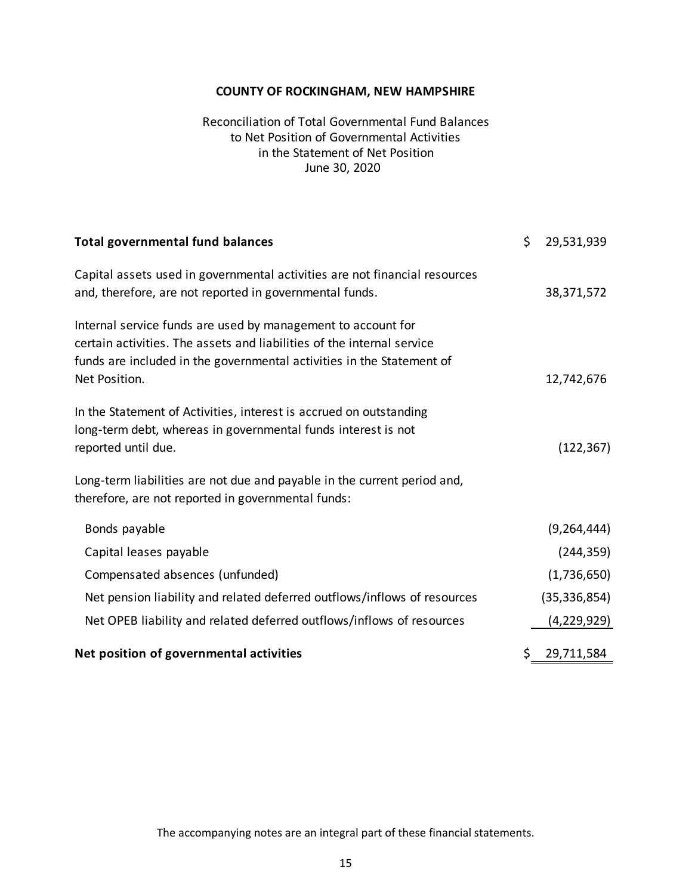# COUNTY OF ROCKINGHAM, NEW HAMPSHIRE

Reconciliation of Total Governmental Fund Balances
to Net Position of Governmental Activities
in the Statement of Net Position
June 30, 2020

| | |
|---|---|
| **Total governmental fund balances** | $ 29,531,939 |
| Capital assets used in governmental activities are not financial resources and, therefore, are not reported in governmental funds. | 38,371,572 |
| Internal service funds are used by management to account for certain activities. The assets and liabilities of the internal service funds are included in the governmental activities in the Statement of Net Position. | 12,742,676 |
| In the Statement of Activities, interest is accrued on outstanding long-term debt, whereas in governmental funds interest is not reported until due. | (122,367) |
| Long-term liabilities are not due and payable in the current period and, therefore, are not reported in governmental funds: | |
| Bonds payable | (9,264,444) |
| Capital leases payable | (244,359) |
| Compensated absences (unfunded) | (1,736,650) |
| Net pension liability and related deferred outflows/inflows of resources | (35,336,854) |
| Net OPEB liability and related deferred outflows/inflows of resources | (4,229,929) |
| **Net position of governmental activities** | $ 29,711,584 |

The accompanying notes are an integral part of these financial statements.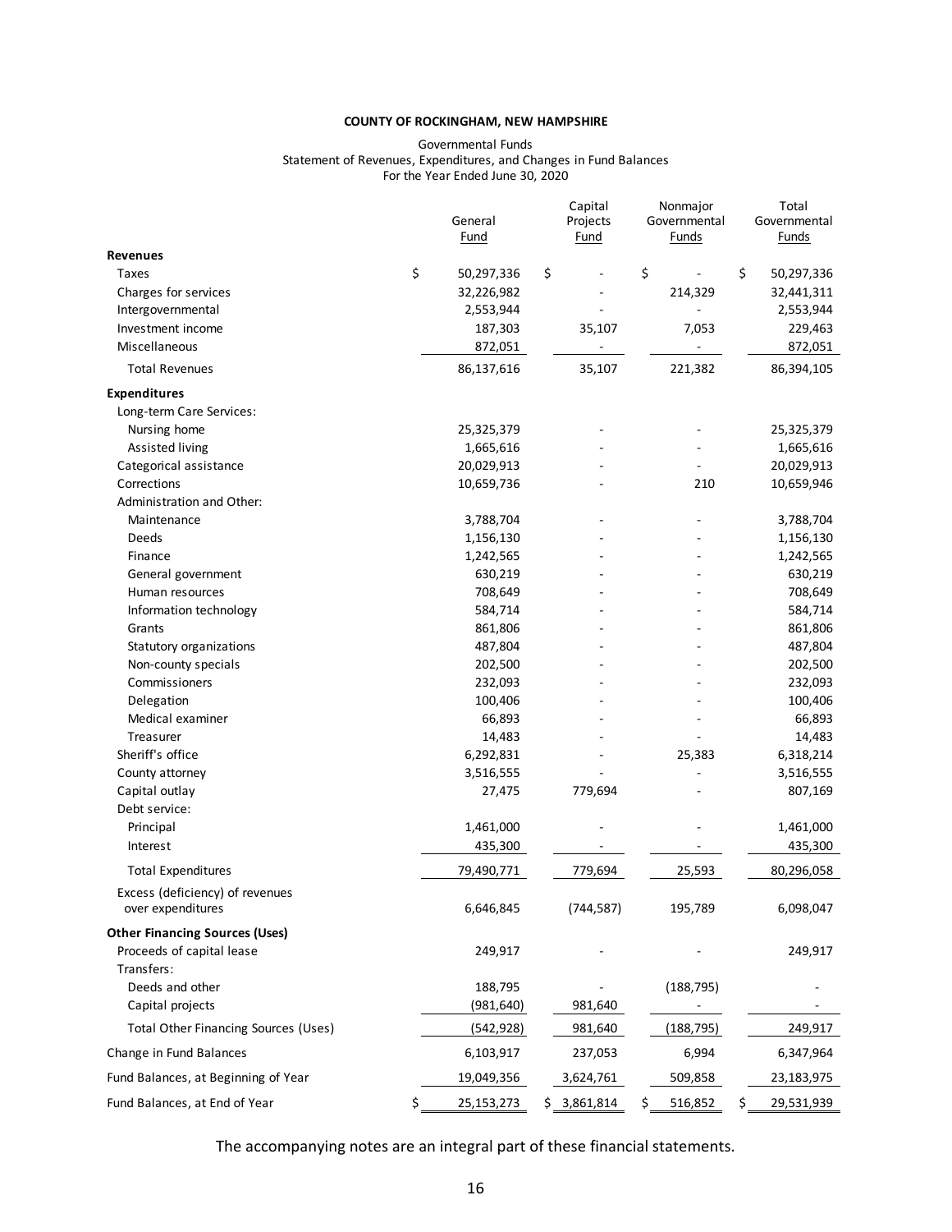**COUNTY OF ROCKINGHAM, NEW HAMPSHIRE**

Governmental Funds
Statement of Revenues, Expenditures, and Changes in Fund Balances
For the Year Ended June 30, 2020

| | General Fund | Capital Projects Fund | Nonmajor Governmental Funds | Total Governmental Funds |
|---|---|---|---|---|
| **Revenues** | | | | |
| Taxes | $ 50,297,336 | $ - | $ - | $ 50,297,336 |
| Charges for services | 32,226,982 | - | 214,329 | 32,441,311 |
| Intergovernmental | 2,553,944 | - | - | 2,553,944 |
| Investment income | 187,303 | 35,107 | 7,053 | 229,463 |
| Miscellaneous | 872,051 | - | - | 872,051 |
| Total Revenues | 86,137,616 | 35,107 | 221,382 | 86,394,105 |
| **Expenditures** | | | | |
| Long-term Care Services: | | | | |
| Nursing home | 25,325,379 | - | - | 25,325,379 |
| Assisted living | 1,665,616 | - | - | 1,665,616 |
| Categorical assistance | 20,029,913 | - | - | 20,029,913 |
| Corrections | 10,659,736 | - | 210 | 10,659,946 |
| Administration and Other: | | | | |
| Maintenance | 3,788,704 | - | - | 3,788,704 |
| Deeds | 1,156,130 | - | - | 1,156,130 |
| Finance | 1,242,565 | - | - | 1,242,565 |
| General government | 630,219 | - | - | 630,219 |
| Human resources | 708,649 | - | - | 708,649 |
| Information technology | 584,714 | - | - | 584,714 |
| Grants | 861,806 | - | - | 861,806 |
| Statutory organizations | 487,804 | - | - | 487,804 |
| Non-county specials | 202,500 | - | - | 202,500 |
| Commissioners | 232,093 | - | - | 232,093 |
| Delegation | 100,406 | - | - | 100,406 |
| Medical examiner | 66,893 | - | - | 66,893 |
| Treasurer | 14,483 | - | - | 14,483 |
| Sheriff's office | 6,292,831 | - | 25,383 | 6,318,214 |
| County attorney | 3,516,555 | - | - | 3,516,555 |
| Capital outlay | 27,475 | 779,694 | - | 807,169 |
| Debt service: | | | | |
| Principal | 1,461,000 | - | - | 1,461,000 |
| Interest | 435,300 | - | - | 435,300 |
| Total Expenditures | 79,490,771 | 779,694 | 25,593 | 80,296,058 |
| Excess (deficiency) of revenues over expenditures | 6,646,845 | (744,587) | 195,789 | 6,098,047 |
| **Other Financing Sources (Uses)** | | | | |
| Proceeds of capital lease | 249,917 | - | - | 249,917 |
| Transfers: | | | | |
| Deeds and other | 188,795 | - | (188,795) | - |
| Capital projects | (981,640) | 981,640 | - | - |
| Total Other Financing Sources (Uses) | (542,928) | 981,640 | (188,795) | 249,917 |
| Change in Fund Balances | 6,103,917 | 237,053 | 6,994 | 6,347,964 |
| Fund Balances, at Beginning of Year | 19,049,356 | 3,624,761 | 509,858 | 23,183,975 |
| Fund Balances, at End of Year | $ 25,153,273 | $ 3,861,814 | $ 516,852 | $ 29,531,939 |

The accompanying notes are an integral part of these financial statements.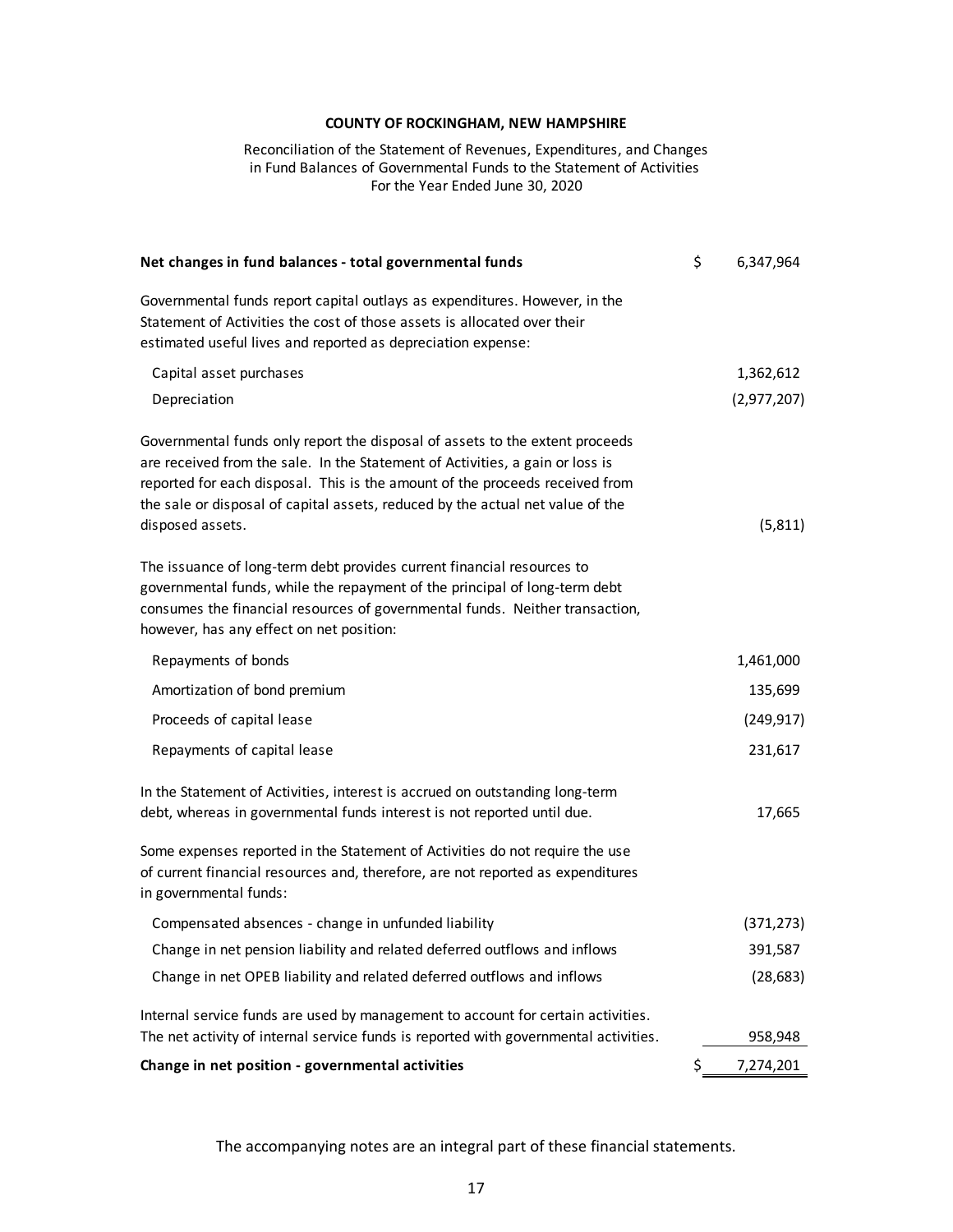**COUNTY OF ROCKINGHAM, NEW HAMPSHIRE**

Reconciliation of the Statement of Revenues, Expenditures, and Changes in Fund Balances of Governmental Funds to the Statement of Activities
For the Year Ended June 30, 2020

| | |
|---|---|
| **Net changes in fund balances - total governmental funds** | $ 6,347,964 |
| Governmental funds report capital outlays as expenditures. However, in the Statement of Activities the cost of those assets is allocated over their estimated useful lives and reported as depreciation expense: | |
| Capital asset purchases | 1,362,612 |
| Depreciation | (2,977,207) |
| Governmental funds only report the disposal of assets to the extent proceeds are received from the sale. In the Statement of Activities, a gain or loss is reported for each disposal. This is the amount of the proceeds received from the sale or disposal of capital assets, reduced by the actual net value of the disposed assets. | (5,811) |
| The issuance of long-term debt provides current financial resources to governmental funds, while the repayment of the principal of long-term debt consumes the financial resources of governmental funds. Neither transaction, however, has any effect on net position: | |
| Repayments of bonds | 1,461,000 |
| Amortization of bond premium | 135,699 |
| Proceeds of capital lease | (249,917) |
| Repayments of capital lease | 231,617 |
| In the Statement of Activities, interest is accrued on outstanding long-term debt, whereas in governmental funds interest is not reported until due. | 17,665 |
| Some expenses reported in the Statement of Activities do not require the use of current financial resources and, therefore, are not reported as expenditures in governmental funds: | |
| Compensated absences - change in unfunded liability | (371,273) |
| Change in net pension liability and related deferred outflows and inflows | 391,587 |
| Change in net OPEB liability and related deferred outflows and inflows | (28,683) |
| Internal service funds are used by management to account for certain activities. The net activity of internal service funds is reported with governmental activities. | 958,948 |
| **Change in net position - governmental activities** | $ 7,274,201 |

The accompanying notes are an integral part of these financial statements.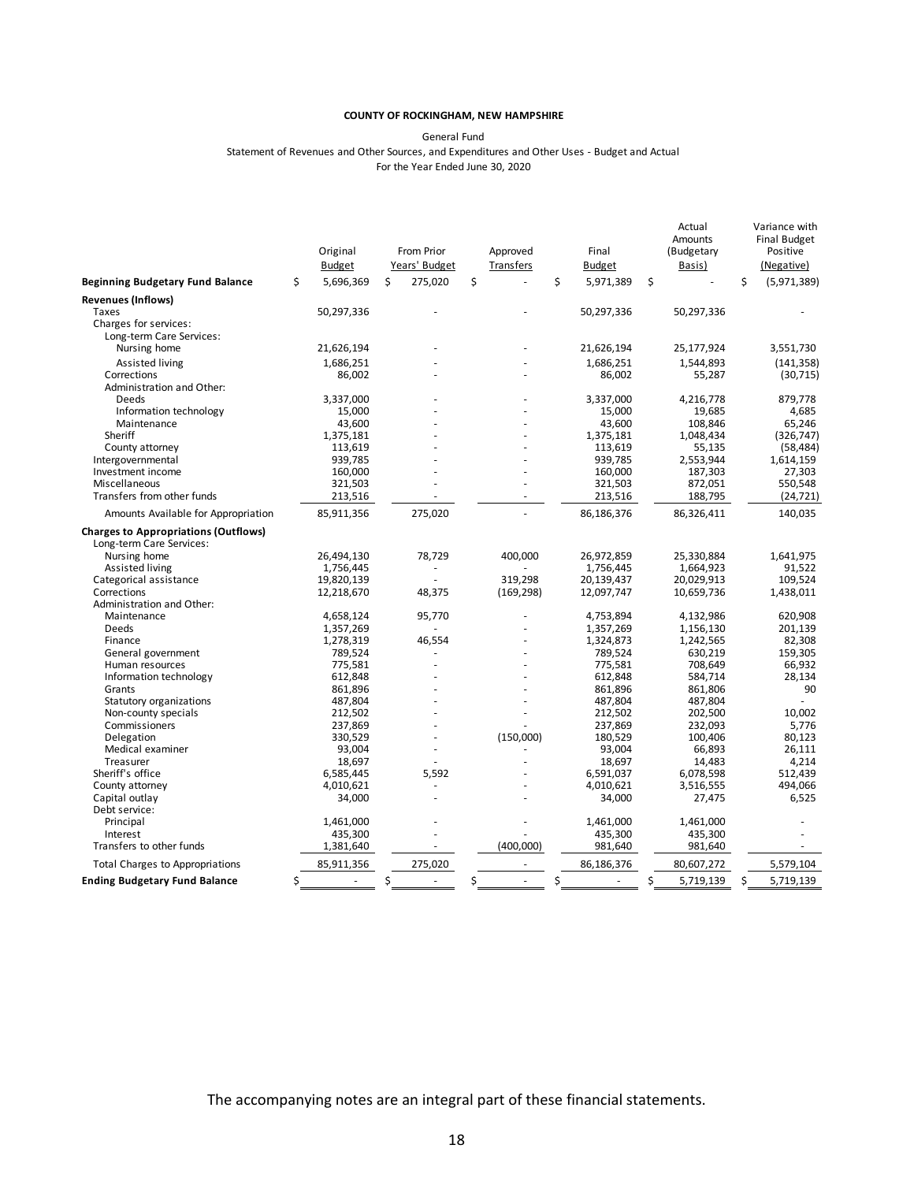**COUNTY OF ROCKINGHAM, NEW HAMPSHIRE**

General Fund

Statement of Revenues and Other Sources, and Expenditures and Other Uses - Budget and Actual

For the Year Ended June 30, 2020

| | Original Budget | From Prior Years' Budget | Approved Transfers | Final Budget | Actual Amounts (Budgetary Basis) | Variance with Final Budget Positive (Negative) |
|---|---|---|---|---|---|---|
| **Beginning Budgetary Fund Balance** | $ 5,696,369 | $ 275,020 | $ - | $ 5,971,389 | $ - | $ (5,971,389) |
| **Revenues (Inflows)** | | | | | | |
| Taxes | 50,297,336 | - | - | 50,297,336 | 50,297,336 | - |
| Charges for services: | | | | | | |
| Long-term Care Services: | | | | | | |
| Nursing home | 21,626,194 | - | - | 21,626,194 | 25,177,924 | 3,551,730 |
| Assisted living | 1,686,251 | - | - | 1,686,251 | 1,544,893 | (141,358) |
| Corrections | 86,002 | - | - | 86,002 | 55,287 | (30,715) |
| Administration and Other: | | | | | | |
| Deeds | 3,337,000 | - | - | 3,337,000 | 4,216,778 | 879,778 |
| Information technology | 15,000 | - | - | 15,000 | 19,685 | 4,685 |
| Maintenance | 43,600 | - | - | 43,600 | 108,846 | 65,246 |
| Sheriff | 1,375,181 | - | - | 1,375,181 | 1,048,434 | (326,747) |
| County attorney | 113,619 | - | - | 113,619 | 55,135 | (58,484) |
| Intergovernmental | 939,785 | - | - | 939,785 | 2,553,944 | 1,614,159 |
| Investment income | 160,000 | - | - | 160,000 | 187,303 | 27,303 |
| Miscellaneous | 321,503 | - | - | 321,503 | 872,051 | 550,548 |
| Transfers from other funds | 213,516 | - | - | 213,516 | 188,795 | (24,721) |
| Amounts Available for Appropriation | 85,911,356 | 275,020 | - | 86,186,376 | 86,326,411 | 140,035 |
| **Charges to Appropriations (Outflows)** | | | | | | |
| Long-term Care Services: | | | | | | |
| Nursing home | 26,494,130 | 78,729 | 400,000 | 26,972,859 | 25,330,884 | 1,641,975 |
| Assisted living | 1,756,445 | - | - | 1,756,445 | 1,664,923 | 91,522 |
| Categorical assistance | 19,820,139 | - | 319,298 | 20,139,437 | 20,029,913 | 109,524 |
| Corrections | 12,218,670 | 48,375 | (169,298) | 12,097,747 | 10,659,736 | 1,438,011 |
| Administration and Other: | | | | | | |
| Maintenance | 4,658,124 | 95,770 | - | 4,753,894 | 4,132,986 | 620,908 |
| Deeds | 1,357,269 | - | - | 1,357,269 | 1,156,130 | 201,139 |
| Finance | 1,278,319 | 46,554 | - | 1,324,873 | 1,242,565 | 82,308 |
| General government | 789,524 | - | - | 789,524 | 630,219 | 159,305 |
| Human resources | 775,581 | - | - | 775,581 | 708,649 | 66,932 |
| Information technology | 612,848 | - | - | 612,848 | 584,714 | 28,134 |
| Grants | 861,896 | - | - | 861,896 | 861,806 | 90 |
| Statutory organizations | 487,804 | - | - | 487,804 | 487,804 | - |
| Non-county specials | 212,502 | - | - | 212,502 | 202,500 | 10,002 |
| Commissioners | 237,869 | - | - | 237,869 | 232,093 | 5,776 |
| Delegation | 330,529 | - | (150,000) | 180,529 | 100,406 | 80,123 |
| Medical examiner | 93,004 | - | - | 93,004 | 66,893 | 26,111 |
| Treasurer | 18,697 | - | - | 18,697 | 14,483 | 4,214 |
| Sheriff's office | 6,585,445 | 5,592 | - | 6,591,037 | 6,078,598 | 512,439 |
| County attorney | 4,010,621 | - | - | 4,010,621 | 3,516,555 | 494,066 |
| Capital outlay | 34,000 | - | - | 34,000 | 27,475 | 6,525 |
| Debt service: | | | | | | |
| Principal | 1,461,000 | - | - | 1,461,000 | 1,461,000 | - |
| Interest | 435,300 | - | - | 435,300 | 435,300 | - |
| Transfers to other funds | 1,381,640 | - | (400,000) | 981,640 | 981,640 | - |
| Total Charges to Appropriations | 85,911,356 | 275,020 | - | 86,186,376 | 80,607,272 | 5,579,104 |
| **Ending Budgetary Fund Balance** | $ - | $ - | $ - | $ - | $ 5,719,139 | $ 5,719,139 |

The accompanying notes are an integral part of these financial statements.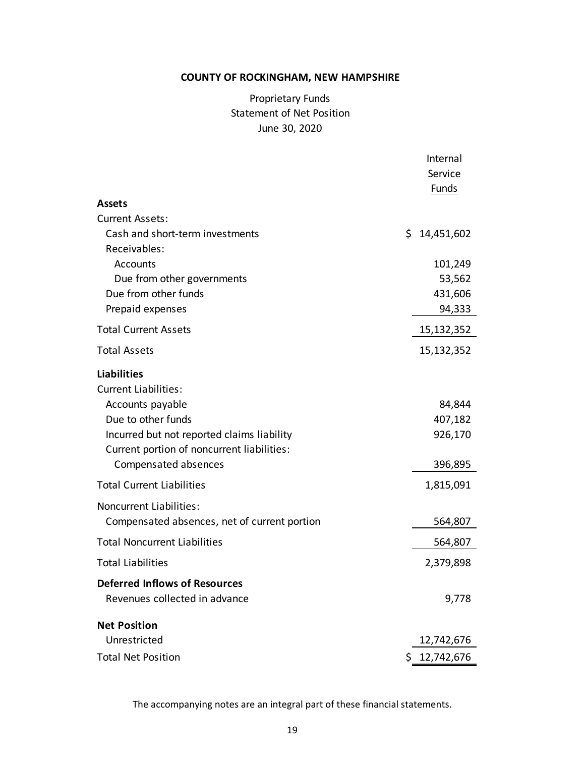# COUNTY OF ROCKINGHAM, NEW HAMPSHIRE

## Proprietary Funds
## Statement of Net Position
## June 30, 2020

| | Internal Service Funds |
|---|---|
| **Assets** | |
| Current Assets: | |
| Cash and short-term investments | $ 14,451,602 |
| Receivables: | |
| Accounts | 101,249 |
| Due from other governments | 53,562 |
| Due from other funds | 431,606 |
| Prepaid expenses | 94,333 |
| Total Current Assets | 15,132,352 |
| Total Assets | 15,132,352 |
| **Liabilities** | |
| Current Liabilities: | |
| Accounts payable | 84,844 |
| Due to other funds | 407,182 |
| Incurred but not reported claims liability | 926,170 |
| Current portion of noncurrent liabilities: | |
| Compensated absences | 396,895 |
| Total Current Liabilities | 1,815,091 |
| Noncurrent Liabilities: | |
| Compensated absences, net of current portion | 564,807 |
| Total Noncurrent Liabilities | 564,807 |
| Total Liabilities | 2,379,898 |
| **Deferred Inflows of Resources** | |
| Revenues collected in advance | 9,778 |
| **Net Position** | |
| Unrestricted | 12,742,676 |
| Total Net Position | $ 12,742,676 |

The accompanying notes are an integral part of these financial statements.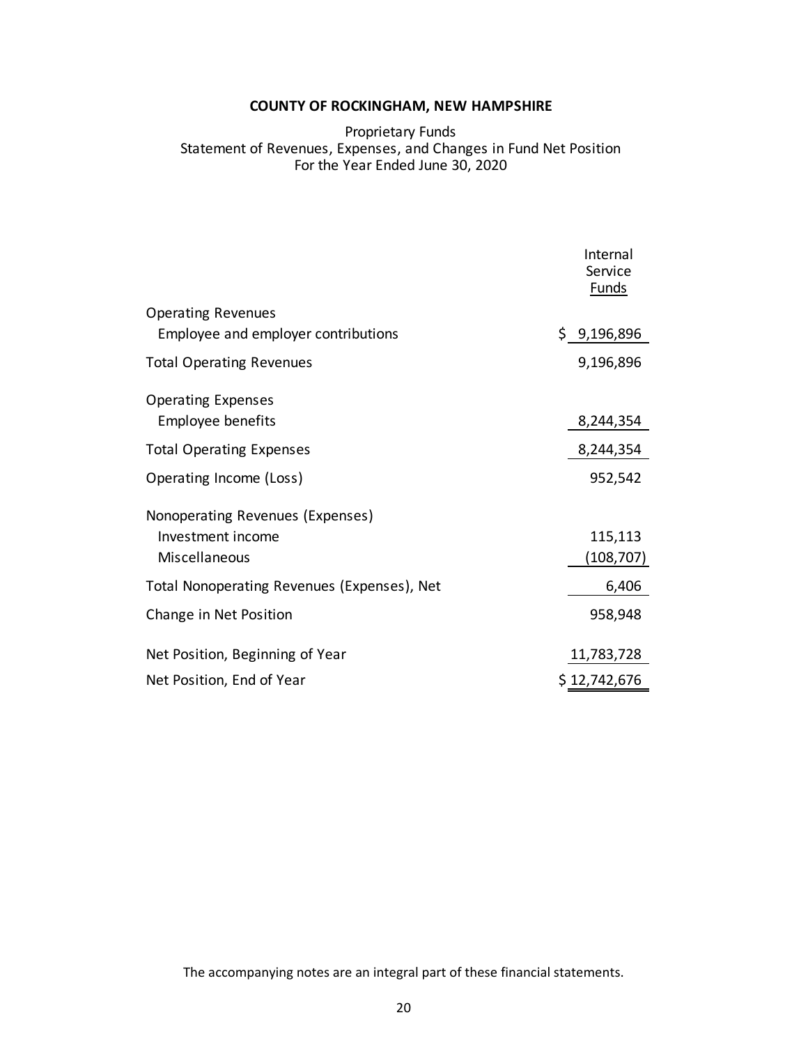# COUNTY OF ROCKINGHAM, NEW HAMPSHIRE

Proprietary Funds
Statement of Revenues, Expenses, and Changes in Fund Net Position
For the Year Ended June 30, 2020

| | Internal Service Funds |
|---|---|
| Operating Revenues | |
| Employee and employer contributions | $ 9,196,896 |
| Total Operating Revenues | 9,196,896 |
| Operating Expenses | |
| Employee benefits | 8,244,354 |
| Total Operating Expenses | 8,244,354 |
| Operating Income (Loss) | 952,542 |
| Nonoperating Revenues (Expenses) | |
| Investment income | 115,113 |
| Miscellaneous | (108,707) |
| Total Nonoperating Revenues (Expenses), Net | 6,406 |
| Change in Net Position | 958,948 |
| Net Position, Beginning of Year | 11,783,728 |
| Net Position, End of Year | $ 12,742,676 |

The accompanying notes are an integral part of these financial statements.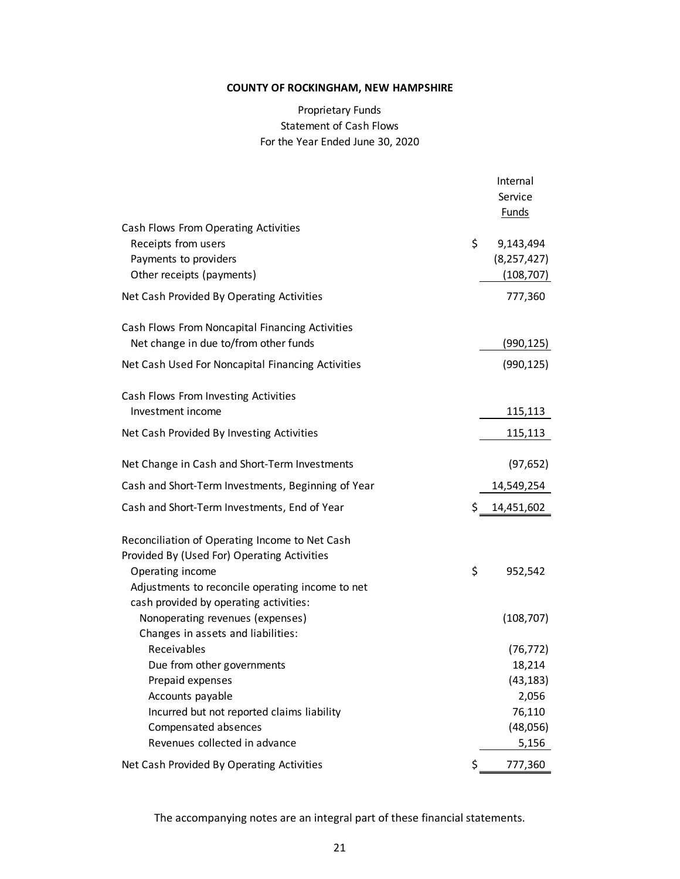**COUNTY OF ROCKINGHAM, NEW HAMPSHIRE**

Proprietary Funds
Statement of Cash Flows
For the Year Ended June 30, 2020

| | Internal Service Funds |
|---|---|
| Cash Flows From Operating Activities | |
| Receipts from users | $ 9,143,494 |
| Payments to providers | (8,257,427) |
| Other receipts (payments) | (108,707) |
| Net Cash Provided By Operating Activities | 777,360 |
| Cash Flows From Noncapital Financing Activities | |
| Net change in due to/from other funds | (990,125) |
| Net Cash Used For Noncapital Financing Activities | (990,125) |
| Cash Flows From Investing Activities | |
| Investment income | 115,113 |
| Net Cash Provided By Investing Activities | 115,113 |
| Net Change in Cash and Short-Term Investments | (97,652) |
| Cash and Short-Term Investments, Beginning of Year | 14,549,254 |
| Cash and Short-Term Investments, End of Year | $ 14,451,602 |
| Reconciliation of Operating Income to Net Cash Provided By (Used For) Operating Activities | |
| Operating income | $ 952,542 |
| Adjustments to reconcile operating income to net cash provided by operating activities: | |
| Nonoperating revenues (expenses) | (108,707) |
| Changes in assets and liabilities: | |
| Receivables | (76,772) |
| Due from other governments | 18,214 |
| Prepaid expenses | (43,183) |
| Accounts payable | 2,056 |
| Incurred but not reported claims liability | 76,110 |
| Compensated absences | (48,056) |
| Revenues collected in advance | 5,156 |
| Net Cash Provided By Operating Activities | $ 777,360 |

The accompanying notes are an integral part of these financial statements.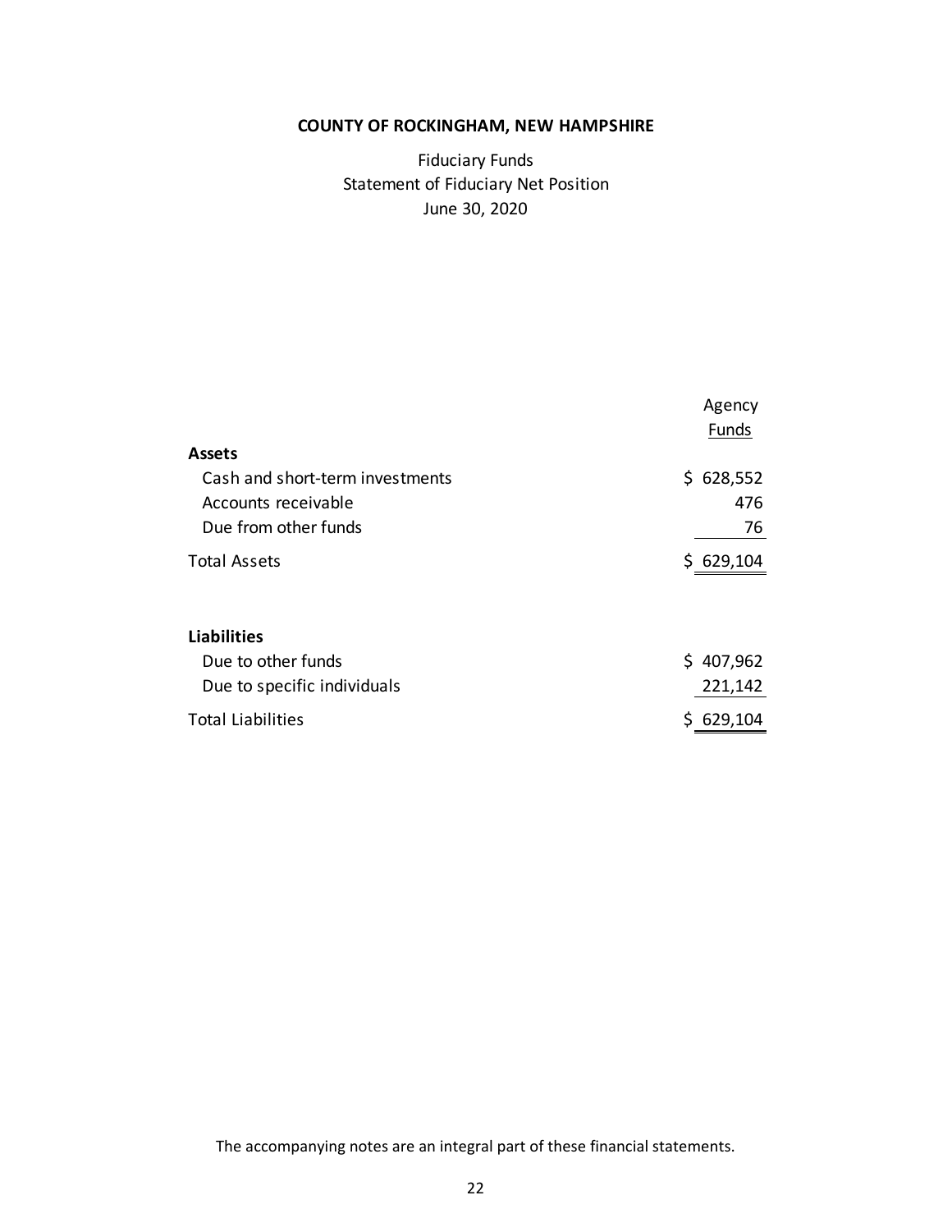# COUNTY OF ROCKINGHAM, NEW HAMPSHIRE

Fiduciary Funds
Statement of Fiduciary Net Position
June 30, 2020

| | Agency Funds |
|---|---|
| **Assets** | |
| Cash and short-term investments | $ 628,552 |
| Accounts receivable | 476 |
| Due from other funds | 76 |
| Total Assets | $ 629,104 |
| | |
| **Liabilities** | |
| Due to other funds | $ 407,962 |
| Due to specific individuals | 221,142 |
| Total Liabilities | $ 629,104 |

The accompanying notes are an integral part of these financial statements.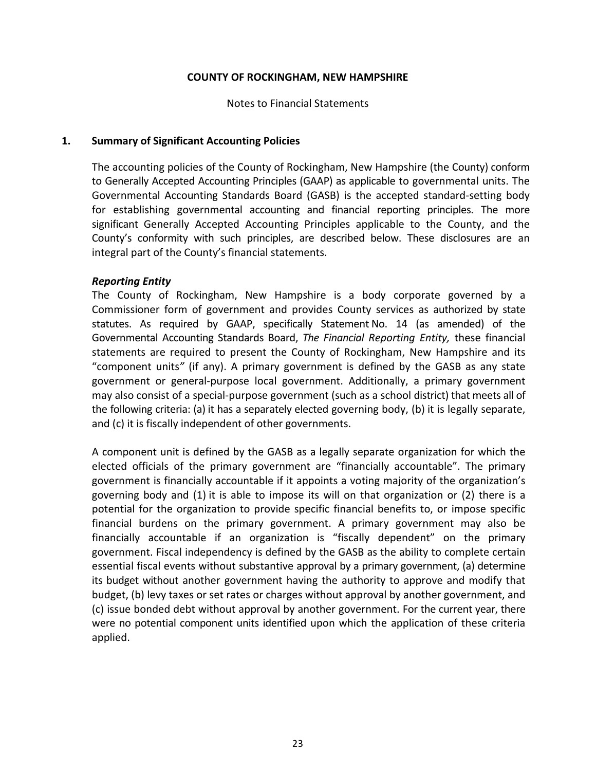# COUNTY OF ROCKINGHAM, NEW HAMPSHIRE

Notes to Financial Statements

## 1. Summary of Significant Accounting Policies

The accounting policies of the County of Rockingham, New Hampshire (the County) conform to Generally Accepted Accounting Principles (GAAP) as applicable to governmental units. The Governmental Accounting Standards Board (GASB) is the accepted standard-setting body for establishing governmental accounting and financial reporting principles. The more significant Generally Accepted Accounting Principles applicable to the County, and the County's conformity with such principles, are described below. These disclosures are an integral part of the County's financial statements.

### *Reporting Entity*

The County of Rockingham, New Hampshire is a body corporate governed by a Commissioner form of government and provides County services as authorized by state statutes. As required by GAAP, specifically Statement No. 14 (as amended) of the Governmental Accounting Standards Board, *The Financial Reporting Entity,* these financial statements are required to present the County of Rockingham, New Hampshire and its "component units" (if any). A primary government is defined by the GASB as any state government or general-purpose local government. Additionally, a primary government may also consist of a special-purpose government (such as a school district) that meets all of the following criteria: (a) it has a separately elected governing body, (b) it is legally separate, and (c) it is fiscally independent of other governments.

A component unit is defined by the GASB as a legally separate organization for which the elected officials of the primary government are "financially accountable". The primary government is financially accountable if it appoints a voting majority of the organization's governing body and (1) it is able to impose its will on that organization or (2) there is a potential for the organization to provide specific financial benefits to, or impose specific financial burdens on the primary government. A primary government may also be financially accountable if an organization is "fiscally dependent" on the primary government. Fiscal independency is defined by the GASB as the ability to complete certain essential fiscal events without substantive approval by a primary government, (a) determine its budget without another government having the authority to approve and modify that budget, (b) levy taxes or set rates or charges without approval by another government, and (c) issue bonded debt without approval by another government. For the current year, there were no potential component units identified upon which the application of these criteria applied.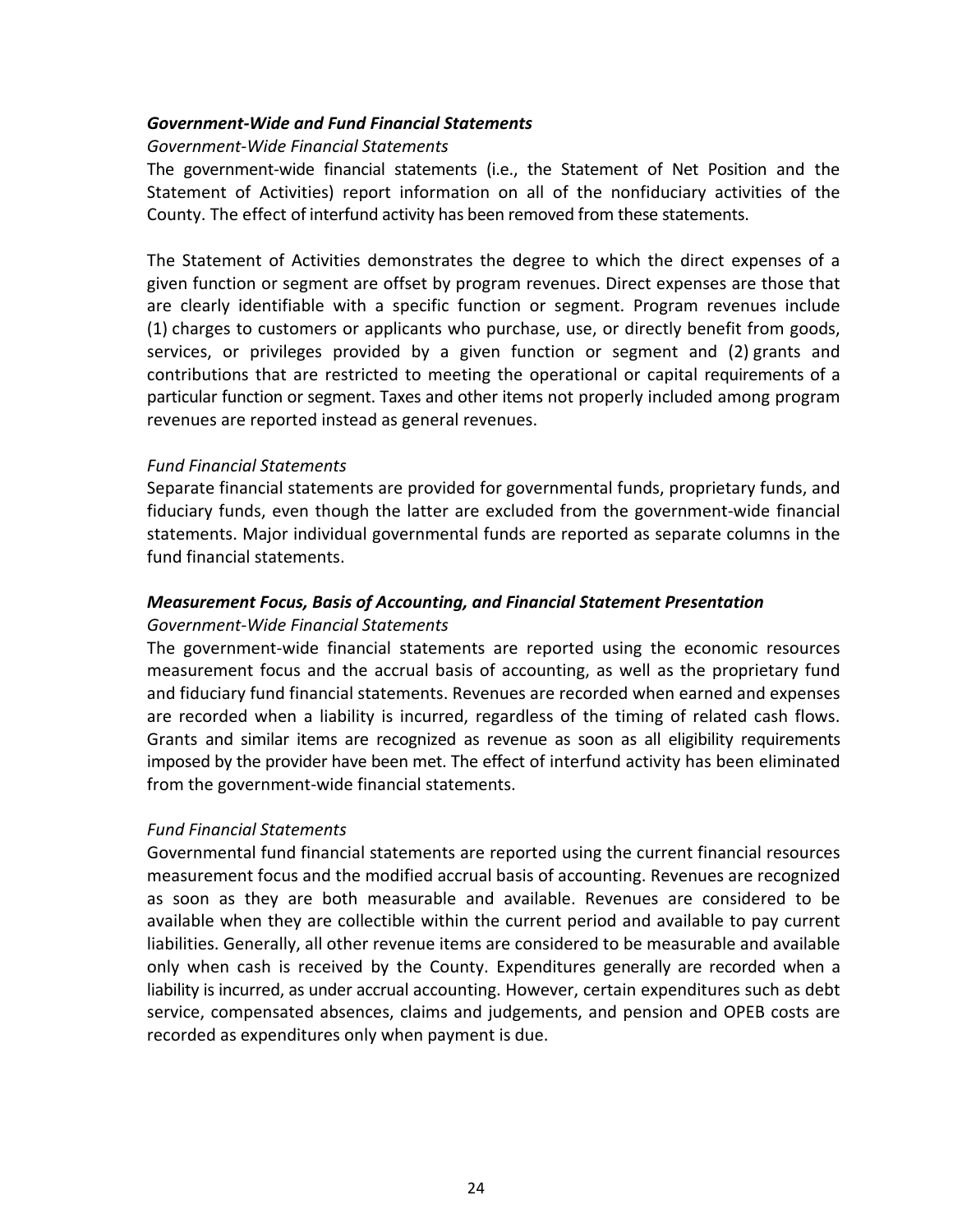***Government-Wide and Fund Financial Statements***

*Government-Wide Financial Statements*

The government-wide financial statements (i.e., the Statement of Net Position and the Statement of Activities) report information on all of the nonfiduciary activities of the County. The effect of interfund activity has been removed from these statements.

The Statement of Activities demonstrates the degree to which the direct expenses of a given function or segment are offset by program revenues. Direct expenses are those that are clearly identifiable with a specific function or segment. Program revenues include (1) charges to customers or applicants who purchase, use, or directly benefit from goods, services, or privileges provided by a given function or segment and (2) grants and contributions that are restricted to meeting the operational or capital requirements of a particular function or segment. Taxes and other items not properly included among program revenues are reported instead as general revenues.

*Fund Financial Statements*

Separate financial statements are provided for governmental funds, proprietary funds, and fiduciary funds, even though the latter are excluded from the government-wide financial statements. Major individual governmental funds are reported as separate columns in the fund financial statements.

***Measurement Focus, Basis of Accounting, and Financial Statement Presentation***

*Government-Wide Financial Statements*

The government-wide financial statements are reported using the economic resources measurement focus and the accrual basis of accounting, as well as the proprietary fund and fiduciary fund financial statements. Revenues are recorded when earned and expenses are recorded when a liability is incurred, regardless of the timing of related cash flows. Grants and similar items are recognized as revenue as soon as all eligibility requirements imposed by the provider have been met. The effect of interfund activity has been eliminated from the government-wide financial statements.

*Fund Financial Statements*

Governmental fund financial statements are reported using the current financial resources measurement focus and the modified accrual basis of accounting. Revenues are recognized as soon as they are both measurable and available. Revenues are considered to be available when they are collectible within the current period and available to pay current liabilities. Generally, all other revenue items are considered to be measurable and available only when cash is received by the County. Expenditures generally are recorded when a liability is incurred, as under accrual accounting. However, certain expenditures such as debt service, compensated absences, claims and judgements, and pension and OPEB costs are recorded as expenditures only when payment is due.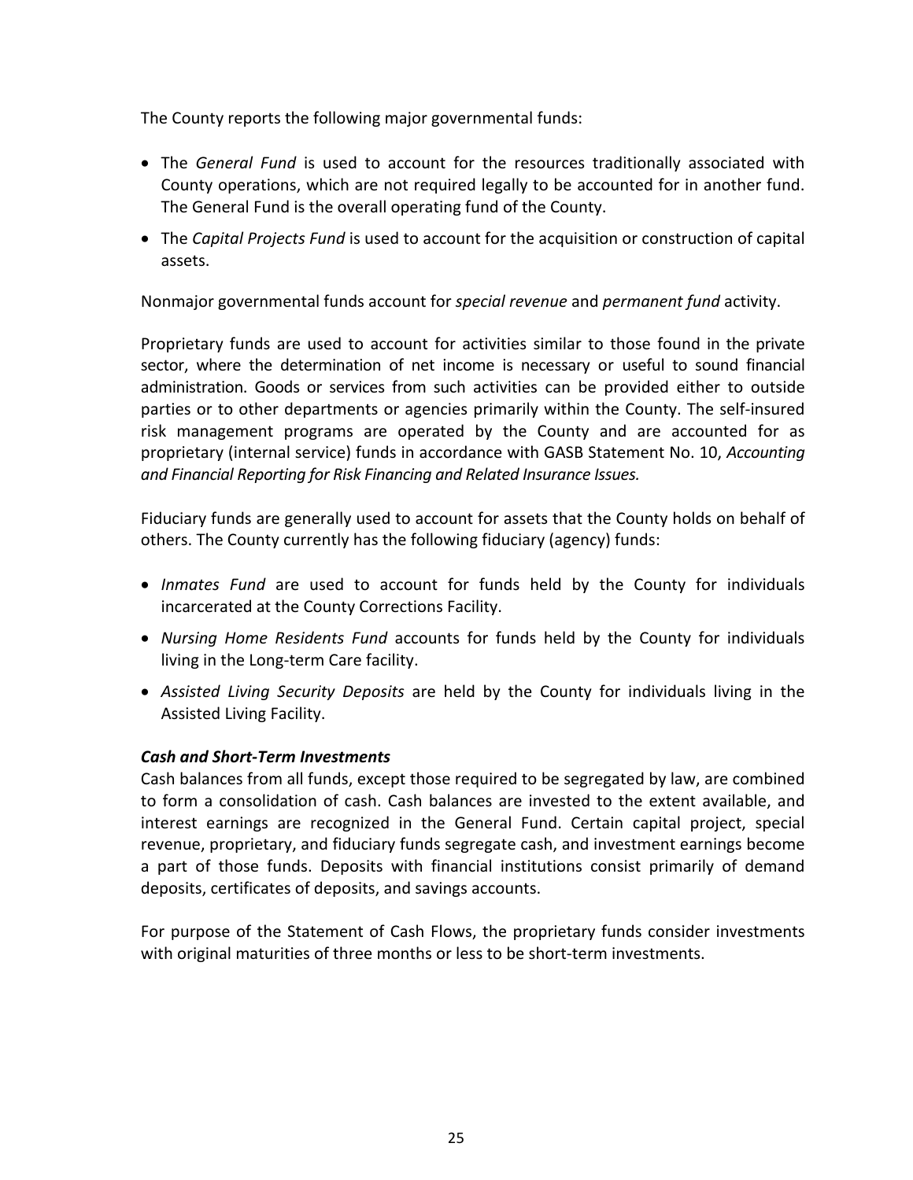The County reports the following major governmental funds:

- The *General Fund* is used to account for the resources traditionally associated with County operations, which are not required legally to be accounted for in another fund. The General Fund is the overall operating fund of the County.
- The *Capital Projects Fund* is used to account for the acquisition or construction of capital assets.

Nonmajor governmental funds account for *special revenue* and *permanent fund* activity.

Proprietary funds are used to account for activities similar to those found in the private sector, where the determination of net income is necessary or useful to sound financial administration. Goods or services from such activities can be provided either to outside parties or to other departments or agencies primarily within the County. The self-insured risk management programs are operated by the County and are accounted for as proprietary (internal service) funds in accordance with GASB Statement No. 10, *Accounting and Financial Reporting for Risk Financing and Related Insurance Issues.*

Fiduciary funds are generally used to account for assets that the County holds on behalf of others. The County currently has the following fiduciary (agency) funds:

- *Inmates Fund* are used to account for funds held by the County for individuals incarcerated at the County Corrections Facility.
- *Nursing Home Residents Fund* accounts for funds held by the County for individuals living in the Long-term Care facility.
- *Assisted Living Security Deposits* are held by the County for individuals living in the Assisted Living Facility.

***Cash and Short-Term Investments***

Cash balances from all funds, except those required to be segregated by law, are combined to form a consolidation of cash. Cash balances are invested to the extent available, and interest earnings are recognized in the General Fund. Certain capital project, special revenue, proprietary, and fiduciary funds segregate cash, and investment earnings become a part of those funds. Deposits with financial institutions consist primarily of demand deposits, certificates of deposits, and savings accounts.

For purpose of the Statement of Cash Flows, the proprietary funds consider investments with original maturities of three months or less to be short-term investments.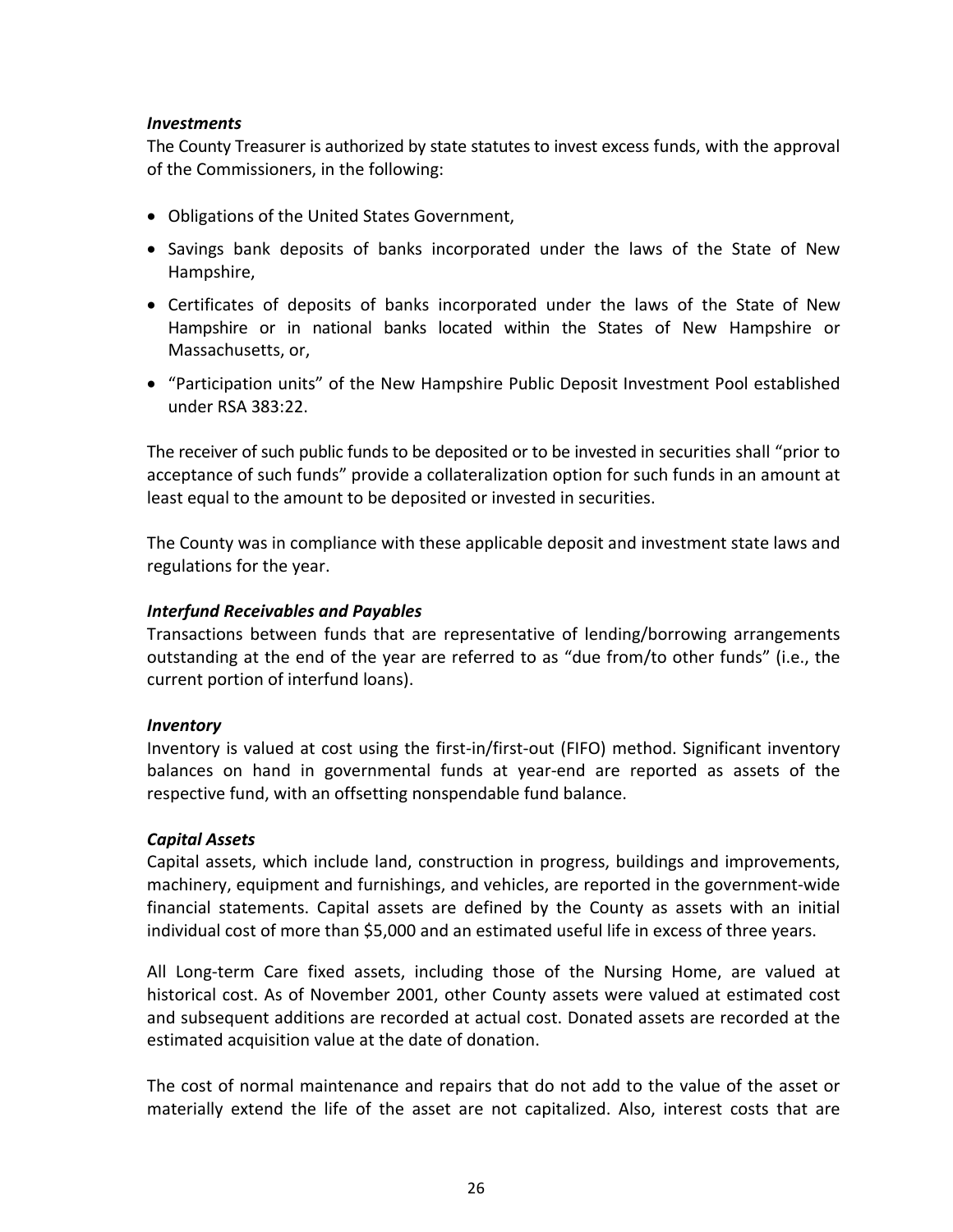***Investments***

The County Treasurer is authorized by state statutes to invest excess funds, with the approval of the Commissioners, in the following:

- Obligations of the United States Government,
- Savings bank deposits of banks incorporated under the laws of the State of New Hampshire,
- Certificates of deposits of banks incorporated under the laws of the State of New Hampshire or in national banks located within the States of New Hampshire or Massachusetts, or,
- "Participation units" of the New Hampshire Public Deposit Investment Pool established under RSA 383:22.

The receiver of such public funds to be deposited or to be invested in securities shall "prior to acceptance of such funds" provide a collateralization option for such funds in an amount at least equal to the amount to be deposited or invested in securities.

The County was in compliance with these applicable deposit and investment state laws and regulations for the year.

***Interfund Receivables and Payables***

Transactions between funds that are representative of lending/borrowing arrangements outstanding at the end of the year are referred to as "due from/to other funds" (i.e., the current portion of interfund loans).

***Inventory***

Inventory is valued at cost using the first-in/first-out (FIFO) method. Significant inventory balances on hand in governmental funds at year-end are reported as assets of the respective fund, with an offsetting nonspendable fund balance.

***Capital Assets***

Capital assets, which include land, construction in progress, buildings and improvements, machinery, equipment and furnishings, and vehicles, are reported in the government-wide financial statements. Capital assets are defined by the County as assets with an initial individual cost of more than $5,000 and an estimated useful life in excess of three years.

All Long-term Care fixed assets, including those of the Nursing Home, are valued at historical cost. As of November 2001, other County assets were valued at estimated cost and subsequent additions are recorded at actual cost. Donated assets are recorded at the estimated acquisition value at the date of donation.

The cost of normal maintenance and repairs that do not add to the value of the asset or materially extend the life of the asset are not capitalized. Also, interest costs that are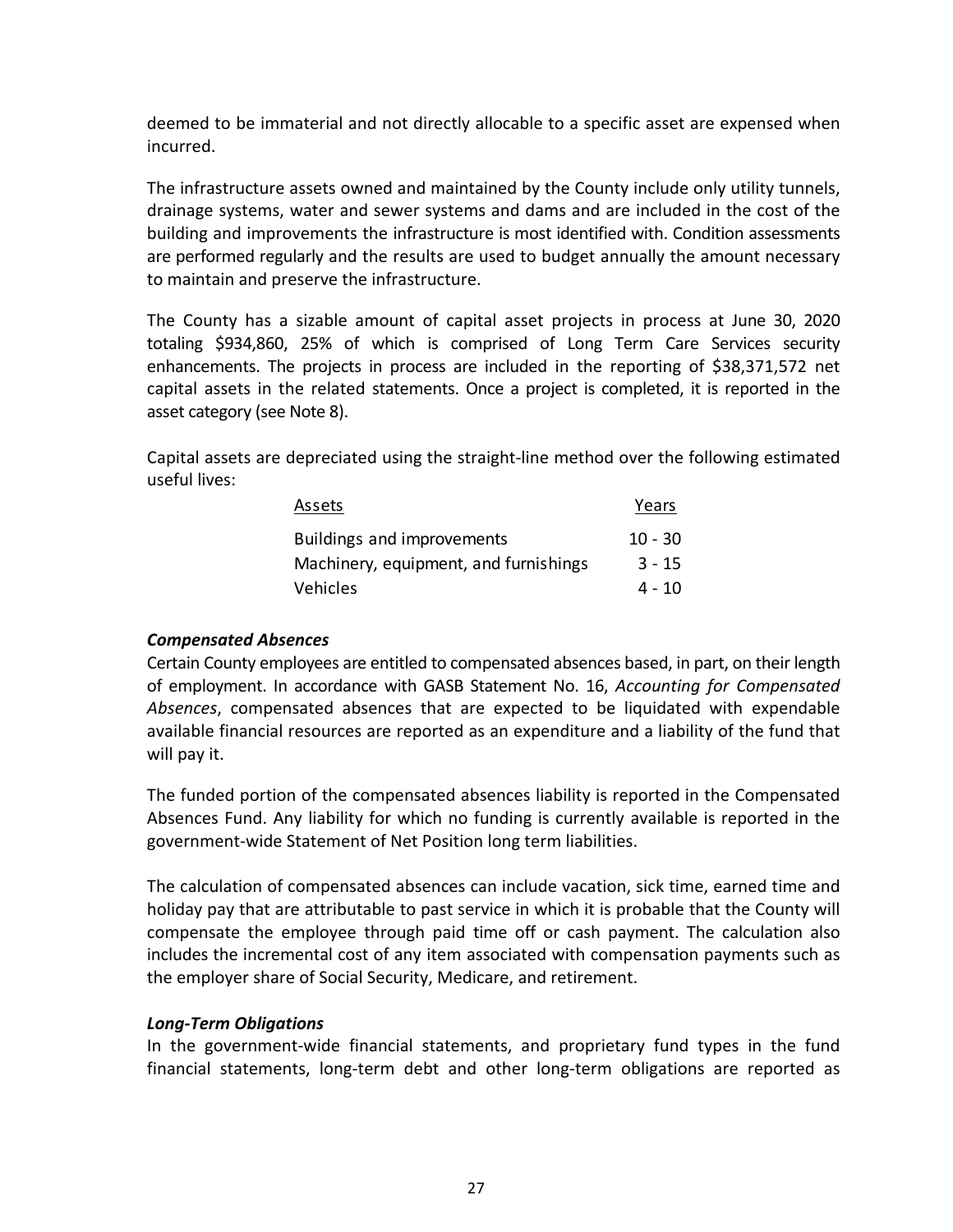deemed to be immaterial and not directly allocable to a specific asset are expensed when incurred.

The infrastructure assets owned and maintained by the County include only utility tunnels, drainage systems, water and sewer systems and dams and are included in the cost of the building and improvements the infrastructure is most identified with. Condition assessments are performed regularly and the results are used to budget annually the amount necessary to maintain and preserve the infrastructure.

The County has a sizable amount of capital asset projects in process at June 30, 2020 totaling $934,860, 25% of which is comprised of Long Term Care Services security enhancements. The projects in process are included in the reporting of $38,371,572 net capital assets in the related statements. Once a project is completed, it is reported in the asset category (see Note 8).

Capital assets are depreciated using the straight-line method over the following estimated useful lives:

| Assets | Years |
|---|---|
| Buildings and improvements | 10 - 30 |
| Machinery, equipment, and furnishings | 3 - 15 |
| Vehicles | 4 - 10 |

***Compensated Absences***

Certain County employees are entitled to compensated absences based, in part, on their length of employment. In accordance with GASB Statement No. 16, *Accounting for Compensated Absences*, compensated absences that are expected to be liquidated with expendable available financial resources are reported as an expenditure and a liability of the fund that will pay it.

The funded portion of the compensated absences liability is reported in the Compensated Absences Fund. Any liability for which no funding is currently available is reported in the government-wide Statement of Net Position long term liabilities.

The calculation of compensated absences can include vacation, sick time, earned time and holiday pay that are attributable to past service in which it is probable that the County will compensate the employee through paid time off or cash payment. The calculation also includes the incremental cost of any item associated with compensation payments such as the employer share of Social Security, Medicare, and retirement.

***Long-Term Obligations***

In the government-wide financial statements, and proprietary fund types in the fund financial statements, long-term debt and other long-term obligations are reported as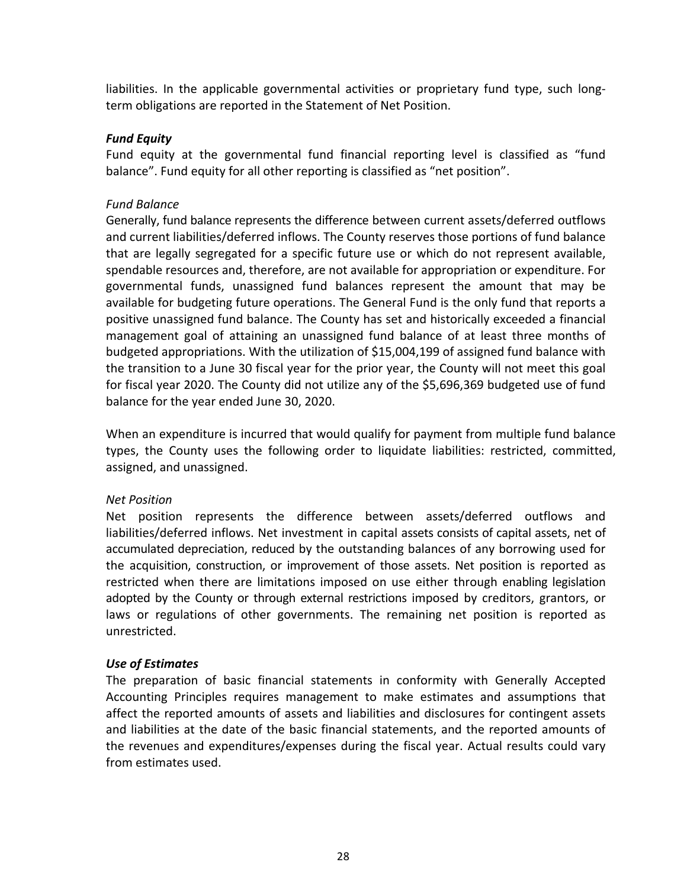liabilities. In the applicable governmental activities or proprietary fund type, such long-term obligations are reported in the Statement of Net Position.

### ***Fund Equity***

Fund equity at the governmental fund financial reporting level is classified as "fund balance". Fund equity for all other reporting is classified as "net position".

*Fund Balance*

Generally, fund balance represents the difference between current assets/deferred outflows and current liabilities/deferred inflows. The County reserves those portions of fund balance that are legally segregated for a specific future use or which do not represent available, spendable resources and, therefore, are not available for appropriation or expenditure. For governmental funds, unassigned fund balances represent the amount that may be available for budgeting future operations. The General Fund is the only fund that reports a positive unassigned fund balance. The County has set and historically exceeded a financial management goal of attaining an unassigned fund balance of at least three months of budgeted appropriations. With the utilization of $15,004,199 of assigned fund balance with the transition to a June 30 fiscal year for the prior year, the County will not meet this goal for fiscal year 2020. The County did not utilize any of the $5,696,369 budgeted use of fund balance for the year ended June 30, 2020.

When an expenditure is incurred that would qualify for payment from multiple fund balance types, the County uses the following order to liquidate liabilities: restricted, committed, assigned, and unassigned.

*Net Position*

Net position represents the difference between assets/deferred outflows and liabilities/deferred inflows. Net investment in capital assets consists of capital assets, net of accumulated depreciation, reduced by the outstanding balances of any borrowing used for the acquisition, construction, or improvement of those assets. Net position is reported as restricted when there are limitations imposed on use either through enabling legislation adopted by the County or through external restrictions imposed by creditors, grantors, or laws or regulations of other governments. The remaining net position is reported as unrestricted.

### ***Use of Estimates***

The preparation of basic financial statements in conformity with Generally Accepted Accounting Principles requires management to make estimates and assumptions that affect the reported amounts of assets and liabilities and disclosures for contingent assets and liabilities at the date of the basic financial statements, and the reported amounts of the revenues and expenditures/expenses during the fiscal year. Actual results could vary from estimates used.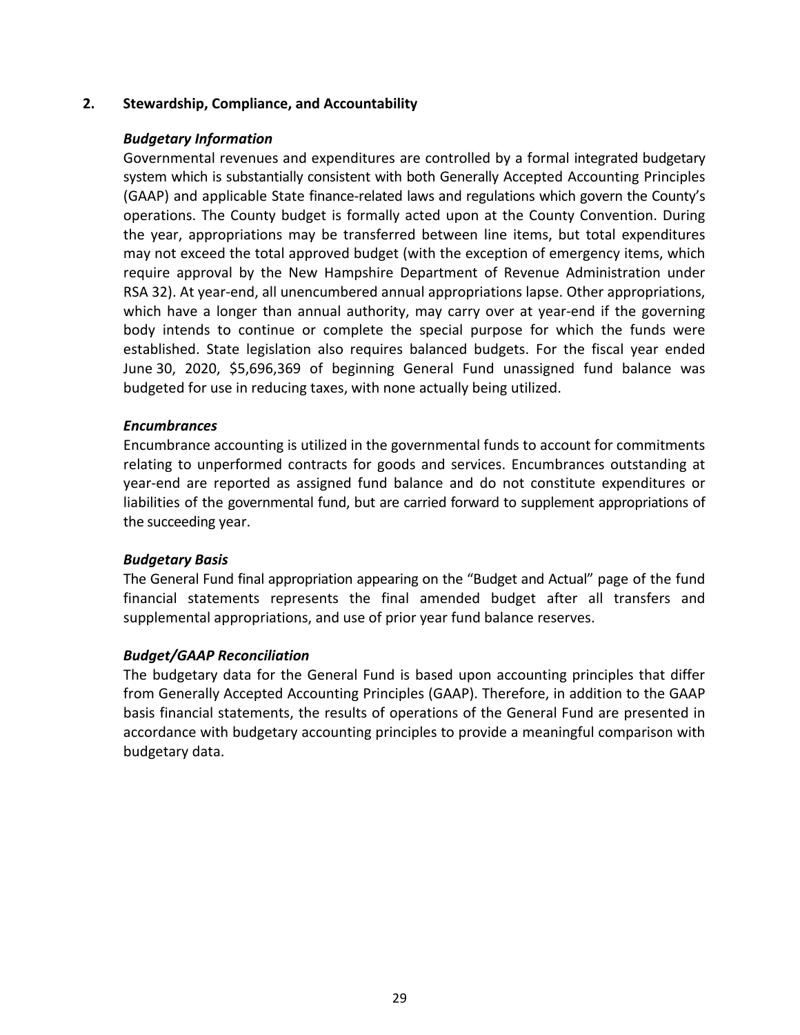## 2. Stewardship, Compliance, and Accountability

### *Budgetary Information*

Governmental revenues and expenditures are controlled by a formal integrated budgetary system which is substantially consistent with both Generally Accepted Accounting Principles (GAAP) and applicable State finance-related laws and regulations which govern the County's operations. The County budget is formally acted upon at the County Convention. During the year, appropriations may be transferred between line items, but total expenditures may not exceed the total approved budget (with the exception of emergency items, which require approval by the New Hampshire Department of Revenue Administration under RSA 32). At year-end, all unencumbered annual appropriations lapse. Other appropriations, which have a longer than annual authority, may carry over at year-end if the governing body intends to continue or complete the special purpose for which the funds were established. State legislation also requires balanced budgets. For the fiscal year ended June 30, 2020, $5,696,369 of beginning General Fund unassigned fund balance was budgeted for use in reducing taxes, with none actually being utilized.

### *Encumbrances*

Encumbrance accounting is utilized in the governmental funds to account for commitments relating to unperformed contracts for goods and services. Encumbrances outstanding at year-end are reported as assigned fund balance and do not constitute expenditures or liabilities of the governmental fund, but are carried forward to supplement appropriations of the succeeding year.

### *Budgetary Basis*

The General Fund final appropriation appearing on the "Budget and Actual" page of the fund financial statements represents the final amended budget after all transfers and supplemental appropriations, and use of prior year fund balance reserves.

### *Budget/GAAP Reconciliation*

The budgetary data for the General Fund is based upon accounting principles that differ from Generally Accepted Accounting Principles (GAAP). Therefore, in addition to the GAAP basis financial statements, the results of operations of the General Fund are presented in accordance with budgetary accounting principles to provide a meaningful comparison with budgetary data.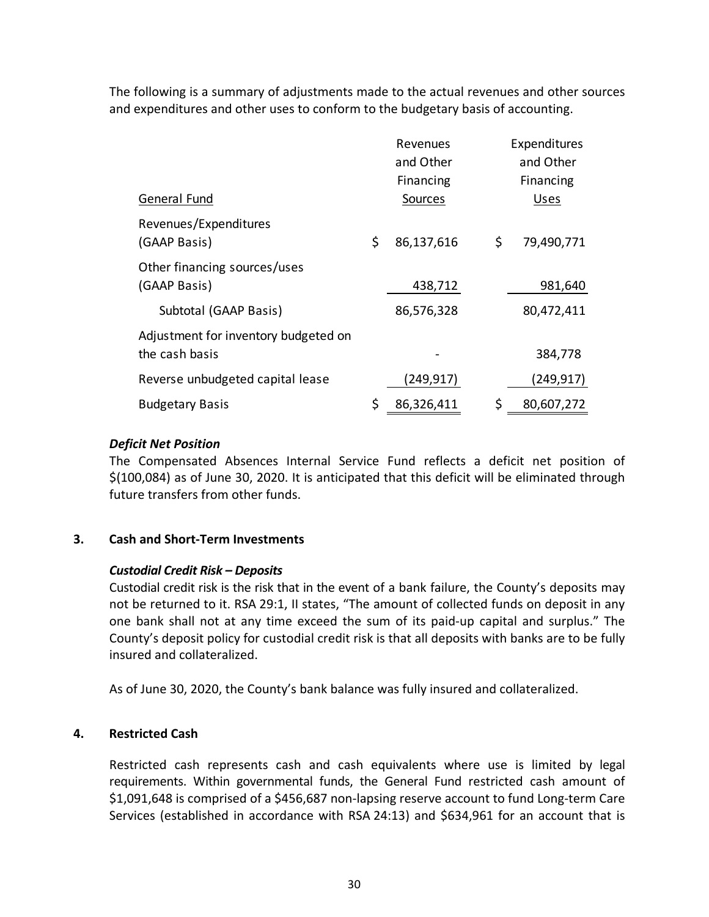The following is a summary of adjustments made to the actual revenues and other sources and expenditures and other uses to conform to the budgetary basis of accounting.

| General Fund | Revenues and Other Financing Sources | Expenditures and Other Financing Uses |
|---|---|---|
| Revenues/Expenditures (GAAP Basis) | $ 86,137,616 | $ 79,490,771 |
| Other financing sources/uses (GAAP Basis) | 438,712 | 981,640 |
| Subtotal (GAAP Basis) | 86,576,328 | 80,472,411 |
| Adjustment for inventory budgeted on the cash basis | - | 384,778 |
| Reverse unbudgeted capital lease | (249,917) | (249,917) |
| Budgetary Basis | $ 86,326,411 | $ 80,607,272 |

***Deficit Net Position***

The Compensated Absences Internal Service Fund reflects a deficit net position of $(100,084) as of June 30, 2020. It is anticipated that this deficit will be eliminated through future transfers from other funds.

## 3. Cash and Short-Term Investments

***Custodial Credit Risk – Deposits***

Custodial credit risk is the risk that in the event of a bank failure, the County's deposits may not be returned to it. RSA 29:1, II states, "The amount of collected funds on deposit in any one bank shall not at any time exceed the sum of its paid-up capital and surplus." The County's deposit policy for custodial credit risk is that all deposits with banks are to be fully insured and collateralized.

As of June 30, 2020, the County's bank balance was fully insured and collateralized.

## 4. Restricted Cash

Restricted cash represents cash and cash equivalents where use is limited by legal requirements. Within governmental funds, the General Fund restricted cash amount of $1,091,648 is comprised of a $456,687 non-lapsing reserve account to fund Long-term Care Services (established in accordance with RSA 24:13) and $634,961 for an account that is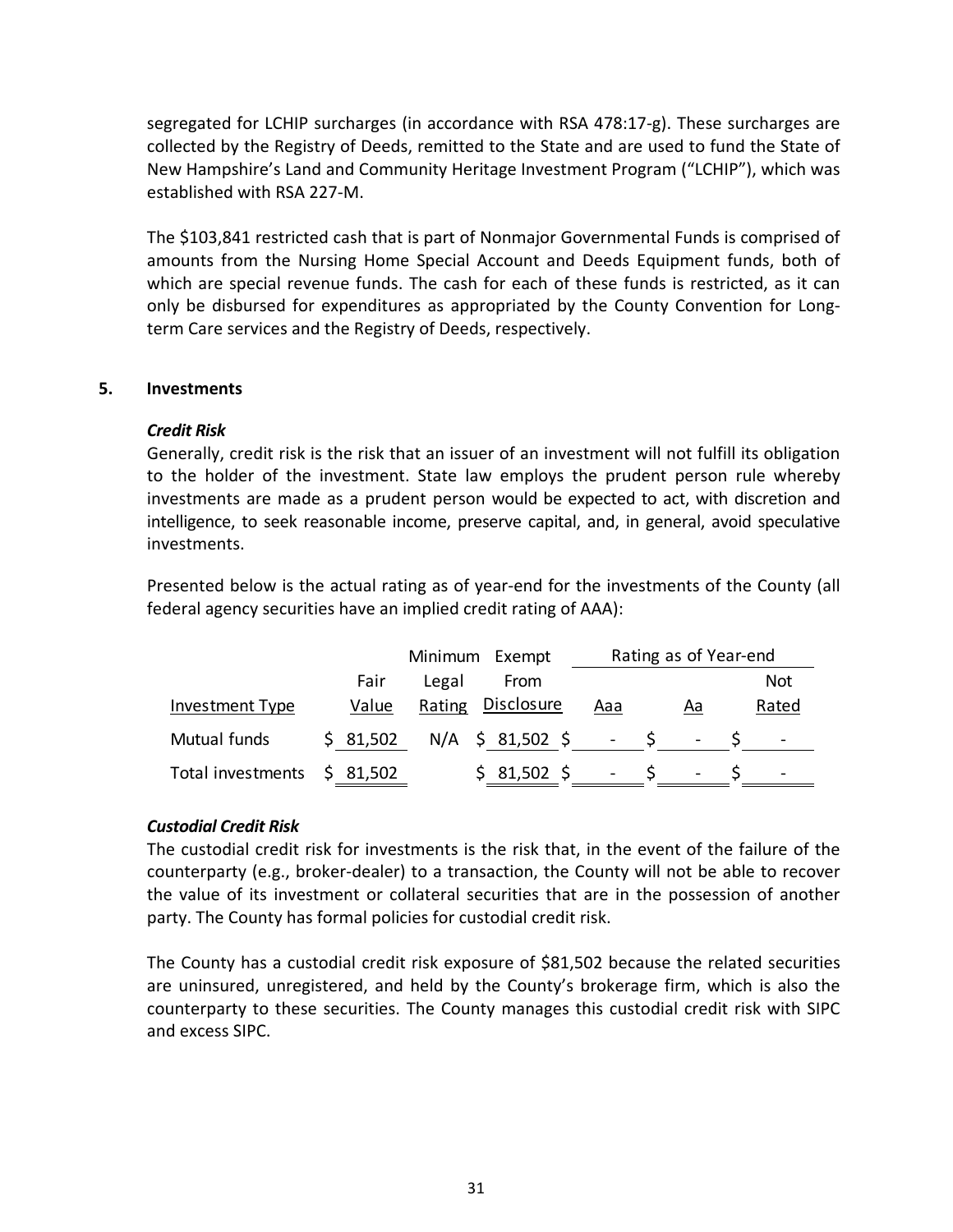segregated for LCHIP surcharges (in accordance with RSA 478:17-g). These surcharges are collected by the Registry of Deeds, remitted to the State and are used to fund the State of New Hampshire's Land and Community Heritage Investment Program ("LCHIP"), which was established with RSA 227-M.

The $103,841 restricted cash that is part of Nonmajor Governmental Funds is comprised of amounts from the Nursing Home Special Account and Deeds Equipment funds, both of which are special revenue funds. The cash for each of these funds is restricted, as it can only be disbursed for expenditures as appropriated by the County Convention for Long-term Care services and the Registry of Deeds, respectively.

## 5. Investments

***Credit Risk***

Generally, credit risk is the risk that an issuer of an investment will not fulfill its obligation to the holder of the investment. State law employs the prudent person rule whereby investments are made as a prudent person would be expected to act, with discretion and intelligence, to seek reasonable income, preserve capital, and, in general, avoid speculative investments.

Presented below is the actual rating as of year-end for the investments of the County (all federal agency securities have an implied credit rating of AAA):

| | | Minimum | Exempt | Rating as of Year-end | | |
|---|---|---|---|---|---|---|
| | Fair | Legal | From | | | Not |
| Investment Type | Value | Rating | Disclosure | Aaa | Aa | Rated |
| Mutual funds | $ 81,502 | N/A | $ 81,502 | $ - | $ - | $ - |
| Total investments | $ 81,502 | | $ 81,502 | $ - | $ - | $ - |

***Custodial Credit Risk***

The custodial credit risk for investments is the risk that, in the event of the failure of the counterparty (e.g., broker-dealer) to a transaction, the County will not be able to recover the value of its investment or collateral securities that are in the possession of another party. The County has formal policies for custodial credit risk.

The County has a custodial credit risk exposure of $81,502 because the related securities are uninsured, unregistered, and held by the County's brokerage firm, which is also the counterparty to these securities. The County manages this custodial credit risk with SIPC and excess SIPC.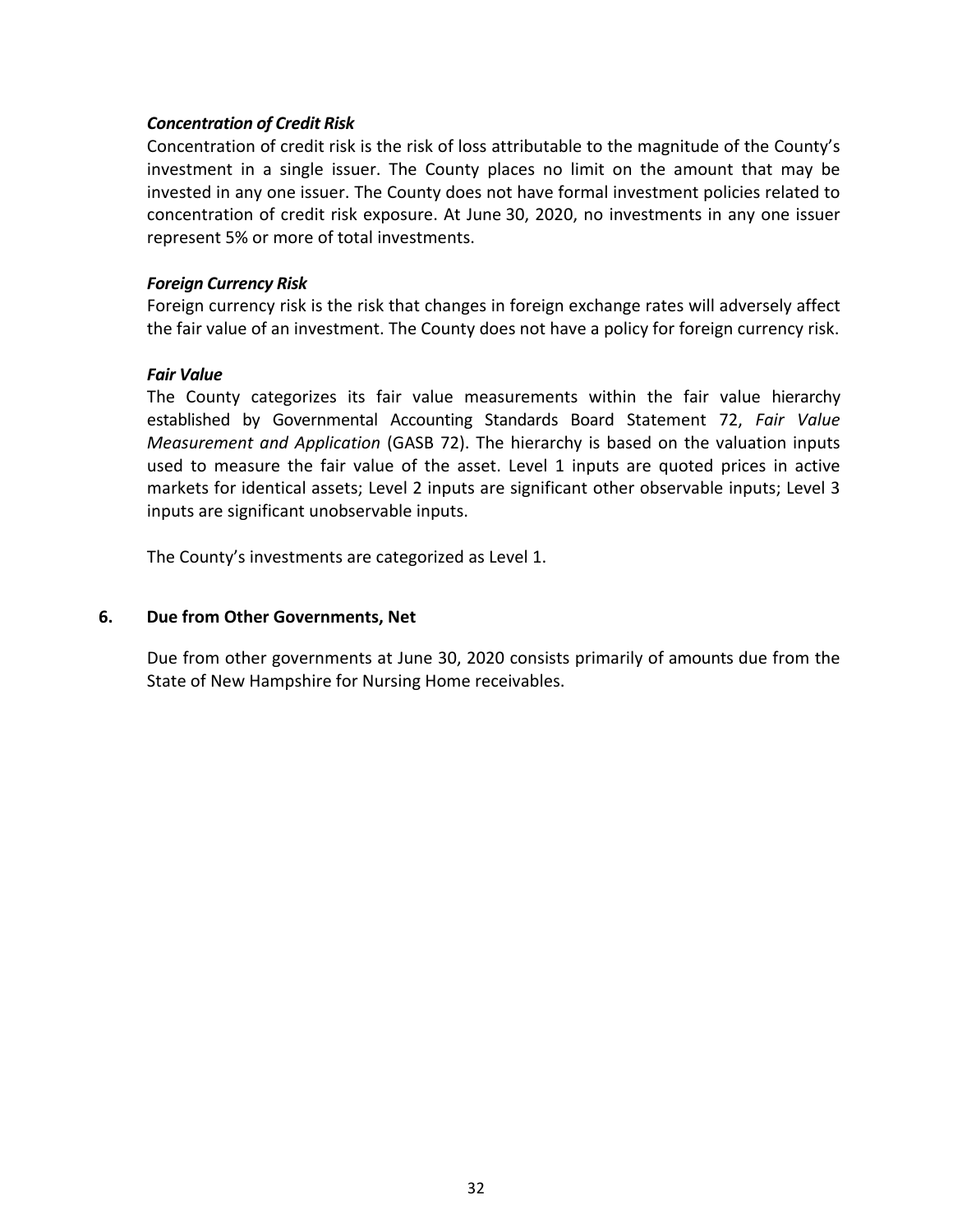***Concentration of Credit Risk***

Concentration of credit risk is the risk of loss attributable to the magnitude of the County's investment in a single issuer. The County places no limit on the amount that may be invested in any one issuer. The County does not have formal investment policies related to concentration of credit risk exposure. At June 30, 2020, no investments in any one issuer represent 5% or more of total investments.

***Foreign Currency Risk***

Foreign currency risk is the risk that changes in foreign exchange rates will adversely affect the fair value of an investment. The County does not have a policy for foreign currency risk.

***Fair Value***

The County categorizes its fair value measurements within the fair value hierarchy established by Governmental Accounting Standards Board Statement 72, *Fair Value Measurement and Application* (GASB 72). The hierarchy is based on the valuation inputs used to measure the fair value of the asset. Level 1 inputs are quoted prices in active markets for identical assets; Level 2 inputs are significant other observable inputs; Level 3 inputs are significant unobservable inputs.

The County's investments are categorized as Level 1.

## 6. Due from Other Governments, Net

Due from other governments at June 30, 2020 consists primarily of amounts due from the State of New Hampshire for Nursing Home receivables.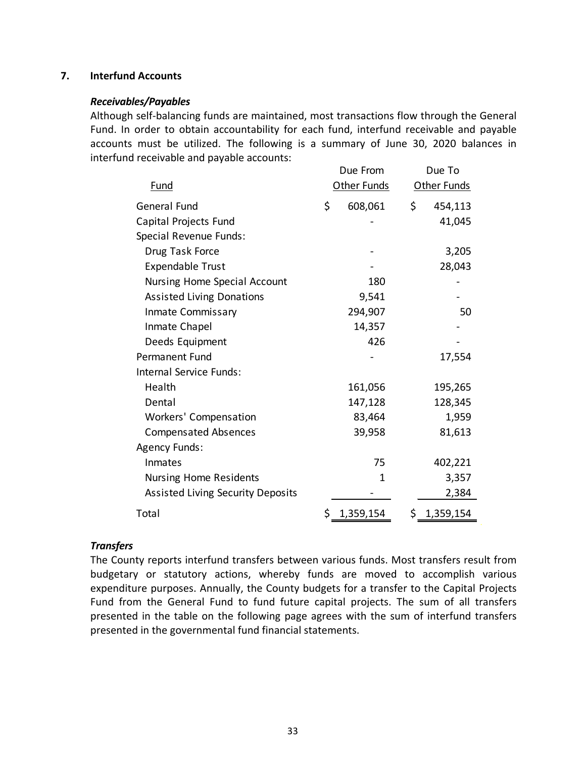## 7. Interfund Accounts

***Receivables/Payables***

Although self-balancing funds are maintained, most transactions flow through the General Fund. In order to obtain accountability for each fund, interfund receivable and payable accounts must be utilized. The following is a summary of June 30, 2020 balances in interfund receivable and payable accounts:

| Fund | Due From Other Funds | Due To Other Funds |
|---|---|---|
| General Fund | $ 608,061 | $ 454,113 |
| Capital Projects Fund | - | 41,045 |
| Special Revenue Funds: | | |
| Drug Task Force | - | 3,205 |
| Expendable Trust | - | 28,043 |
| Nursing Home Special Account | 180 | - |
| Assisted Living Donations | 9,541 | - |
| Inmate Commissary | 294,907 | 50 |
| Inmate Chapel | 14,357 | - |
| Deeds Equipment | 426 | - |
| Permanent Fund | - | 17,554 |
| Internal Service Funds: | | |
| Health | 161,056 | 195,265 |
| Dental | 147,128 | 128,345 |
| Workers' Compensation | 83,464 | 1,959 |
| Compensated Absences | 39,958 | 81,613 |
| Agency Funds: | | |
| Inmates | 75 | 402,221 |
| Nursing Home Residents | 1 | 3,357 |
| Assisted Living Security Deposits | - | 2,384 |
| Total | $ 1,359,154 | $ 1,359,154 |

***Transfers***

The County reports interfund transfers between various funds. Most transfers result from budgetary or statutory actions, whereby funds are moved to accomplish various expenditure purposes. Annually, the County budgets for a transfer to the Capital Projects Fund from the General Fund to fund future capital projects. The sum of all transfers presented in the table on the following page agrees with the sum of interfund transfers presented in the governmental fund financial statements.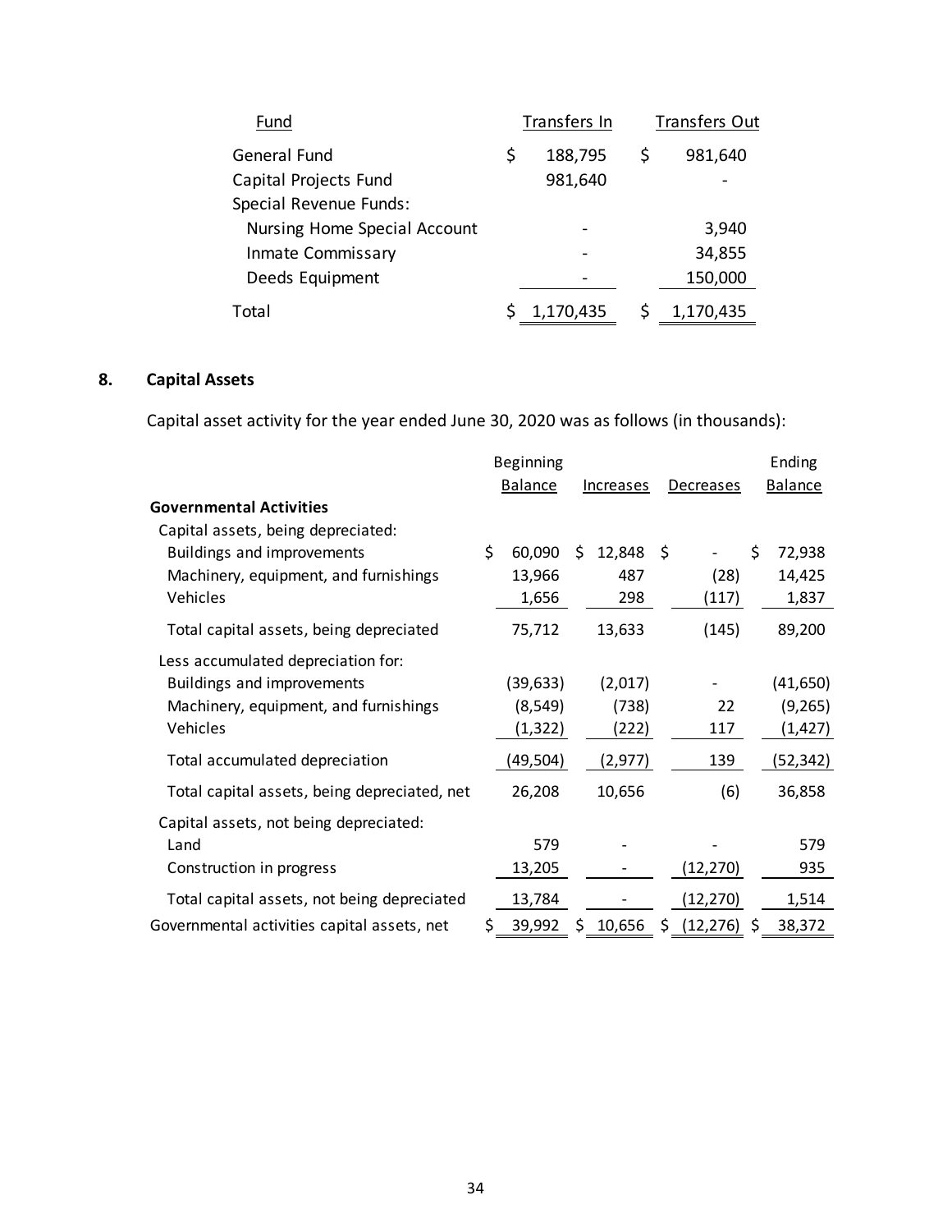| Fund | Transfers In | Transfers Out |
|---|---|---|
| General Fund | $ 188,795 | $ 981,640 |
| Capital Projects Fund | 981,640 | - |
| Special Revenue Funds: | | |
| Nursing Home Special Account | - | 3,940 |
| Inmate Commissary | - | 34,855 |
| Deeds Equipment | - | 150,000 |
| Total | $ 1,170,435 | $ 1,170,435 |

## 8. Capital Assets

Capital asset activity for the year ended June 30, 2020 was as follows (in thousands):

| | Beginning Balance | Increases | Decreases | Ending Balance |
|---|---|---|---|---|
| **Governmental Activities** | | | | |
| Capital assets, being depreciated: | | | | |
| Buildings and improvements | $ 60,090 | $ 12,848 | $ - | $ 72,938 |
| Machinery, equipment, and furnishings | 13,966 | 487 | (28) | 14,425 |
| Vehicles | 1,656 | 298 | (117) | 1,837 |
| Total capital assets, being depreciated | 75,712 | 13,633 | (145) | 89,200 |
| Less accumulated depreciation for: | | | | |
| Buildings and improvements | (39,633) | (2,017) | - | (41,650) |
| Machinery, equipment, and furnishings | (8,549) | (738) | 22 | (9,265) |
| Vehicles | (1,322) | (222) | 117 | (1,427) |
| Total accumulated depreciation | (49,504) | (2,977) | 139 | (52,342) |
| Total capital assets, being depreciated, net | 26,208 | 10,656 | (6) | 36,858 |
| Capital assets, not being depreciated: | | | | |
| Land | 579 | - | - | 579 |
| Construction in progress | 13,205 | - | (12,270) | 935 |
| Total capital assets, not being depreciated | 13,784 | - | (12,270) | 1,514 |
| Governmental activities capital assets, net | $ 39,992 | $ 10,656 | $ (12,276) | $ 38,372 |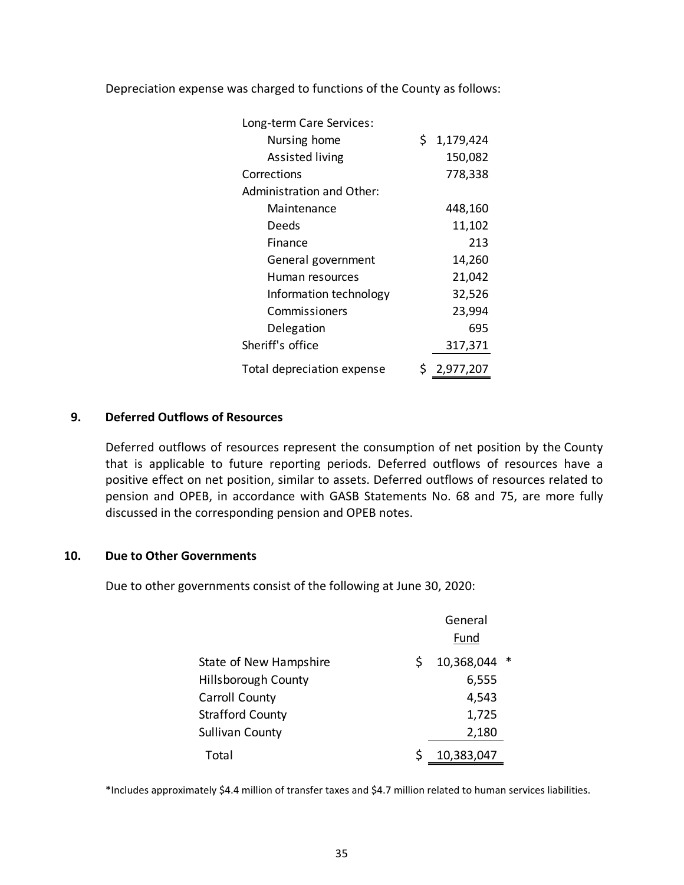Depreciation expense was charged to functions of the County as follows:

| | |
|---|---|
| Long-term Care Services: | |
| Nursing home | $ 1,179,424 |
| Assisted living | 150,082 |
| Corrections | 778,338 |
| Administration and Other: | |
| Maintenance | 448,160 |
| Deeds | 11,102 |
| Finance | 213 |
| General government | 14,260 |
| Human resources | 21,042 |
| Information technology | 32,526 |
| Commissioners | 23,994 |
| Delegation | 695 |
| Sheriff's office | 317,371 |
| Total depreciation expense | $ 2,977,207 |

## 9. Deferred Outflows of Resources

Deferred outflows of resources represent the consumption of net position by the County that is applicable to future reporting periods. Deferred outflows of resources have a positive effect on net position, similar to assets. Deferred outflows of resources related to pension and OPEB, in accordance with GASB Statements No. 68 and 75, are more fully discussed in the corresponding pension and OPEB notes.

## 10. Due to Other Governments

Due to other governments consist of the following at June 30, 2020:

| | General Fund |
|---|---|
| State of New Hampshire | $ 10,368,044 * |
| Hillsborough County | 6,555 |
| Carroll County | 4,543 |
| Strafford County | 1,725 |
| Sullivan County | 2,180 |
| Total | $ 10,383,047 |

*Includes approximately $4.4 million of transfer taxes and $4.7 million related to human services liabilities.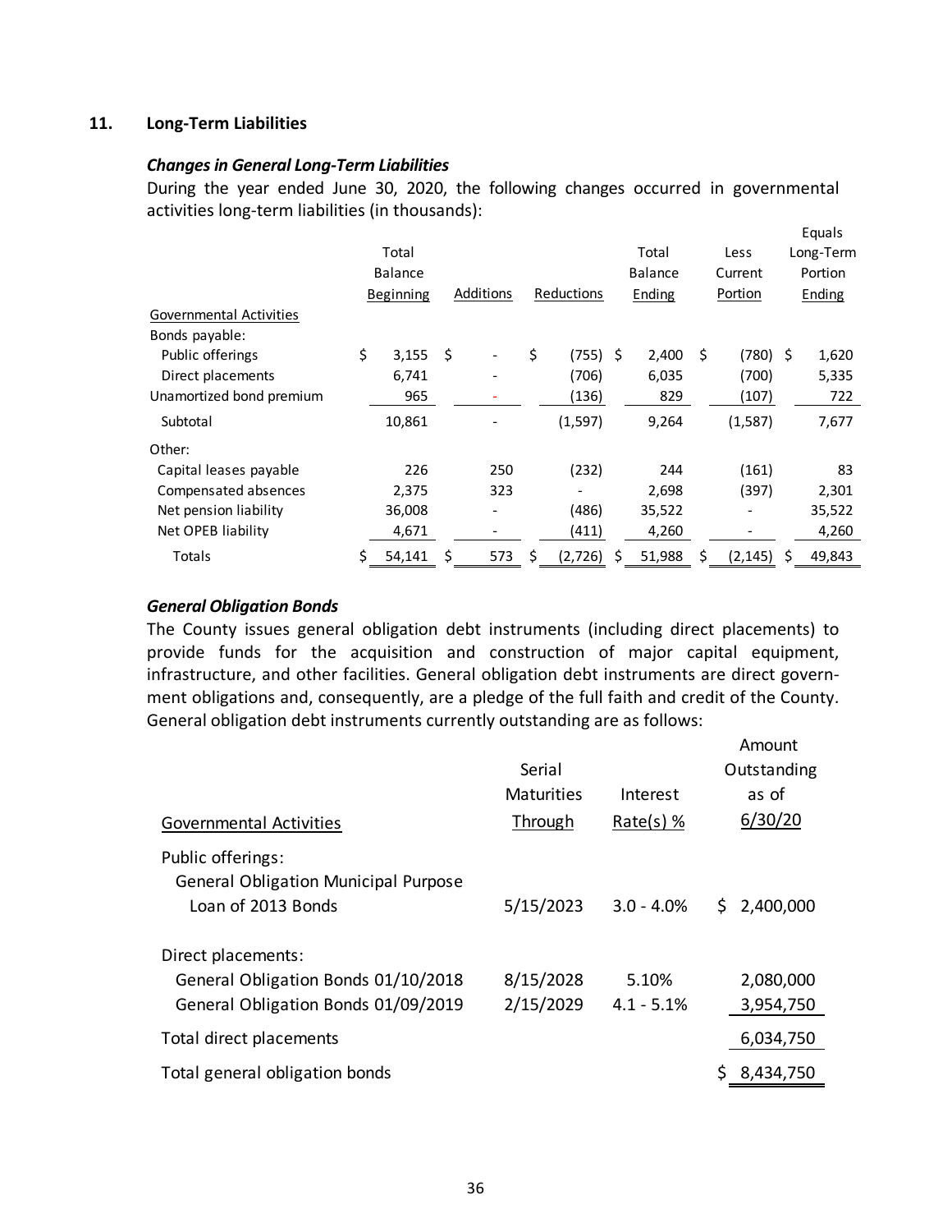## 11. Long-Term Liabilities

### *Changes in General Long-Term Liabilities*

During the year ended June 30, 2020, the following changes occurred in governmental activities long-term liabilities (in thousands):

| | Total Balance Beginning | Additions | Reductions | Total Balance Ending | Less Current Portion | Equals Long-Term Portion Ending |
|---|---|---|---|---|---|---|
| Governmental Activities | | | | | | |
| Bonds payable: | | | | | | |
| Public offerings | $ 3,155 | $ - | $ (755) | $ 2,400 | $ (780) | $ 1,620 |
| Direct placements | 6,741 | - | (706) | 6,035 | (700) | 5,335 |
| Unamortized bond premium | 965 | - | (136) | 829 | (107) | 722 |
| Subtotal | 10,861 | - | (1,597) | 9,264 | (1,587) | 7,677 |
| Other: | | | | | | |
| Capital leases payable | 226 | 250 | (232) | 244 | (161) | 83 |
| Compensated absences | 2,375 | 323 | - | 2,698 | (397) | 2,301 |
| Net pension liability | 36,008 | - | (486) | 35,522 | - | 35,522 |
| Net OPEB liability | 4,671 | - | (411) | 4,260 | - | 4,260 |
| Totals | $ 54,141 | $ 573 | $ (2,726) | $ 51,988 | $ (2,145) | $ 49,843 |

### *General Obligation Bonds*

The County issues general obligation debt instruments (including direct placements) to provide funds for the acquisition and construction of major capital equipment, infrastructure, and other facilities. General obligation debt instruments are direct government obligations and, consequently, are a pledge of the full faith and credit of the County. General obligation debt instruments currently outstanding are as follows:

| Governmental Activities | Serial Maturities Through | Interest Rate(s) % | Amount Outstanding as of 6/30/20 |
|---|---|---|---|
| Public offerings: | | | |
| General Obligation Municipal Purpose Loan of 2013 Bonds | 5/15/2023 | 3.0 - 4.0% | $ 2,400,000 |
| Direct placements: | | | |
| General Obligation Bonds 01/10/2018 | 8/15/2028 | 5.10% | 2,080,000 |
| General Obligation Bonds 01/09/2019 | 2/15/2029 | 4.1 - 5.1% | 3,954,750 |
| Total direct placements | | | 6,034,750 |
| Total general obligation bonds | | | $ 8,434,750 |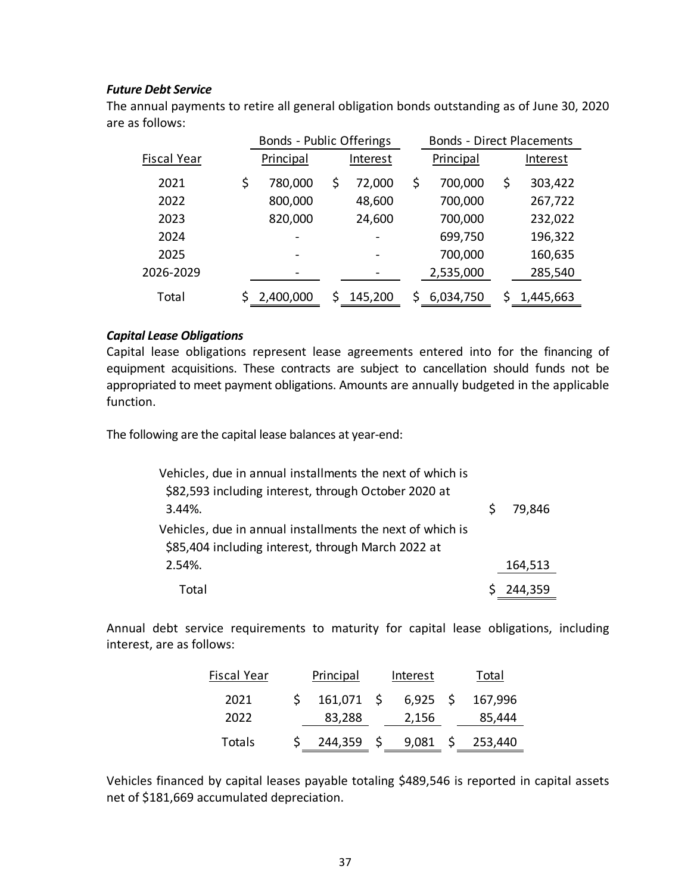***Future Debt Service***

The annual payments to retire all general obligation bonds outstanding as of June 30, 2020 are as follows:

| | Bonds - Public Offerings | | Bonds - Direct Placements | |
|---|---|---|---|---|
| Fiscal Year | Principal | Interest | Principal | Interest |
| 2021 | $ 780,000 | $ 72,000 | $ 700,000 | $ 303,422 |
| 2022 | 800,000 | 48,600 | 700,000 | 267,722 |
| 2023 | 820,000 | 24,600 | 700,000 | 232,022 |
| 2024 | - | - | 699,750 | 196,322 |
| 2025 | - | - | 700,000 | 160,635 |
| 2026-2029 | - | - | 2,535,000 | 285,540 |
| Total | $ 2,400,000 | $ 145,200 | $ 6,034,750 | $ 1,445,663 |

***Capital Lease Obligations***

Capital lease obligations represent lease agreements entered into for the financing of equipment acquisitions. These contracts are subject to cancellation should funds not be appropriated to meet payment obligations. Amounts are annually budgeted in the applicable function.

The following are the capital lease balances at year-end:

| | |
|---|---|
| Vehicles, due in annual installments the next of which is $82,593 including interest, through October 2020 at 3.44%. | $ 79,846 |
| Vehicles, due in annual installments the next of which is $85,404 including interest, through March 2022 at 2.54%. | 164,513 |
| Total | $ 244,359 |

Annual debt service requirements to maturity for capital lease obligations, including interest, are as follows:

| Fiscal Year | Principal | Interest | Total |
|---|---|---|---|
| 2021 | $ 161,071 | $ 6,925 | $ 167,996 |
| 2022 | 83,288 | 2,156 | 85,444 |
| Totals | $ 244,359 | $ 9,081 | $ 253,440 |

Vehicles financed by capital leases payable totaling $489,546 is reported in capital assets net of $181,669 accumulated depreciation.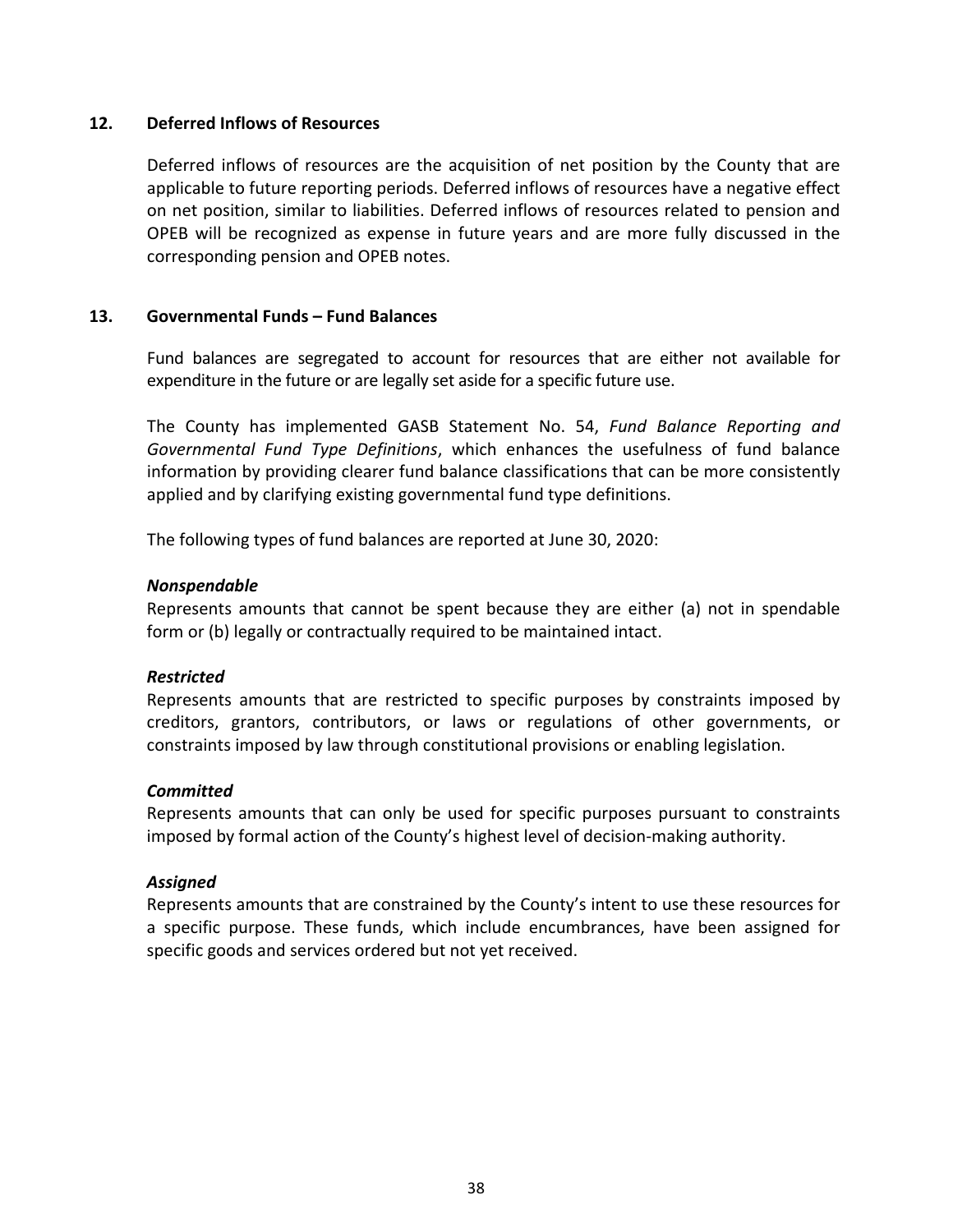## 12. Deferred Inflows of Resources

Deferred inflows of resources are the acquisition of net position by the County that are applicable to future reporting periods. Deferred inflows of resources have a negative effect on net position, similar to liabilities. Deferred inflows of resources related to pension and OPEB will be recognized as expense in future years and are more fully discussed in the corresponding pension and OPEB notes.

## 13. Governmental Funds – Fund Balances

Fund balances are segregated to account for resources that are either not available for expenditure in the future or are legally set aside for a specific future use.

The County has implemented GASB Statement No. 54, *Fund Balance Reporting and Governmental Fund Type Definitions*, which enhances the usefulness of fund balance information by providing clearer fund balance classifications that can be more consistently applied and by clarifying existing governmental fund type definitions.

The following types of fund balances are reported at June 30, 2020:

***Nonspendable***
Represents amounts that cannot be spent because they are either (a) not in spendable form or (b) legally or contractually required to be maintained intact.

***Restricted***
Represents amounts that are restricted to specific purposes by constraints imposed by creditors, grantors, contributors, or laws or regulations of other governments, or constraints imposed by law through constitutional provisions or enabling legislation.

***Committed***
Represents amounts that can only be used for specific purposes pursuant to constraints imposed by formal action of the County's highest level of decision-making authority.

***Assigned***
Represents amounts that are constrained by the County's intent to use these resources for a specific purpose. These funds, which include encumbrances, have been assigned for specific goods and services ordered but not yet received.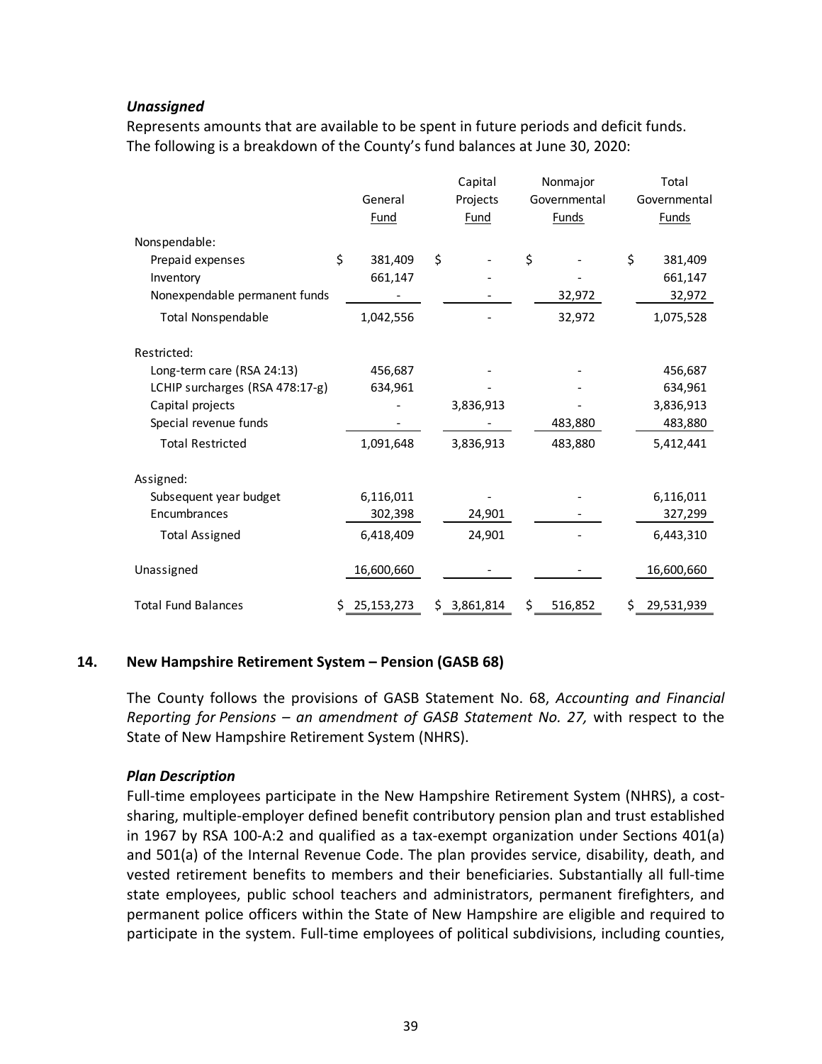***Unassigned***

Represents amounts that are available to be spent in future periods and deficit funds. The following is a breakdown of the County's fund balances at June 30, 2020:

| | General Fund | Capital Projects Fund | Nonmajor Governmental Funds | Total Governmental Funds |
|---|---|---|---|---|
| Nonspendable: | | | | |
| Prepaid expenses | $ 381,409 | $ - | $ - | $ 381,409 |
| Inventory | 661,147 | - | - | 661,147 |
| Nonexpendable permanent funds | - | - | 32,972 | 32,972 |
| Total Nonspendable | 1,042,556 | - | 32,972 | 1,075,528 |
| Restricted: | | | | |
| Long-term care (RSA 24:13) | 456,687 | - | - | 456,687 |
| LCHIP surcharges (RSA 478:17-g) | 634,961 | - | - | 634,961 |
| Capital projects | - | 3,836,913 | - | 3,836,913 |
| Special revenue funds | - | - | 483,880 | 483,880 |
| Total Restricted | 1,091,648 | 3,836,913 | 483,880 | 5,412,441 |
| Assigned: | | | | |
| Subsequent year budget | 6,116,011 | - | - | 6,116,011 |
| Encumbrances | 302,398 | 24,901 | - | 327,299 |
| Total Assigned | 6,418,409 | 24,901 | - | 6,443,310 |
| Unassigned | 16,600,660 | - | - | 16,600,660 |
| Total Fund Balances | $ 25,153,273 | $ 3,861,814 | $ 516,852 | $ 29,531,939 |

## 14. New Hampshire Retirement System – Pension (GASB 68)

The County follows the provisions of GASB Statement No. 68, *Accounting and Financial Reporting for Pensions – an amendment of GASB Statement No. 27,* with respect to the State of New Hampshire Retirement System (NHRS).

***Plan Description***

Full-time employees participate in the New Hampshire Retirement System (NHRS), a cost-sharing, multiple-employer defined benefit contributory pension plan and trust established in 1967 by RSA 100-A:2 and qualified as a tax-exempt organization under Sections 401(a) and 501(a) of the Internal Revenue Code. The plan provides service, disability, death, and vested retirement benefits to members and their beneficiaries. Substantially all full-time state employees, public school teachers and administrators, permanent firefighters, and permanent police officers within the State of New Hampshire are eligible and required to participate in the system. Full-time employees of political subdivisions, including counties,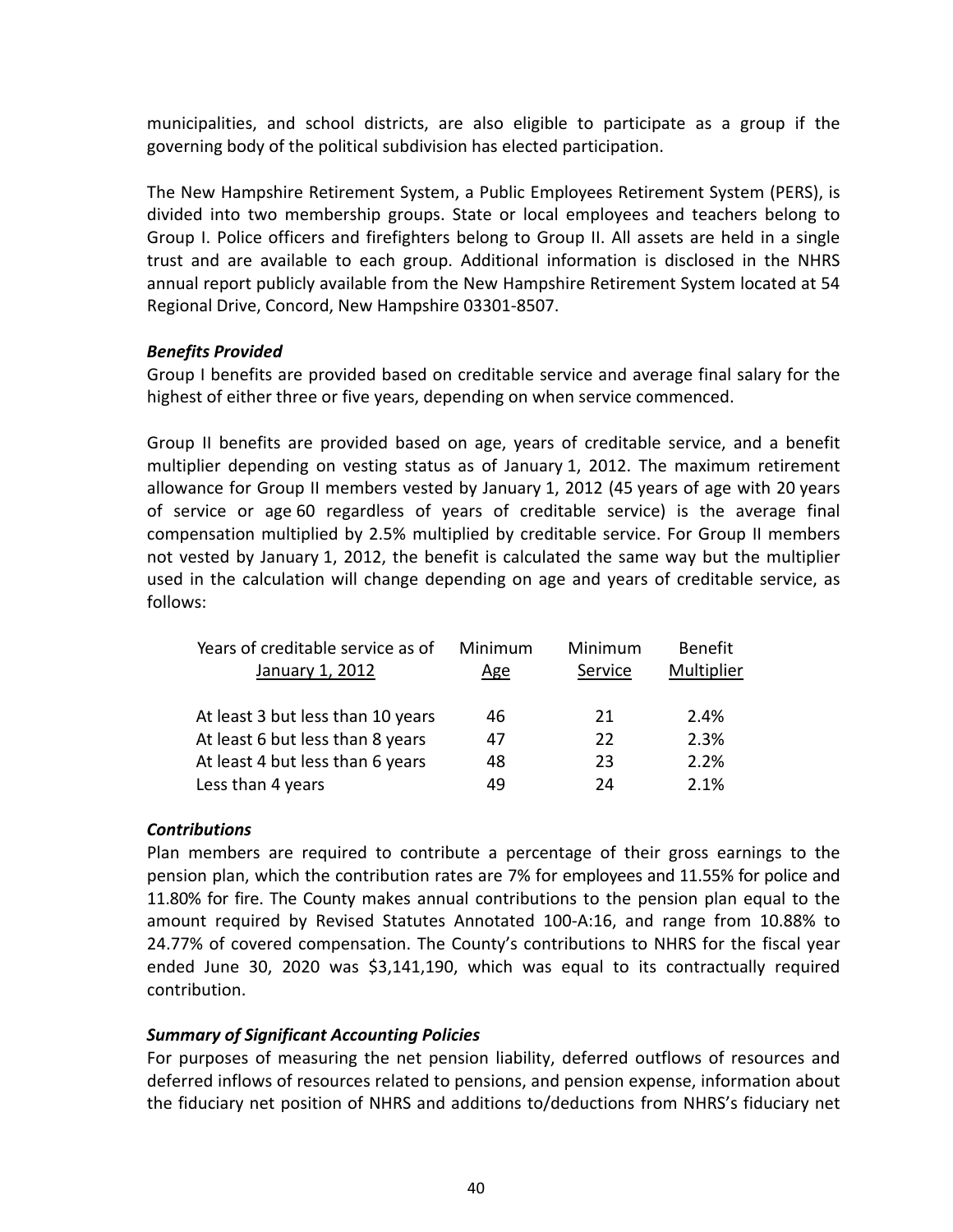municipalities, and school districts, are also eligible to participate as a group if the governing body of the political subdivision has elected participation.

The New Hampshire Retirement System, a Public Employees Retirement System (PERS), is divided into two membership groups. State or local employees and teachers belong to Group I. Police officers and firefighters belong to Group II. All assets are held in a single trust and are available to each group. Additional information is disclosed in the NHRS annual report publicly available from the New Hampshire Retirement System located at 54 Regional Drive, Concord, New Hampshire 03301-8507.

***Benefits Provided***

Group I benefits are provided based on creditable service and average final salary for the highest of either three or five years, depending on when service commenced.

Group II benefits are provided based on age, years of creditable service, and a benefit multiplier depending on vesting status as of January 1, 2012. The maximum retirement allowance for Group II members vested by January 1, 2012 (45 years of age with 20 years of service or age 60 regardless of years of creditable service) is the average final compensation multiplied by 2.5% multiplied by creditable service. For Group II members not vested by January 1, 2012, the benefit is calculated the same way but the multiplier used in the calculation will change depending on age and years of creditable service, as follows:

| Years of creditable service as of January 1, 2012 | Minimum Age | Minimum Service | Benefit Multiplier |
|---|---|---|---|
| At least 3 but less than 10 years | 46 | 21 | 2.4% |
| At least 6 but less than 8 years | 47 | 22 | 2.3% |
| At least 4 but less than 6 years | 48 | 23 | 2.2% |
| Less than 4 years | 49 | 24 | 2.1% |

***Contributions***

Plan members are required to contribute a percentage of their gross earnings to the pension plan, which the contribution rates are 7% for employees and 11.55% for police and 11.80% for fire. The County makes annual contributions to the pension plan equal to the amount required by Revised Statutes Annotated 100-A:16, and range from 10.88% to 24.77% of covered compensation. The County's contributions to NHRS for the fiscal year ended June 30, 2020 was $3,141,190, which was equal to its contractually required contribution.

***Summary of Significant Accounting Policies***

For purposes of measuring the net pension liability, deferred outflows of resources and deferred inflows of resources related to pensions, and pension expense, information about the fiduciary net position of NHRS and additions to/deductions from NHRS's fiduciary net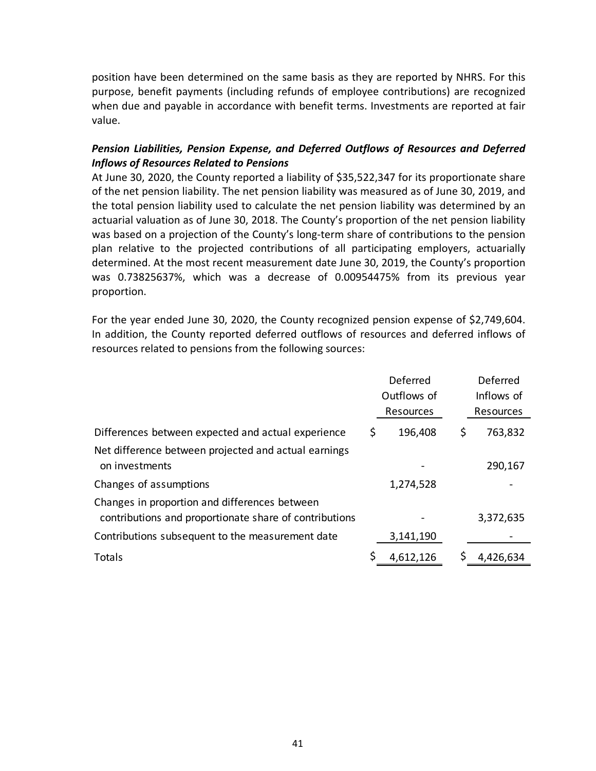position have been determined on the same basis as they are reported by NHRS. For this purpose, benefit payments (including refunds of employee contributions) are recognized when due and payable in accordance with benefit terms. Investments are reported at fair value.

***Pension Liabilities, Pension Expense, and Deferred Outflows of Resources and Deferred Inflows of Resources Related to Pensions***

At June 30, 2020, the County reported a liability of $35,522,347 for its proportionate share of the net pension liability. The net pension liability was measured as of June 30, 2019, and the total pension liability used to calculate the net pension liability was determined by an actuarial valuation as of June 30, 2018. The County's proportion of the net pension liability was based on a projection of the County's long-term share of contributions to the pension plan relative to the projected contributions of all participating employers, actuarially determined. At the most recent measurement date June 30, 2019, the County's proportion was 0.73825637%, which was a decrease of 0.00954475% from its previous year proportion.

For the year ended June 30, 2020, the County recognized pension expense of $2,749,604. In addition, the County reported deferred outflows of resources and deferred inflows of resources related to pensions from the following sources:

| | Deferred Outflows of Resources | Deferred Inflows of Resources |
|---|---|---|
| Differences between expected and actual experience | $ 196,408 | $ 763,832 |
| Net difference between projected and actual earnings on investments | - | 290,167 |
| Changes of assumptions | 1,274,528 | - |
| Changes in proportion and differences between contributions and proportionate share of contributions | - | 3,372,635 |
| Contributions subsequent to the measurement date | 3,141,190 | - |
| Totals | $ 4,612,126 | $ 4,426,634 |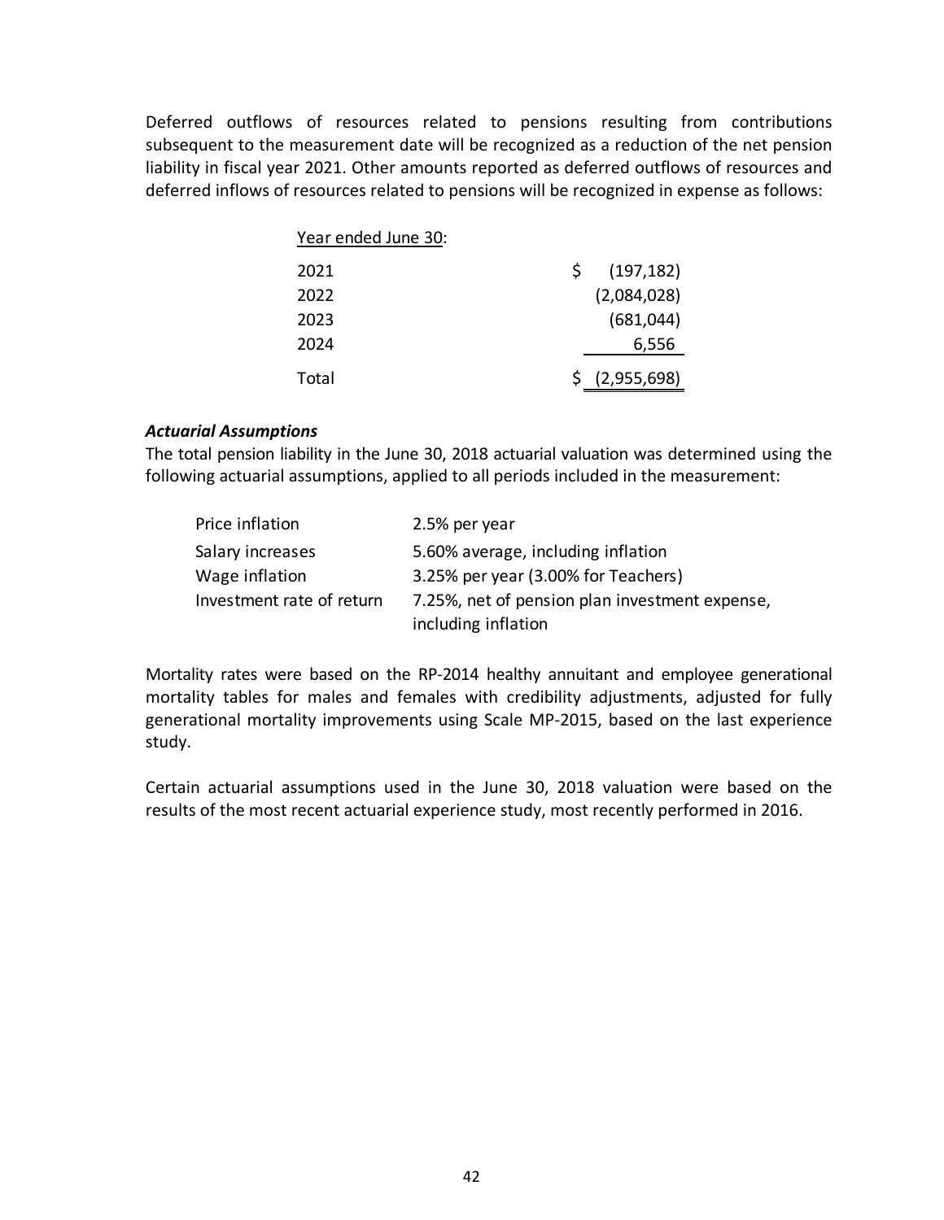Deferred outflows of resources related to pensions resulting from contributions subsequent to the measurement date will be recognized as a reduction of the net pension liability in fiscal year 2021. Other amounts reported as deferred outflows of resources and deferred inflows of resources related to pensions will be recognized in expense as follows:

| Year ended June 30: | |
|---|---|
| 2021 | $ (197,182) |
| 2022 | (2,084,028) |
| 2023 | (681,044) |
| 2024 | 6,556 |
| Total | $ (2,955,698) |

***Actuarial Assumptions***

The total pension liability in the June 30, 2018 actuarial valuation was determined using the following actuarial assumptions, applied to all periods included in the measurement:

| | |
|---|---|
| Price inflation | 2.5% per year |
| Salary increases | 5.60% average, including inflation |
| Wage inflation | 3.25% per year (3.00% for Teachers) |
| Investment rate of return | 7.25%, net of pension plan investment expense, including inflation |

Mortality rates were based on the RP-2014 healthy annuitant and employee generational mortality tables for males and females with credibility adjustments, adjusted for fully generational mortality improvements using Scale MP-2015, based on the last experience study.

Certain actuarial assumptions used in the June 30, 2018 valuation were based on the results of the most recent actuarial experience study, most recently performed in 2016.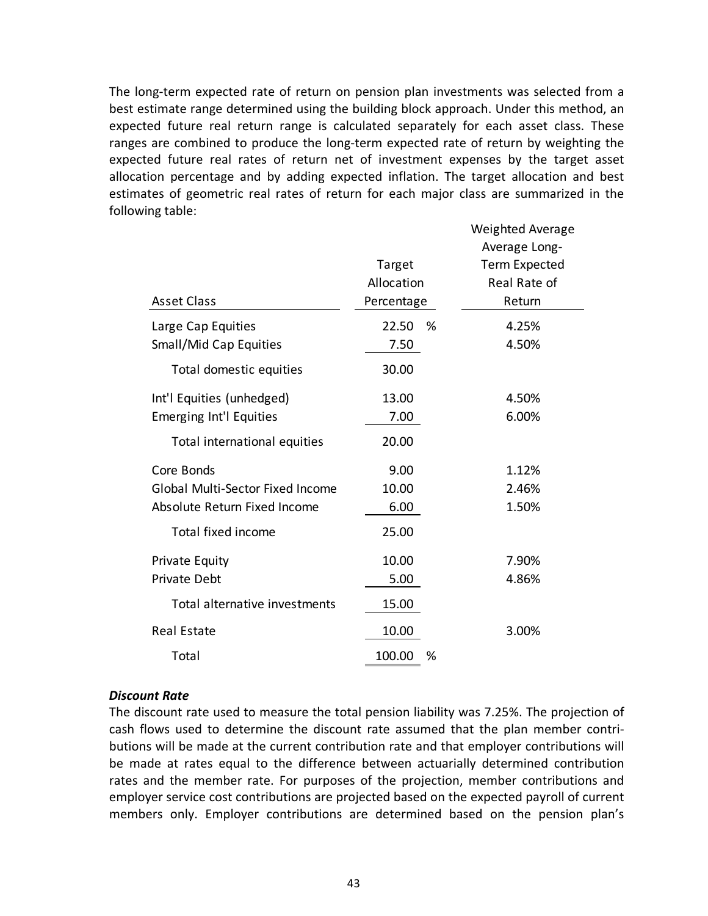The long-term expected rate of return on pension plan investments was selected from a best estimate range determined using the building block approach. Under this method, an expected future real return range is calculated separately for each asset class. These ranges are combined to produce the long-term expected rate of return by weighting the expected future real rates of return net of investment expenses by the target asset allocation percentage and by adding expected inflation. The target allocation and best estimates of geometric real rates of return for each major class are summarized in the following table:

| Asset Class | Target Allocation Percentage | Weighted Average Average Long-Term Expected Real Rate of Return |
|---|---|---|
| Large Cap Equities | 22.50 % | 4.25% |
| Small/Mid Cap Equities | 7.50 | 4.50% |
| Total domestic equities | 30.00 | |
| Int'l Equities (unhedged) | 13.00 | 4.50% |
| Emerging Int'l Equities | 7.00 | 6.00% |
| Total international equities | 20.00 | |
| Core Bonds | 9.00 | 1.12% |
| Global Multi-Sector Fixed Income | 10.00 | 2.46% |
| Absolute Return Fixed Income | 6.00 | 1.50% |
| Total fixed income | 25.00 | |
| Private Equity | 10.00 | 7.90% |
| Private Debt | 5.00 | 4.86% |
| Total alternative investments | 15.00 | |
| Real Estate | 10.00 | 3.00% |
| Total | 100.00 % | |

***Discount Rate***

The discount rate used to measure the total pension liability was 7.25%. The projection of cash flows used to determine the discount rate assumed that the plan member contributions will be made at the current contribution rate and that employer contributions will be made at rates equal to the difference between actuarially determined contribution rates and the member rate. For purposes of the projection, member contributions and employer service cost contributions are projected based on the expected payroll of current members only. Employer contributions are determined based on the pension plan's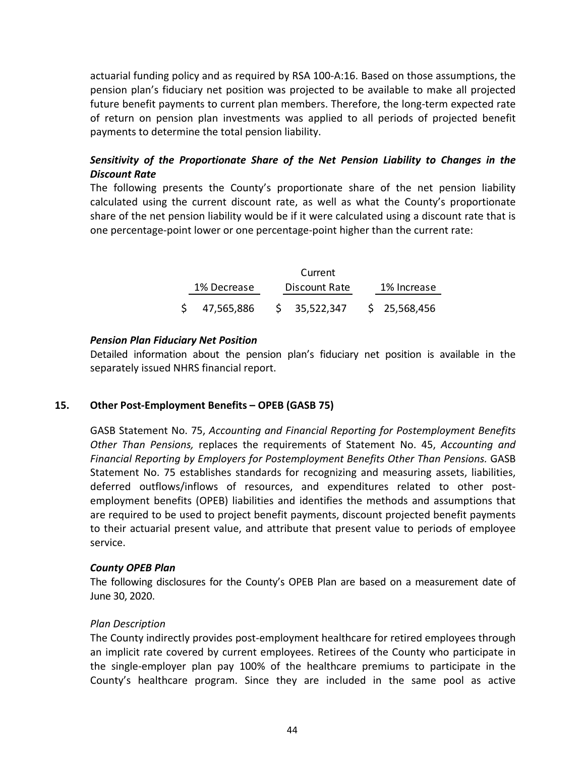actuarial funding policy and as required by RSA 100-A:16. Based on those assumptions, the pension plan's fiduciary net position was projected to be available to make all projected future benefit payments to current plan members. Therefore, the long-term expected rate of return on pension plan investments was applied to all periods of projected benefit payments to determine the total pension liability.

***Sensitivity of the Proportionate Share of the Net Pension Liability to Changes in the Discount Rate***

The following presents the County's proportionate share of the net pension liability calculated using the current discount rate, as well as what the County's proportionate share of the net pension liability would be if it were calculated using a discount rate that is one percentage-point lower or one percentage-point higher than the current rate:

| 1% Decrease | Current Discount Rate | 1% Increase |
|---|---|---|
| $ 47,565,886 | $ 35,522,347 | $ 25,568,456 |

***Pension Plan Fiduciary Net Position***

Detailed information about the pension plan's fiduciary net position is available in the separately issued NHRS financial report.

## 15. Other Post-Employment Benefits – OPEB (GASB 75)

GASB Statement No. 75, *Accounting and Financial Reporting for Postemployment Benefits Other Than Pensions,* replaces the requirements of Statement No. 45, *Accounting and Financial Reporting by Employers for Postemployment Benefits Other Than Pensions.* GASB Statement No. 75 establishes standards for recognizing and measuring assets, liabilities, deferred outflows/inflows of resources, and expenditures related to other post-employment benefits (OPEB) liabilities and identifies the methods and assumptions that are required to be used to project benefit payments, discount projected benefit payments to their actuarial present value, and attribute that present value to periods of employee service.

***County OPEB Plan***

The following disclosures for the County's OPEB Plan are based on a measurement date of June 30, 2020.

*Plan Description*

The County indirectly provides post-employment healthcare for retired employees through an implicit rate covered by current employees. Retirees of the County who participate in the single-employer plan pay 100% of the healthcare premiums to participate in the County's healthcare program. Since they are included in the same pool as active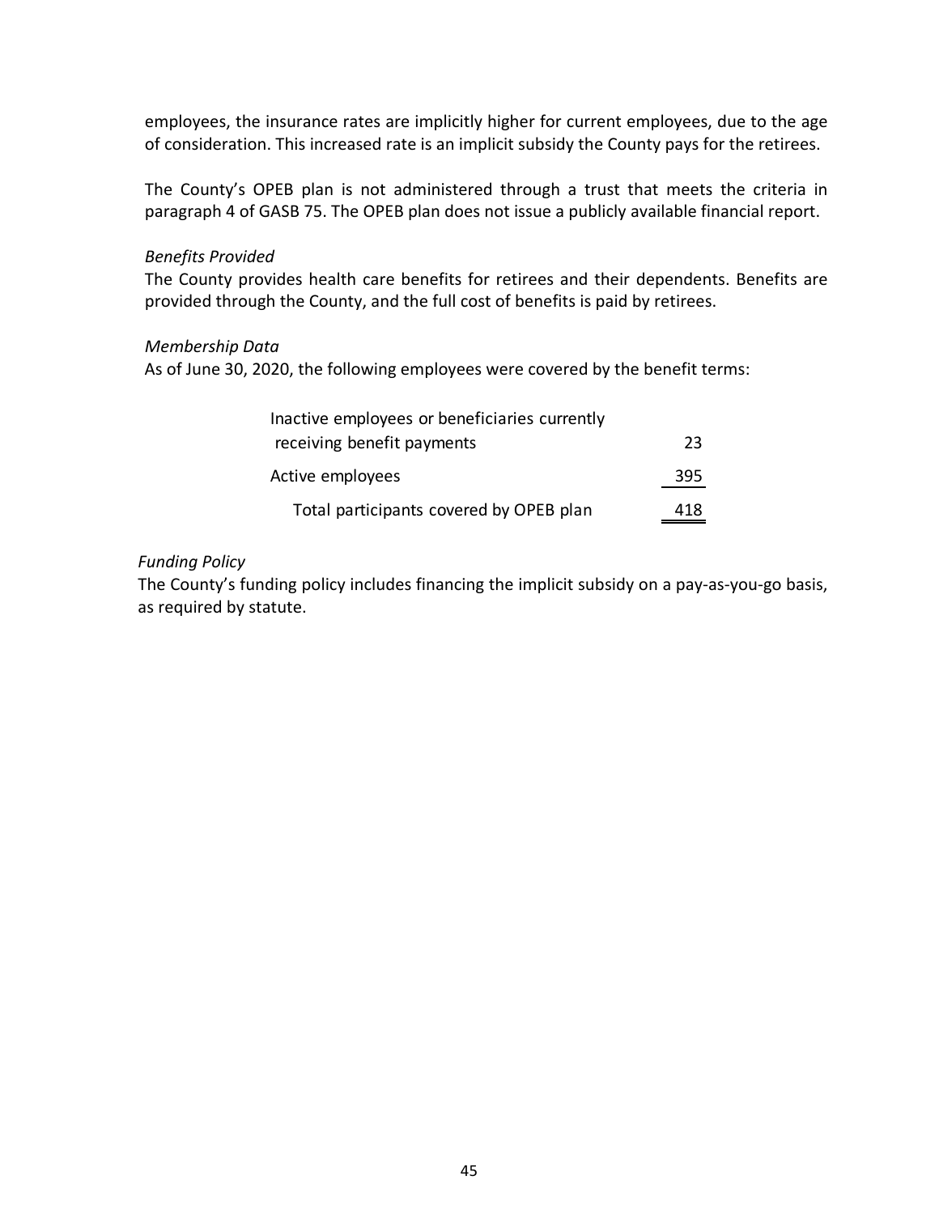employees, the insurance rates are implicitly higher for current employees, due to the age of consideration. This increased rate is an implicit subsidy the County pays for the retirees.

The County's OPEB plan is not administered through a trust that meets the criteria in paragraph 4 of GASB 75. The OPEB plan does not issue a publicly available financial report.

*Benefits Provided*

The County provides health care benefits for retirees and their dependents. Benefits are provided through the County, and the full cost of benefits is paid by retirees.

*Membership Data*

As of June 30, 2020, the following employees were covered by the benefit terms:

| | |
|---|---|
| Inactive employees or beneficiaries currently receiving benefit payments | 23 |
| Active employees | 395 |
| Total participants covered by OPEB plan | 418 |

*Funding Policy*

The County's funding policy includes financing the implicit subsidy on a pay-as-you-go basis, as required by statute.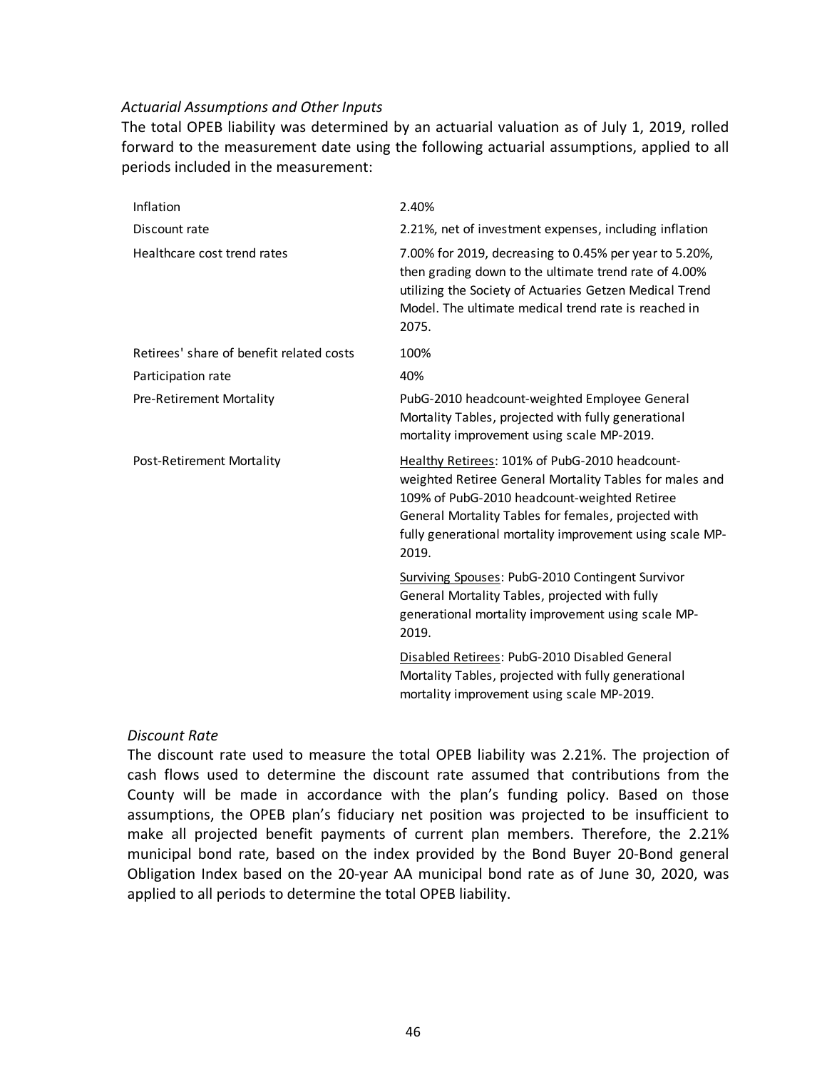*Actuarial Assumptions and Other Inputs*

The total OPEB liability was determined by an actuarial valuation as of July 1, 2019, rolled forward to the measurement date using the following actuarial assumptions, applied to all periods included in the measurement:

| | |
|---|---|
| Inflation | 2.40% |
| Discount rate | 2.21%, net of investment expenses, including inflation |
| Healthcare cost trend rates | 7.00% for 2019, decreasing to 0.45% per year to 5.20%, then grading down to the ultimate trend rate of 4.00% utilizing the Society of Actuaries Getzen Medical Trend Model. The ultimate medical trend rate is reached in 2075. |
| Retirees' share of benefit related costs | 100% |
| Participation rate | 40% |
| Pre-Retirement Mortality | PubG-2010 headcount-weighted Employee General Mortality Tables, projected with fully generational mortality improvement using scale MP-2019. |
| Post-Retirement Mortality | Healthy Retirees: 101% of PubG-2010 headcount-weighted Retiree General Mortality Tables for males and 109% of PubG-2010 headcount-weighted Retiree General Mortality Tables for females, projected with fully generational mortality improvement using scale MP-2019. |
| | Surviving Spouses: PubG-2010 Contingent Survivor General Mortality Tables, projected with fully generational mortality improvement using scale MP-2019. |
| | Disabled Retirees: PubG-2010 Disabled General Mortality Tables, projected with fully generational mortality improvement using scale MP-2019. |

*Discount Rate*

The discount rate used to measure the total OPEB liability was 2.21%. The projection of cash flows used to determine the discount rate assumed that contributions from the County will be made in accordance with the plan's funding policy. Based on those assumptions, the OPEB plan's fiduciary net position was projected to be insufficient to make all projected benefit payments of current plan members. Therefore, the 2.21% municipal bond rate, based on the index provided by the Bond Buyer 20-Bond general Obligation Index based on the 20-year AA municipal bond rate as of June 30, 2020, was applied to all periods to determine the total OPEB liability.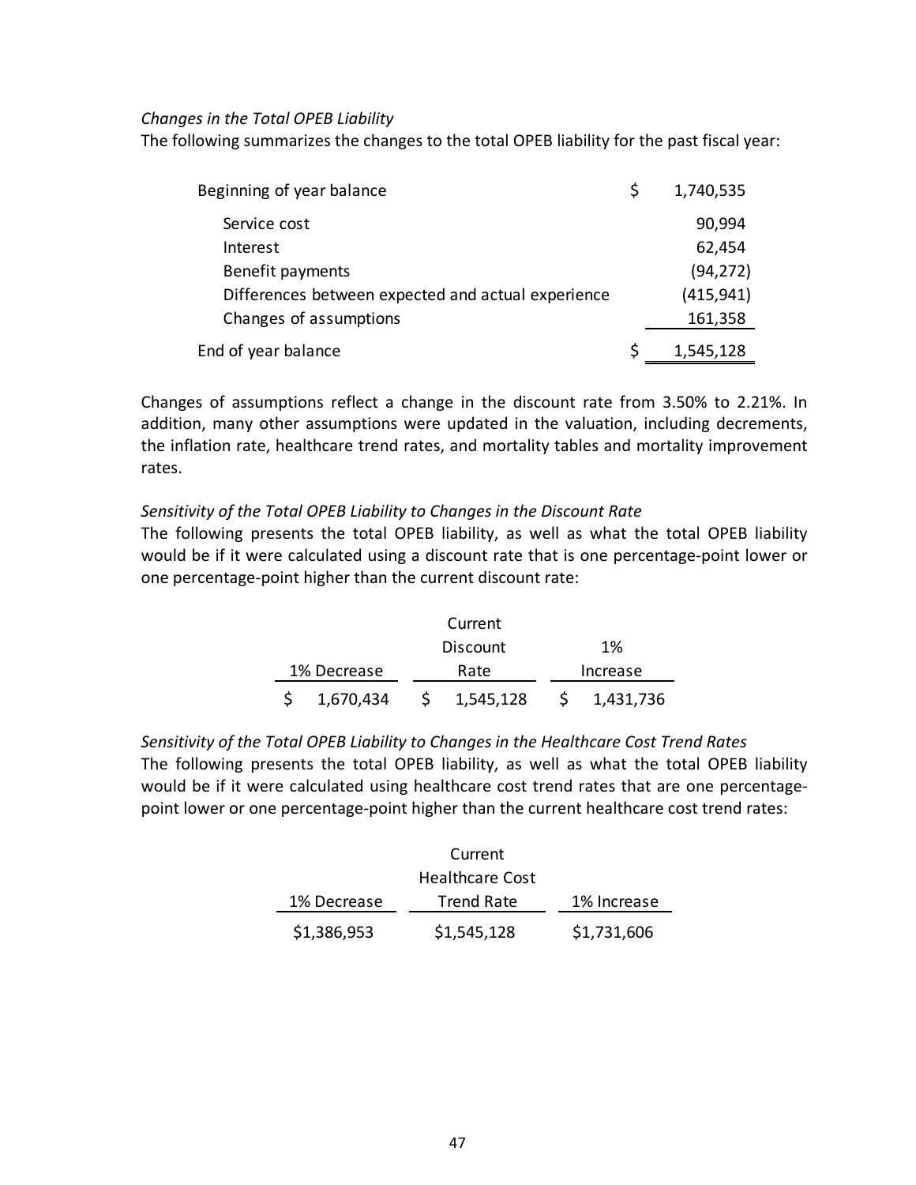*Changes in the Total OPEB Liability*

The following summarizes the changes to the total OPEB liability for the past fiscal year:

| | |
|---|---|
| Beginning of year balance | $ 1,740,535 |
| Service cost | 90,994 |
| Interest | 62,454 |
| Benefit payments | (94,272) |
| Differences between expected and actual experience | (415,941) |
| Changes of assumptions | 161,358 |
| End of year balance | $ 1,545,128 |

Changes of assumptions reflect a change in the discount rate from 3.50% to 2.21%. In addition, many other assumptions were updated in the valuation, including decrements, the inflation rate, healthcare trend rates, and mortality tables and mortality improvement rates.

*Sensitivity of the Total OPEB Liability to Changes in the Discount Rate*

The following presents the total OPEB liability, as well as what the total OPEB liability would be if it were calculated using a discount rate that is one percentage-point lower or one percentage-point higher than the current discount rate:

| 1% Decrease | Current Discount Rate | 1% Increase |
|---|---|---|
| $ 1,670,434 | $ 1,545,128 | $ 1,431,736 |

*Sensitivity of the Total OPEB Liability to Changes in the Healthcare Cost Trend Rates*

The following presents the total OPEB liability, as well as what the total OPEB liability would be if it were calculated using healthcare cost trend rates that are one percentage-point lower or one percentage-point higher than the current healthcare cost trend rates:

| 1% Decrease | Current Healthcare Cost Trend Rate | 1% Increase |
|---|---|---|
| $1,386,953 | $1,545,128 | $1,731,606 |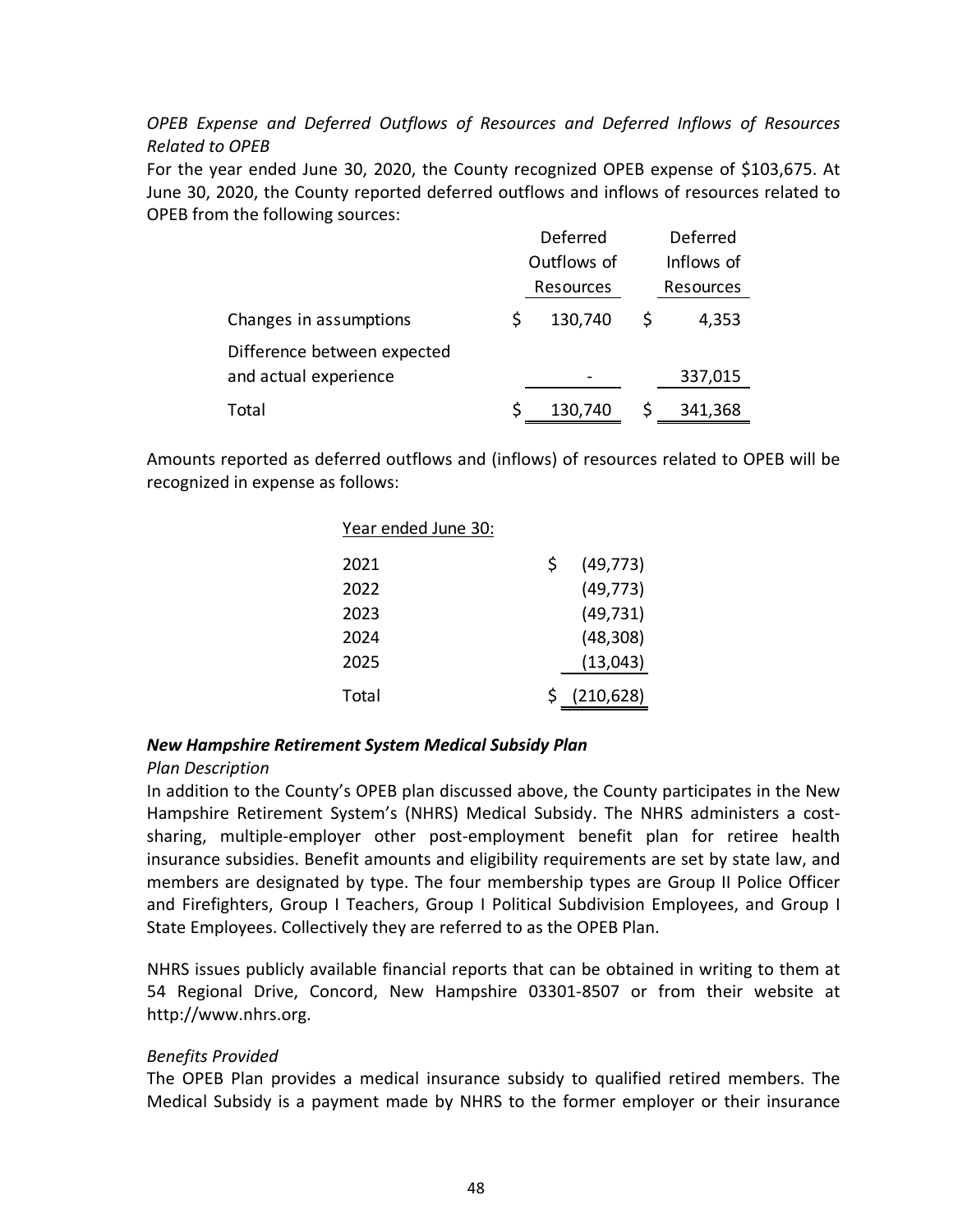*OPEB Expense and Deferred Outflows of Resources and Deferred Inflows of Resources Related to OPEB*

For the year ended June 30, 2020, the County recognized OPEB expense of $103,675. At June 30, 2020, the County reported deferred outflows and inflows of resources related to OPEB from the following sources:

| | Deferred Outflows of Resources | Deferred Inflows of Resources |
|---|---|---|
| Changes in assumptions | $ 130,740 | $ 4,353 |
| Difference between expected and actual experience | - | 337,015 |
| Total | $ 130,740 | $ 341,368 |

Amounts reported as deferred outflows and (inflows) of resources related to OPEB will be recognized in expense as follows:

| Year ended June 30: | |
|---|---|
| 2021 | $ (49,773) |
| 2022 | (49,773) |
| 2023 | (49,731) |
| 2024 | (48,308) |
| 2025 | (13,043) |
| Total | $ (210,628) |

***New Hampshire Retirement System Medical Subsidy Plan***

*Plan Description*

In addition to the County's OPEB plan discussed above, the County participates in the New Hampshire Retirement System's (NHRS) Medical Subsidy. The NHRS administers a cost-sharing, multiple-employer other post-employment benefit plan for retiree health insurance subsidies. Benefit amounts and eligibility requirements are set by state law, and members are designated by type. The four membership types are Group II Police Officer and Firefighters, Group I Teachers, Group I Political Subdivision Employees, and Group I State Employees. Collectively they are referred to as the OPEB Plan.

NHRS issues publicly available financial reports that can be obtained in writing to them at 54 Regional Drive, Concord, New Hampshire 03301-8507 or from their website at http://www.nhrs.org.

*Benefits Provided*

The OPEB Plan provides a medical insurance subsidy to qualified retired members. The Medical Subsidy is a payment made by NHRS to the former employer or their insurance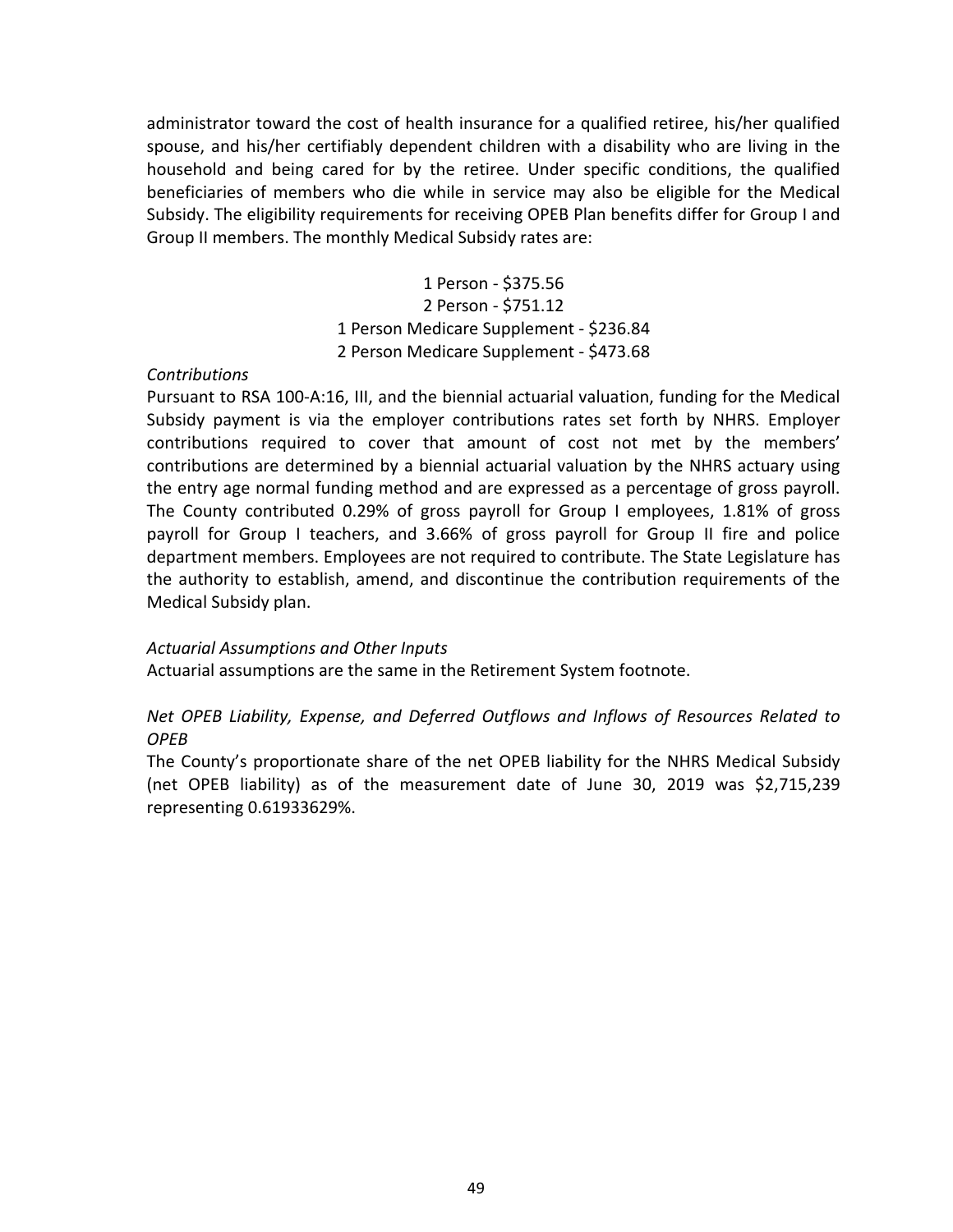administrator toward the cost of health insurance for a qualified retiree, his/her qualified spouse, and his/her certifiably dependent children with a disability who are living in the household and being cared for by the retiree. Under specific conditions, the qualified beneficiaries of members who die while in service may also be eligible for the Medical Subsidy. The eligibility requirements for receiving OPEB Plan benefits differ for Group I and Group II members. The monthly Medical Subsidy rates are:

1 Person - $375.56
2 Person - $751.12
1 Person Medicare Supplement - $236.84
2 Person Medicare Supplement - $473.68

*Contributions*

Pursuant to RSA 100-A:16, III, and the biennial actuarial valuation, funding for the Medical Subsidy payment is via the employer contributions rates set forth by NHRS. Employer contributions required to cover that amount of cost not met by the members' contributions are determined by a biennial actuarial valuation by the NHRS actuary using the entry age normal funding method and are expressed as a percentage of gross payroll. The County contributed 0.29% of gross payroll for Group I employees, 1.81% of gross payroll for Group I teachers, and 3.66% of gross payroll for Group II fire and police department members. Employees are not required to contribute. The State Legislature has the authority to establish, amend, and discontinue the contribution requirements of the Medical Subsidy plan.

*Actuarial Assumptions and Other Inputs*

Actuarial assumptions are the same in the Retirement System footnote.

*Net OPEB Liability, Expense, and Deferred Outflows and Inflows of Resources Related to OPEB*

The County's proportionate share of the net OPEB liability for the NHRS Medical Subsidy (net OPEB liability) as of the measurement date of June 30, 2019 was $2,715,239 representing 0.61933629%.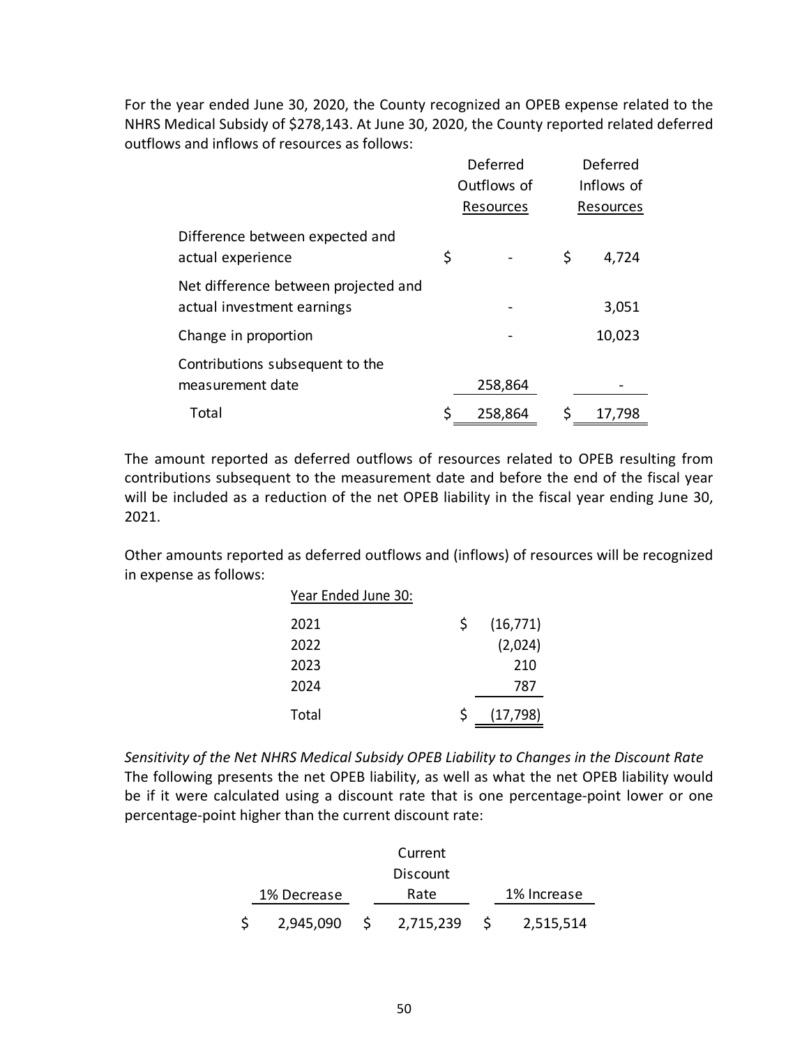For the year ended June 30, 2020, the County recognized an OPEB expense related to the NHRS Medical Subsidy of $278,143. At June 30, 2020, the County reported related deferred outflows and inflows of resources as follows:

| | Deferred Outflows of Resources | Deferred Inflows of Resources |
|---|---|---|
| Difference between expected and actual experience | $ - | $ 4,724 |
| Net difference between projected and actual investment earnings | - | 3,051 |
| Change in proportion | - | 10,023 |
| Contributions subsequent to the measurement date | 258,864 | - |
| Total | $ 258,864 | $ 17,798 |

The amount reported as deferred outflows of resources related to OPEB resulting from contributions subsequent to the measurement date and before the end of the fiscal year will be included as a reduction of the net OPEB liability in the fiscal year ending June 30, 2021.

Other amounts reported as deferred outflows and (inflows) of resources will be recognized in expense as follows:

| Year Ended June 30: | |
|---|---|
| 2021 | $ (16,771) |
| 2022 | (2,024) |
| 2023 | 210 |
| 2024 | 787 |
| Total | $ (17,798) |

*Sensitivity of the Net NHRS Medical Subsidy OPEB Liability to Changes in the Discount Rate*
The following presents the net OPEB liability, as well as what the net OPEB liability would be if it were calculated using a discount rate that is one percentage-point lower or one percentage-point higher than the current discount rate:

| 1% Decrease | Current Discount Rate | 1% Increase |
|---|---|---|
| $ 2,945,090 | $ 2,715,239 | $ 2,515,514 |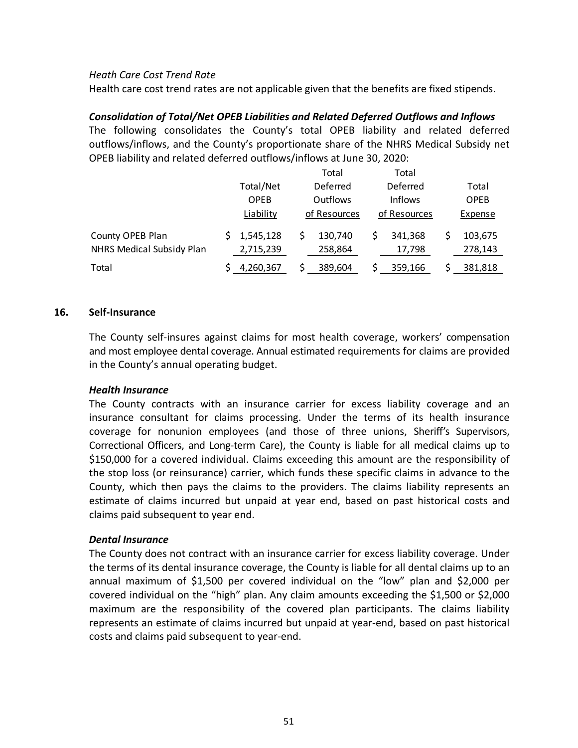*Heath Care Cost Trend Rate*

Health care cost trend rates are not applicable given that the benefits are fixed stipends.

***Consolidation of Total/Net OPEB Liabilities and Related Deferred Outflows and Inflows***

The following consolidates the County's total OPEB liability and related deferred outflows/inflows, and the County's proportionate share of the NHRS Medical Subsidy net OPEB liability and related deferred outflows/inflows at June 30, 2020:

| | Total/Net OPEB Liability | Total Deferred Outflows of Resources | Total Deferred Inflows of Resources | Total OPEB Expense |
|---|---|---|---|---|
| County OPEB Plan | $ 1,545,128 | $ 130,740 | $ 341,368 | $ 103,675 |
| NHRS Medical Subsidy Plan | 2,715,239 | 258,864 | 17,798 | 278,143 |
| Total | $ 4,260,367 | $ 389,604 | $ 359,166 | $ 381,818 |

## 16. Self-Insurance

The County self-insures against claims for most health coverage, workers' compensation and most employee dental coverage. Annual estimated requirements for claims are provided in the County's annual operating budget.

***Health Insurance***

The County contracts with an insurance carrier for excess liability coverage and an insurance consultant for claims processing. Under the terms of its health insurance coverage for nonunion employees (and those of three unions, Sheriff's Supervisors, Correctional Officers, and Long-term Care), the County is liable for all medical claims up to $150,000 for a covered individual. Claims exceeding this amount are the responsibility of the stop loss (or reinsurance) carrier, which funds these specific claims in advance to the County, which then pays the claims to the providers. The claims liability represents an estimate of claims incurred but unpaid at year end, based on past historical costs and claims paid subsequent to year end.

***Dental Insurance***

The County does not contract with an insurance carrier for excess liability coverage. Under the terms of its dental insurance coverage, the County is liable for all dental claims up to an annual maximum of $1,500 per covered individual on the "low" plan and $2,000 per covered individual on the "high" plan. Any claim amounts exceeding the $1,500 or $2,000 maximum are the responsibility of the covered plan participants. The claims liability represents an estimate of claims incurred but unpaid at year-end, based on past historical costs and claims paid subsequent to year-end.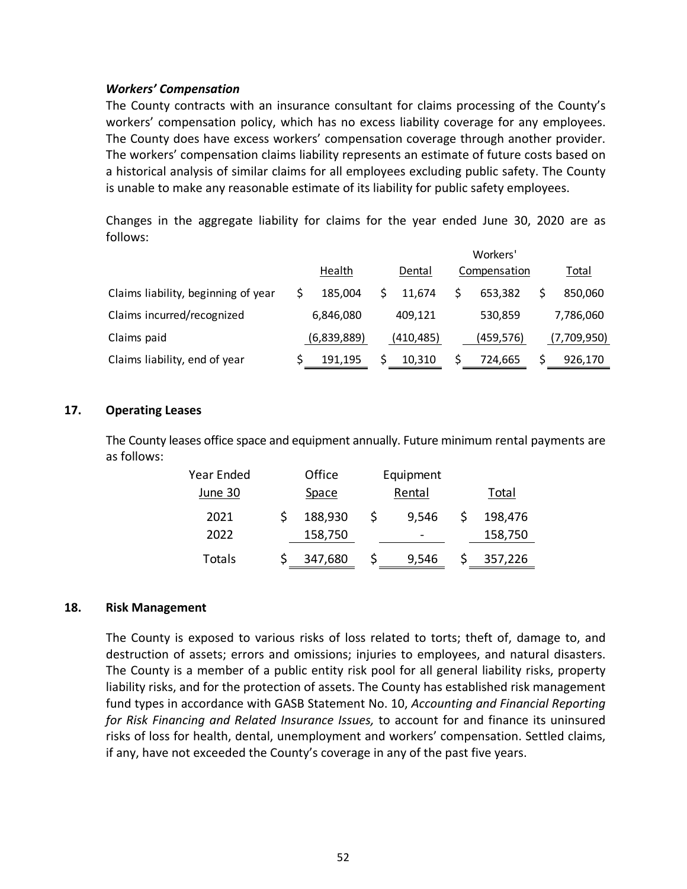### *Workers' Compensation*

The County contracts with an insurance consultant for claims processing of the County's workers' compensation policy, which has no excess liability coverage for any employees. The County does have excess workers' compensation coverage through another provider. The workers' compensation claims liability represents an estimate of future costs based on a historical analysis of similar claims for all employees excluding public safety. The County is unable to make any reasonable estimate of its liability for public safety employees.

Changes in the aggregate liability for claims for the year ended June 30, 2020 are as follows:

| | Health | Dental | Workers' Compensation | Total |
|---|---|---|---|---|
| Claims liability, beginning of year | $ 185,004 | $ 11,674 | $ 653,382 | $ 850,060 |
| Claims incurred/recognized | 6,846,080 | 409,121 | 530,859 | 7,786,060 |
| Claims paid | (6,839,889) | (410,485) | (459,576) | (7,709,950) |
| Claims liability, end of year | $ 191,195 | $ 10,310 | $ 724,665 | $ 926,170 |

## 17. Operating Leases

The County leases office space and equipment annually. Future minimum rental payments are as follows:

| Year Ended June 30 | Office Space | Equipment Rental | Total |
|---|---|---|---|
| 2021 | $ 188,930 | $ 9,546 | $ 198,476 |
| 2022 | 158,750 | - | 158,750 |
| Totals | $ 347,680 | $ 9,546 | $ 357,226 |

## 18. Risk Management

The County is exposed to various risks of loss related to torts; theft of, damage to, and destruction of assets; errors and omissions; injuries to employees, and natural disasters. The County is a member of a public entity risk pool for all general liability risks, property liability risks, and for the protection of assets. The County has established risk management fund types in accordance with GASB Statement No. 10, *Accounting and Financial Reporting for Risk Financing and Related Insurance Issues,* to account for and finance its uninsured risks of loss for health, dental, unemployment and workers' compensation. Settled claims, if any, have not exceeded the County's coverage in any of the past five years.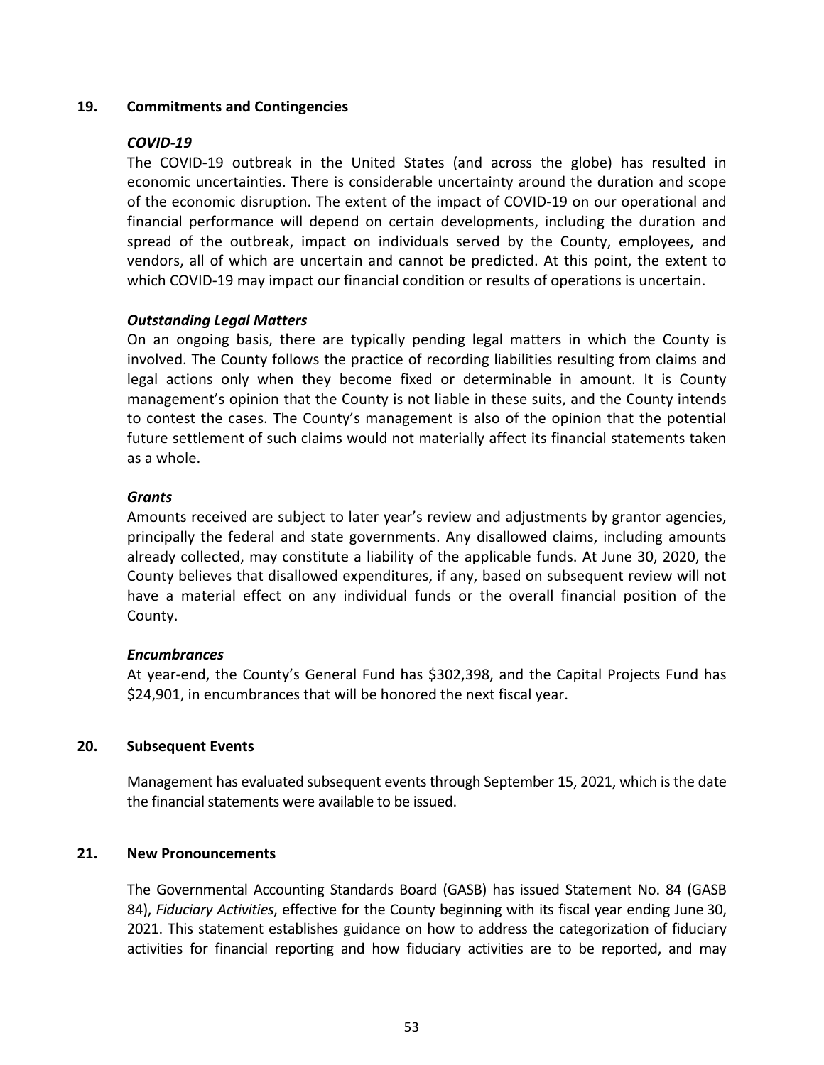## 19. Commitments and Contingencies

### *COVID-19*

The COVID-19 outbreak in the United States (and across the globe) has resulted in economic uncertainties. There is considerable uncertainty around the duration and scope of the economic disruption. The extent of the impact of COVID-19 on our operational and financial performance will depend on certain developments, including the duration and spread of the outbreak, impact on individuals served by the County, employees, and vendors, all of which are uncertain and cannot be predicted. At this point, the extent to which COVID-19 may impact our financial condition or results of operations is uncertain.

### *Outstanding Legal Matters*

On an ongoing basis, there are typically pending legal matters in which the County is involved. The County follows the practice of recording liabilities resulting from claims and legal actions only when they become fixed or determinable in amount. It is County management's opinion that the County is not liable in these suits, and the County intends to contest the cases. The County's management is also of the opinion that the potential future settlement of such claims would not materially affect its financial statements taken as a whole.

### *Grants*

Amounts received are subject to later year's review and adjustments by grantor agencies, principally the federal and state governments. Any disallowed claims, including amounts already collected, may constitute a liability of the applicable funds. At June 30, 2020, the County believes that disallowed expenditures, if any, based on subsequent review will not have a material effect on any individual funds or the overall financial position of the County.

### *Encumbrances*

At year-end, the County's General Fund has $302,398, and the Capital Projects Fund has $24,901, in encumbrances that will be honored the next fiscal year.

## 20. Subsequent Events

Management has evaluated subsequent events through September 15, 2021, which is the date the financial statements were available to be issued.

## 21. New Pronouncements

The Governmental Accounting Standards Board (GASB) has issued Statement No. 84 (GASB 84), *Fiduciary Activities*, effective for the County beginning with its fiscal year ending June 30, 2021. This statement establishes guidance on how to address the categorization of fiduciary activities for financial reporting and how fiduciary activities are to be reported, and may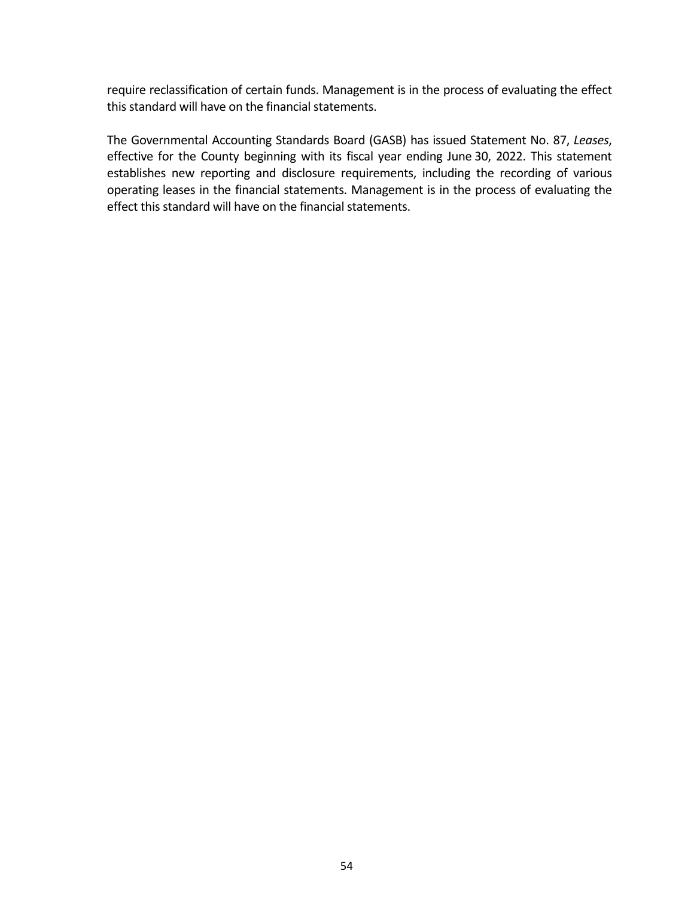require reclassification of certain funds. Management is in the process of evaluating the effect this standard will have on the financial statements.

The Governmental Accounting Standards Board (GASB) has issued Statement No. 87, *Leases*, effective for the County beginning with its fiscal year ending June 30, 2022. This statement establishes new reporting and disclosure requirements, including the recording of various operating leases in the financial statements. Management is in the process of evaluating the effect this standard will have on the financial statements.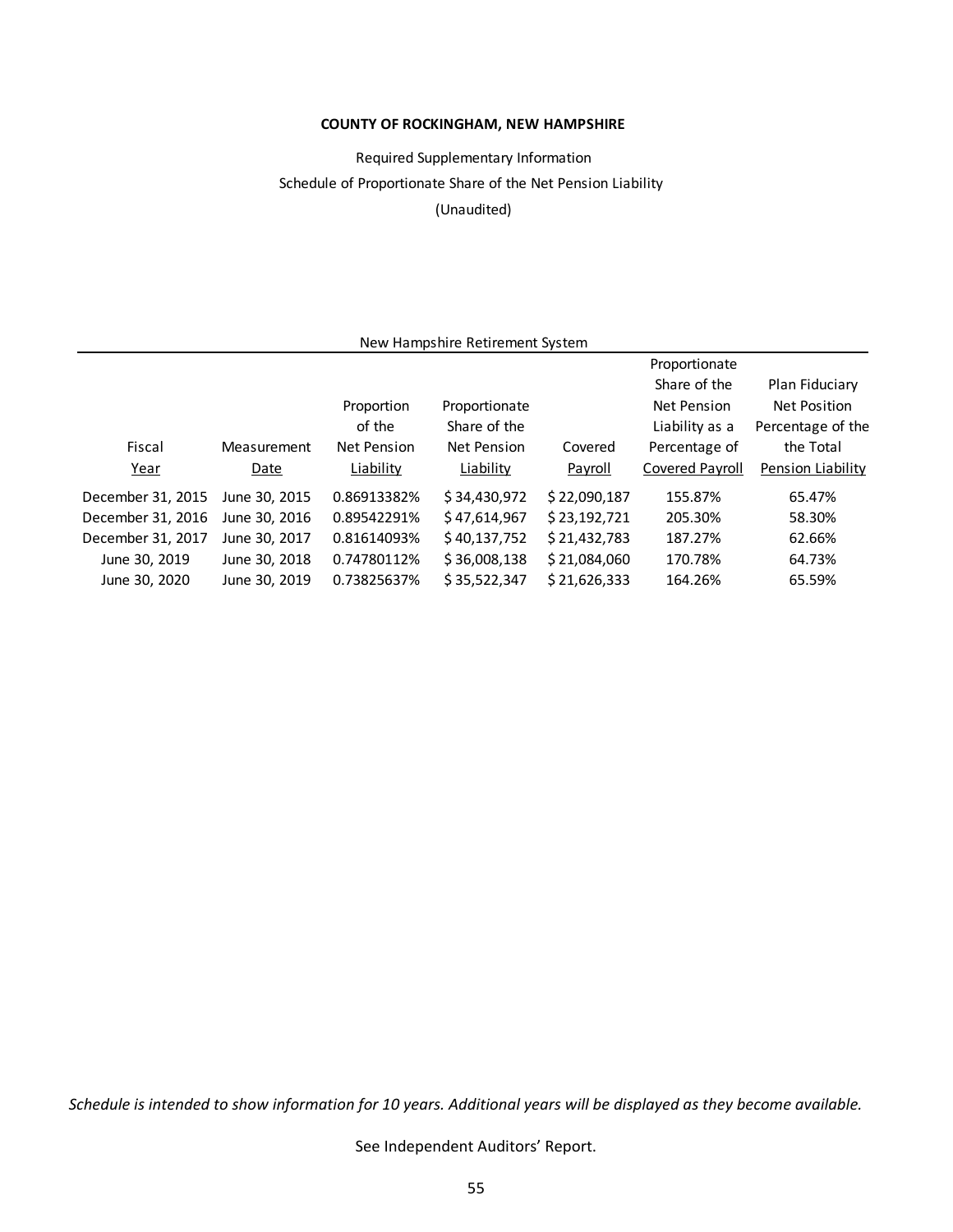**COUNTY OF ROCKINGHAM, NEW HAMPSHIRE**

Required Supplementary Information

Schedule of Proportionate Share of the Net Pension Liability

(Unaudited)

New Hampshire Retirement System

| Fiscal Year | Measurement Date | Proportion of the Net Pension Liability | Proportionate Share of the Net Pension Liability | Covered Payroll | Proportionate Share of the Net Pension Liability as a Percentage of Covered Payroll | Plan Fiduciary Net Position Percentage of the the Total Pension Liability |
|---|---|---|---|---|---|---|
| December 31, 2015 | June 30, 2015 | 0.86913382% | $ 34,430,972 | $ 22,090,187 | 155.87% | 65.47% |
| December 31, 2016 | June 30, 2016 | 0.89542291% | $ 47,614,967 | $ 23,192,721 | 205.30% | 58.30% |
| December 31, 2017 | June 30, 2017 | 0.81614093% | $ 40,137,752 | $ 21,432,783 | 187.27% | 62.66% |
| June 30, 2019 | June 30, 2018 | 0.74780112% | $ 36,008,138 | $ 21,084,060 | 170.78% | 64.73% |
| June 30, 2020 | June 30, 2019 | 0.73825637% | $ 35,522,347 | $ 21,626,333 | 164.26% | 65.59% |

*Schedule is intended to show information for 10 years. Additional years will be displayed as they become available.*

See Independent Auditors' Report.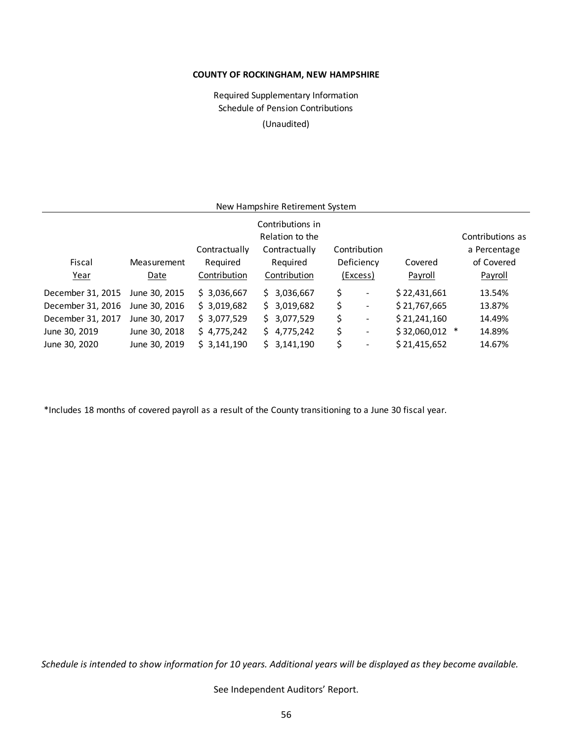**COUNTY OF ROCKINGHAM, NEW HAMPSHIRE**

Required Supplementary Information
Schedule of Pension Contributions
(Unaudited)

New Hampshire Retirement System

| Fiscal Year | Measurement Date | Contractually Required Contribution | Contributions in Relation to the Contractually Required Contribution | Contribution Deficiency (Excess) | Covered Payroll | Contributions as a Percentage of Covered Payroll |
|---|---|---|---|---|---|---|
| December 31, 2015 | June 30, 2015 | $ 3,036,667 | $ 3,036,667 | $ - | $ 22,431,661 | 13.54% |
| December 31, 2016 | June 30, 2016 | $ 3,019,682 | $ 3,019,682 | $ - | $ 21,767,665 | 13.87% |
| December 31, 2017 | June 30, 2017 | $ 3,077,529 | $ 3,077,529 | $ - | $ 21,241,160 | 14.49% |
| June 30, 2019 | June 30, 2018 | $ 4,775,242 | $ 4,775,242 | $ - | $ 32,060,012 * | 14.89% |
| June 30, 2020 | June 30, 2019 | $ 3,141,190 | $ 3,141,190 | $ - | $ 21,415,652 | 14.67% |

*Includes 18 months of covered payroll as a result of the County transitioning to a June 30 fiscal year.

*Schedule is intended to show information for 10 years. Additional years will be displayed as they become available.*

See Independent Auditors' Report.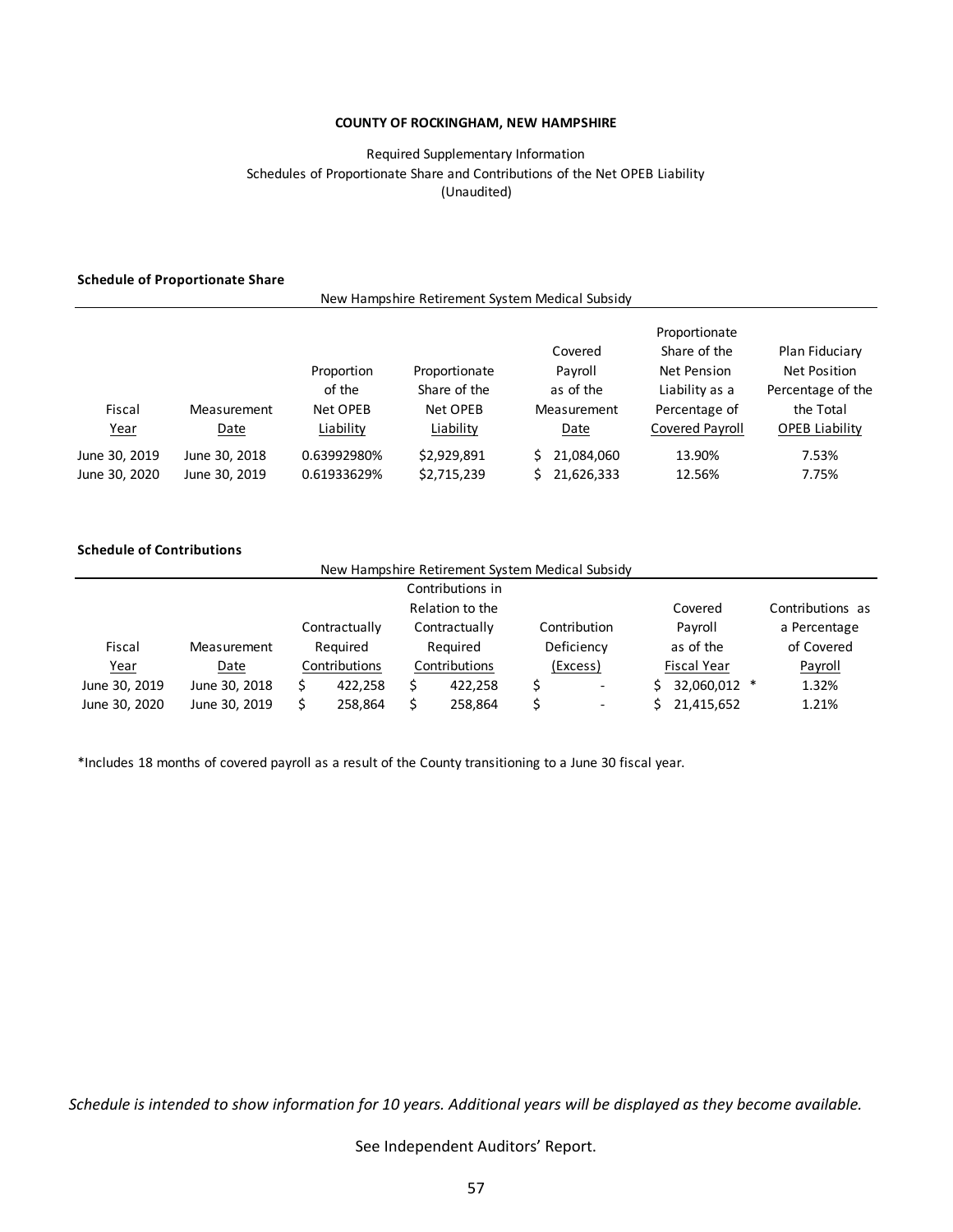**COUNTY OF ROCKINGHAM, NEW HAMPSHIRE**

Required Supplementary Information
Schedules of Proportionate Share and Contributions of the Net OPEB Liability
(Unaudited)

**Schedule of Proportionate Share**

New Hampshire Retirement System Medical Subsidy

| Fiscal Year | Measurement Date | Proportion of the Net OPEB Liability | Proportionate Share of the Net OPEB Liability | Covered Payroll as of the Measurement Date | Proportionate Share of the Net Pension Liability as a Percentage of Covered Payroll | Plan Fiduciary Net Position Percentage of the the Total OPEB Liability |
|---|---|---|---|---|---|---|
| June 30, 2019 | June 30, 2018 | 0.63992980% | $2,929,891 | $ 21,084,060 | 13.90% | 7.53% |
| June 30, 2020 | June 30, 2019 | 0.61933629% | $2,715,239 | $ 21,626,333 | 12.56% | 7.75% |

**Schedule of Contributions**

New Hampshire Retirement System Medical Subsidy

| Fiscal Year | Measurement Date | Contractually Required Contributions | Contributions in Relation to the Contractually Required Contributions | Contribution Deficiency (Excess) | Covered Payroll as of the Fiscal Year | Contributions as a Percentage of Covered Payroll |
|---|---|---|---|---|---|---|
| June 30, 2019 | June 30, 2018 | $ 422,258 | $ 422,258 | $ - | $ 32,060,012 * | 1.32% |
| June 30, 2020 | June 30, 2019 | $ 258,864 | $ 258,864 | $ - | $ 21,415,652 | 1.21% |

*Includes 18 months of covered payroll as a result of the County transitioning to a June 30 fiscal year.

*Schedule is intended to show information for 10 years. Additional years will be displayed as they become available.*

See Independent Auditors' Report.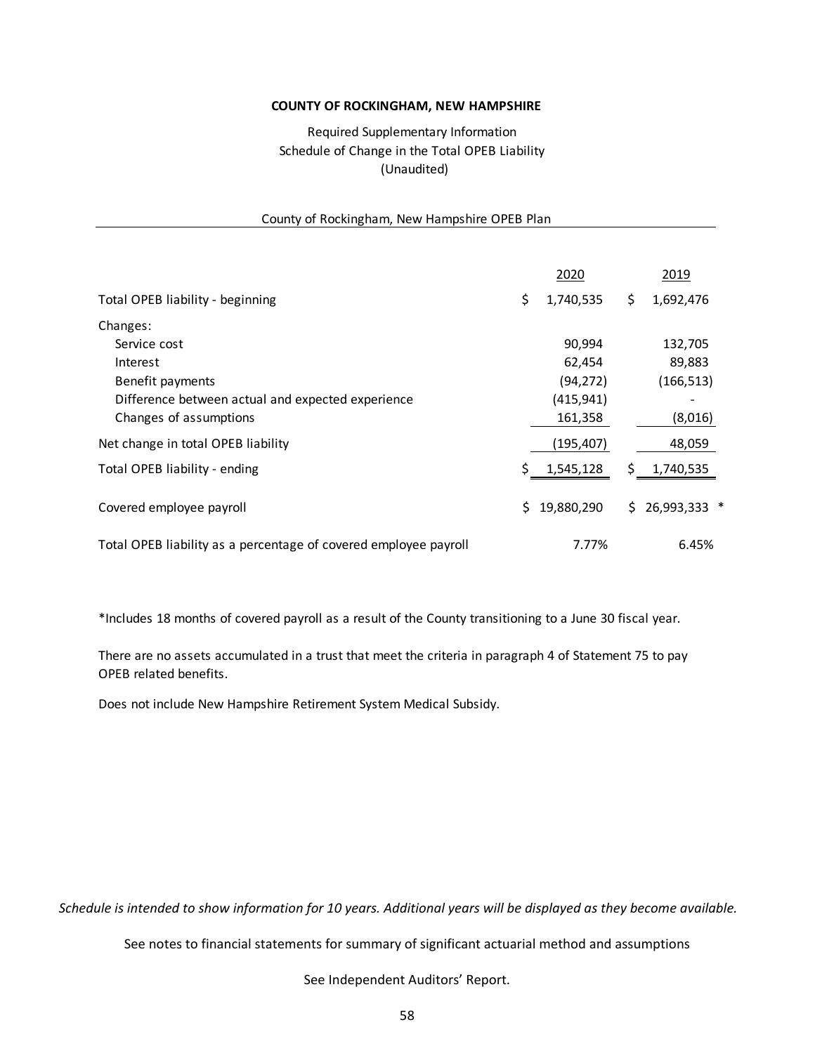**COUNTY OF ROCKINGHAM, NEW HAMPSHIRE**

Required Supplementary Information
Schedule of Change in the Total OPEB Liability
(Unaudited)

County of Rockingham, New Hampshire OPEB Plan

| | 2020 | 2019 |
|---|---|---|
| Total OPEB liability - beginning | $ 1,740,535 | $ 1,692,476 |
| Changes: | | |
| Service cost | 90,994 | 132,705 |
| Interest | 62,454 | 89,883 |
| Benefit payments | (94,272) | (166,513) |
| Difference between actual and expected experience | (415,941) | - |
| Changes of assumptions | 161,358 | (8,016) |
| Net change in total OPEB liability | (195,407) | 48,059 |
| Total OPEB liability - ending | $ 1,545,128 | $ 1,740,535 |
| Covered employee payroll | $ 19,880,290 | $ 26,993,333 * |
| Total OPEB liability as a percentage of covered employee payroll | 7.77% | 6.45% |

*Includes 18 months of covered payroll as a result of the County transitioning to a June 30 fiscal year.

There are no assets accumulated in a trust that meet the criteria in paragraph 4 of Statement 75 to pay OPEB related benefits.

Does not include New Hampshire Retirement System Medical Subsidy.

*Schedule is intended to show information for 10 years. Additional years will be displayed as they become available.*

See notes to financial statements for summary of significant actuarial method and assumptions

See Independent Auditors' Report.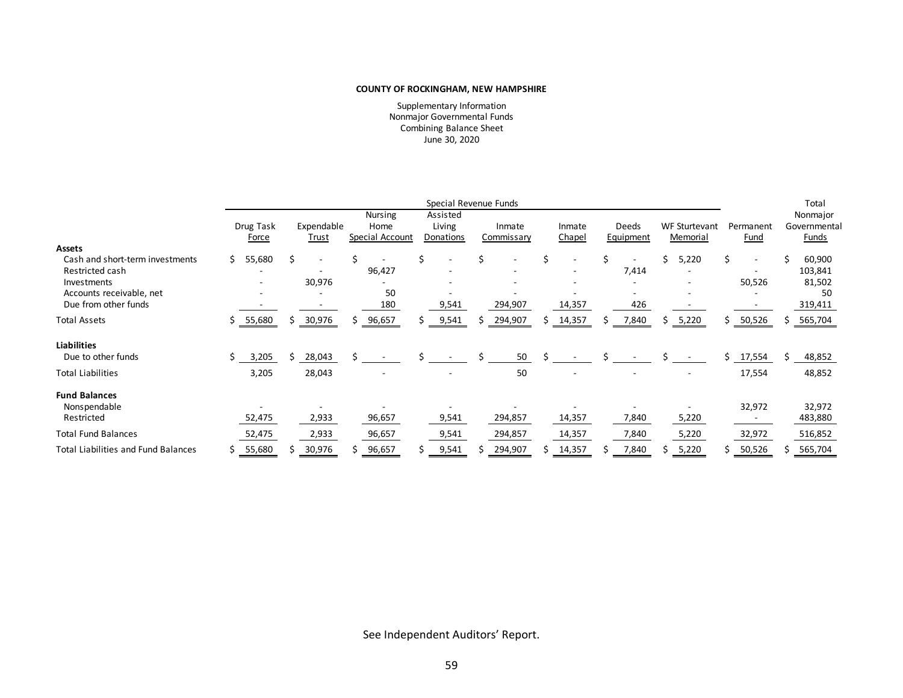**COUNTY OF ROCKINGHAM, NEW HAMPSHIRE**

Supplementary Information
Nonmajor Governmental Funds
Combining Balance Sheet
June 30, 2020

| | Special Revenue Funds | | | | | | | | | Total |
|---|---|---|---|---|---|---|---|---|---|---|
| | Drug Task Force | Expendable Trust | Nursing Home Special Account | Assisted Living Donations | Inmate Commissary | Inmate Chapel | Deeds Equipment | WF Sturtevant Memorial | Permanent Fund | Nonmajor Governmental Funds |
| **Assets** | | | | | | | | | | |
| Cash and short-term investments | $ 55,680 | $ - | $ - | $ - | $ - | $ - | $ - | $ 5,220 | $ - | $ 60,900 |
| Restricted cash | - | - | 96,427 | - | - | - | 7,414 | - | - | 103,841 |
| Investments | - | 30,976 | - | - | - | - | - | - | 50,526 | 81,502 |
| Accounts receivable, net | - | - | 50 | - | - | - | - | - | - | 50 |
| Due from other funds | - | - | 180 | 9,541 | 294,907 | 14,357 | 426 | - | - | 319,411 |
| Total Assets | $ 55,680 | $ 30,976 | $ 96,657 | $ 9,541 | $ 294,907 | $ 14,357 | $ 7,840 | $ 5,220 | $ 50,526 | $ 565,704 |
| **Liabilities** | | | | | | | | | | |
| Due to other funds | $ 3,205 | $ 28,043 | $ - | $ - | $ 50 | $ - | $ - | $ - | $ 17,554 | $ 48,852 |
| Total Liabilities | 3,205 | 28,043 | - | - | 50 | - | - | - | 17,554 | 48,852 |
| **Fund Balances** | | | | | | | | | | |
| Nonspendable | - | - | - | - | - | - | - | - | 32,972 | 32,972 |
| Restricted | 52,475 | 2,933 | 96,657 | 9,541 | 294,857 | 14,357 | 7,840 | 5,220 | - | 483,880 |
| Total Fund Balances | 52,475 | 2,933 | 96,657 | 9,541 | 294,857 | 14,357 | 7,840 | 5,220 | 32,972 | 516,852 |
| Total Liabilities and Fund Balances | $ 55,680 | $ 30,976 | $ 96,657 | $ 9,541 | $ 294,907 | $ 14,357 | $ 7,840 | $ 5,220 | $ 50,526 | $ 565,704 |

See Independent Auditors' Report.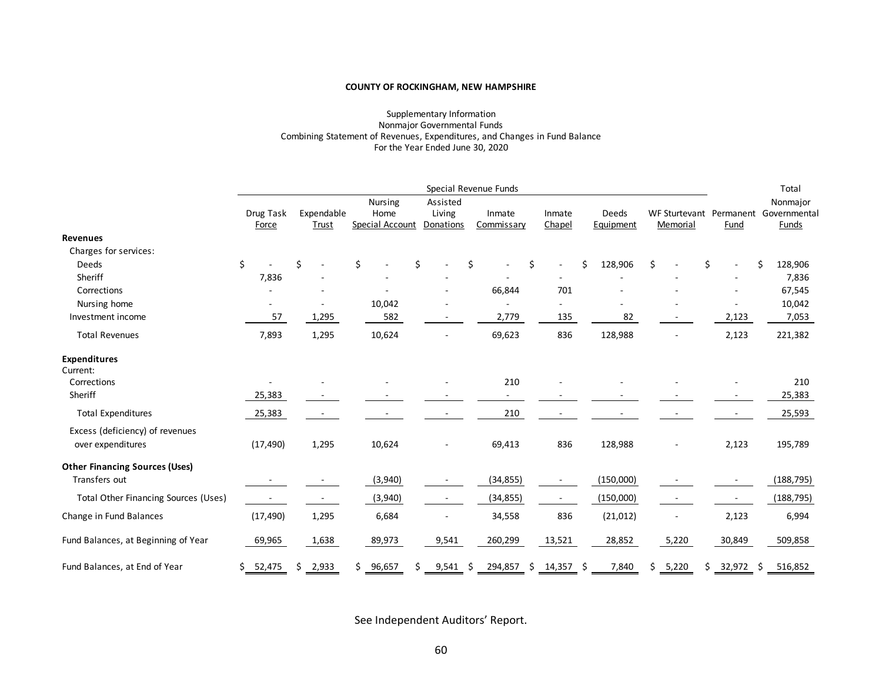**COUNTY OF ROCKINGHAM, NEW HAMPSHIRE**

Supplementary Information
Nonmajor Governmental Funds
Combining Statement of Revenues, Expenditures, and Changes in Fund Balance
For the Year Ended June 30, 2020

| | Special Revenue Funds | | | | | | | | | Total |
|---|---|---|---|---|---|---|---|---|---|---|
| | Drug Task Force | Expendable Trust | Nursing Home Special Account | Assisted Living Donations | Inmate Commissary | Inmate Chapel | Deeds Equipment | WF Sturtevant Memorial | Permanent Fund | Nonmajor Governmental Funds |
| **Revenues** | | | | | | | | | | |
| Charges for services: | | | | | | | | | | |
| Deeds | $ - | $ - | $ - | $ - | $ - | $ - | $ 128,906 | $ - | $ - | $ 128,906 |
| Sheriff | 7,836 | - | - | - | - | - | - | - | - | 7,836 |
| Corrections | - | - | - | - | 66,844 | 701 | - | - | - | 67,545 |
| Nursing home | - | - | 10,042 | - | - | - | - | - | - | 10,042 |
| Investment income | 57 | 1,295 | 582 | - | 2,779 | 135 | 82 | - | 2,123 | 7,053 |
| Total Revenues | 7,893 | 1,295 | 10,624 | - | 69,623 | 836 | 128,988 | - | 2,123 | 221,382 |
| **Expenditures** | | | | | | | | | | |
| Current: | | | | | | | | | | |
| Corrections | - | - | - | - | 210 | - | - | - | - | 210 |
| Sheriff | 25,383 | - | - | - | - | - | - | - | - | 25,383 |
| Total Expenditures | 25,383 | - | - | - | 210 | - | - | - | - | 25,593 |
| Excess (deficiency) of revenues over expenditures | (17,490) | 1,295 | 10,624 | - | 69,413 | 836 | 128,988 | - | 2,123 | 195,789 |
| **Other Financing Sources (Uses)** | | | | | | | | | | |
| Transfers out | - | - | (3,940) | - | (34,855) | - | (150,000) | - | - | (188,795) |
| Total Other Financing Sources (Uses) | - | - | (3,940) | - | (34,855) | - | (150,000) | - | - | (188,795) |
| Change in Fund Balances | (17,490) | 1,295 | 6,684 | - | 34,558 | 836 | (21,012) | - | 2,123 | 6,994 |
| Fund Balances, at Beginning of Year | 69,965 | 1,638 | 89,973 | 9,541 | 260,299 | 13,521 | 28,852 | 5,220 | 30,849 | 509,858 |
| Fund Balances, at End of Year | $ 52,475 | $ 2,933 | $ 96,657 | $ 9,541 | $ 294,857 | $ 14,357 | $ 7,840 | $ 5,220 | $ 32,972 | $ 516,852 |

See Independent Auditors' Report.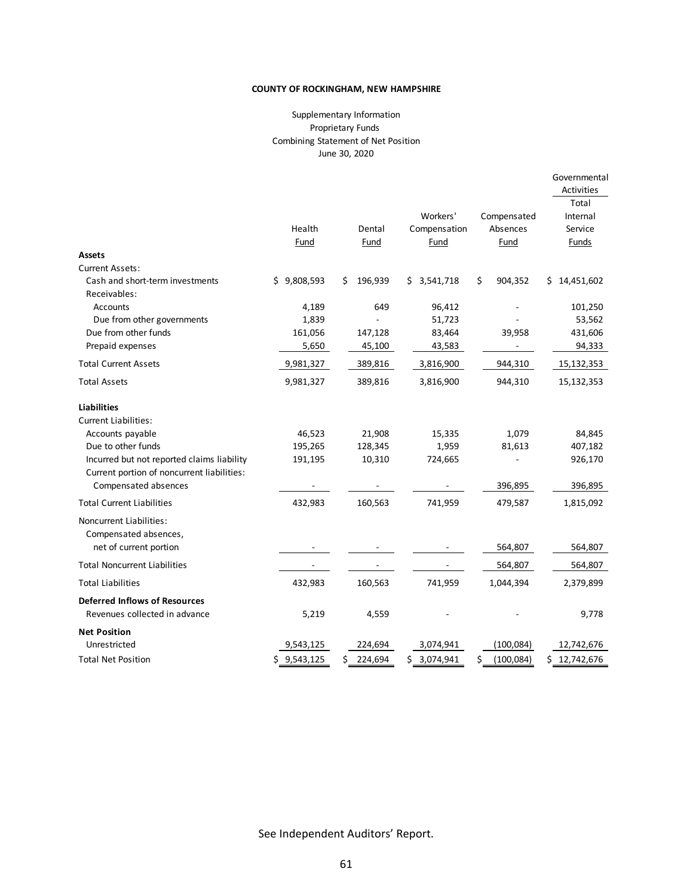**COUNTY OF ROCKINGHAM, NEW HAMPSHIRE**

Supplementary Information
Proprietary Funds
Combining Statement of Net Position
June 30, 2020

| | Health Fund | Dental Fund | Workers' Compensation Fund | Compensated Absences Fund | Governmental Activities Total Internal Service Funds |
|---|---|---|---|---|---|
| **Assets** | | | | | |
| Current Assets: | | | | | |
| Cash and short-term investments | $ 9,808,593 | $ 196,939 | $ 3,541,718 | $ 904,352 | $ 14,451,602 |
| Receivables: | | | | | |
| Accounts | 4,189 | 649 | 96,412 | - | 101,250 |
| Due from other governments | 1,839 | - | 51,723 | - | 53,562 |
| Due from other funds | 161,056 | 147,128 | 83,464 | 39,958 | 431,606 |
| Prepaid expenses | 5,650 | 45,100 | 43,583 | - | 94,333 |
| Total Current Assets | 9,981,327 | 389,816 | 3,816,900 | 944,310 | 15,132,353 |
| Total Assets | 9,981,327 | 389,816 | 3,816,900 | 944,310 | 15,132,353 |
| **Liabilities** | | | | | |
| Current Liabilities: | | | | | |
| Accounts payable | 46,523 | 21,908 | 15,335 | 1,079 | 84,845 |
| Due to other funds | 195,265 | 128,345 | 1,959 | 81,613 | 407,182 |
| Incurred but not reported claims liability | 191,195 | 10,310 | 724,665 | - | 926,170 |
| Current portion of noncurrent liabilities: | | | | | |
| Compensated absences | - | - | - | 396,895 | 396,895 |
| Total Current Liabilities | 432,983 | 160,563 | 741,959 | 479,587 | 1,815,092 |
| Noncurrent Liabilities: | | | | | |
| Compensated absences, net of current portion | - | - | - | 564,807 | 564,807 |
| Total Noncurrent Liabilities | - | - | - | 564,807 | 564,807 |
| Total Liabilities | 432,983 | 160,563 | 741,959 | 1,044,394 | 2,379,899 |
| **Deferred Inflows of Resources** | | | | | |
| Revenues collected in advance | 5,219 | 4,559 | - | - | 9,778 |
| **Net Position** | | | | | |
| Unrestricted | 9,543,125 | 224,694 | 3,074,941 | (100,084) | 12,742,676 |
| Total Net Position | $ 9,543,125 | $ 224,694 | $ 3,074,941 | $ (100,084) | $ 12,742,676 |

See Independent Auditors' Report.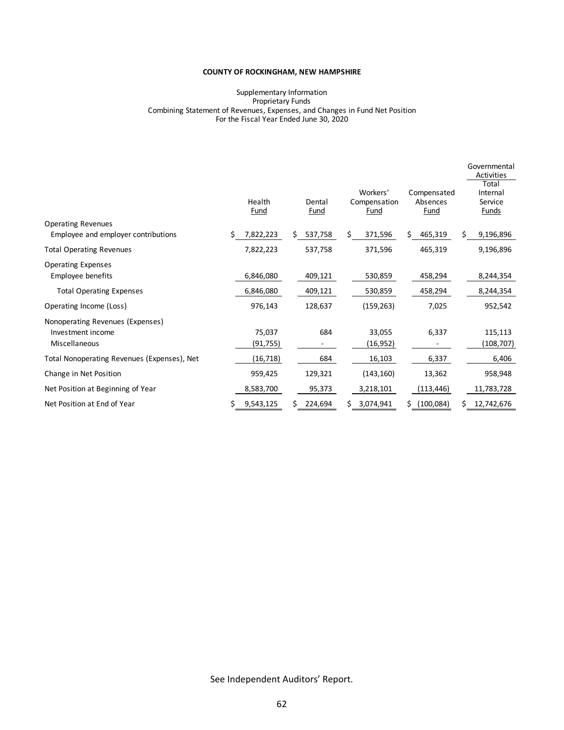**COUNTY OF ROCKINGHAM, NEW HAMPSHIRE**

Supplementary Information
Proprietary Funds
Combining Statement of Revenues, Expenses, and Changes in Fund Net Position
For the Fiscal Year Ended June 30, 2020

| | Health Fund | Dental Fund | Workers' Compensation Fund | Compensated Absences Fund | Governmental Activities Total Internal Service Funds |
|---|---|---|---|---|---|
| Operating Revenues | | | | | |
| Employee and employer contributions | $ 7,822,223 | $ 537,758 | $ 371,596 | $ 465,319 | $ 9,196,896 |
| Total Operating Revenues | 7,822,223 | 537,758 | 371,596 | 465,319 | 9,196,896 |
| Operating Expenses | | | | | |
| Employee benefits | 6,846,080 | 409,121 | 530,859 | 458,294 | 8,244,354 |
| Total Operating Expenses | 6,846,080 | 409,121 | 530,859 | 458,294 | 8,244,354 |
| Operating Income (Loss) | 976,143 | 128,637 | (159,263) | 7,025 | 952,542 |
| Nonoperating Revenues (Expenses) | | | | | |
| Investment income | 75,037 | 684 | 33,055 | 6,337 | 115,113 |
| Miscellaneous | (91,755) | - | (16,952) | - | (108,707) |
| Total Nonoperating Revenues (Expenses), Net | (16,718) | 684 | 16,103 | 6,337 | 6,406 |
| Change in Net Position | 959,425 | 129,321 | (143,160) | 13,362 | 958,948 |
| Net Position at Beginning of Year | 8,583,700 | 95,373 | 3,218,101 | (113,446) | 11,783,728 |
| Net Position at End of Year | $ 9,543,125 | $ 224,694 | $ 3,074,941 | $ (100,084) | $ 12,742,676 |

See Independent Auditors' Report.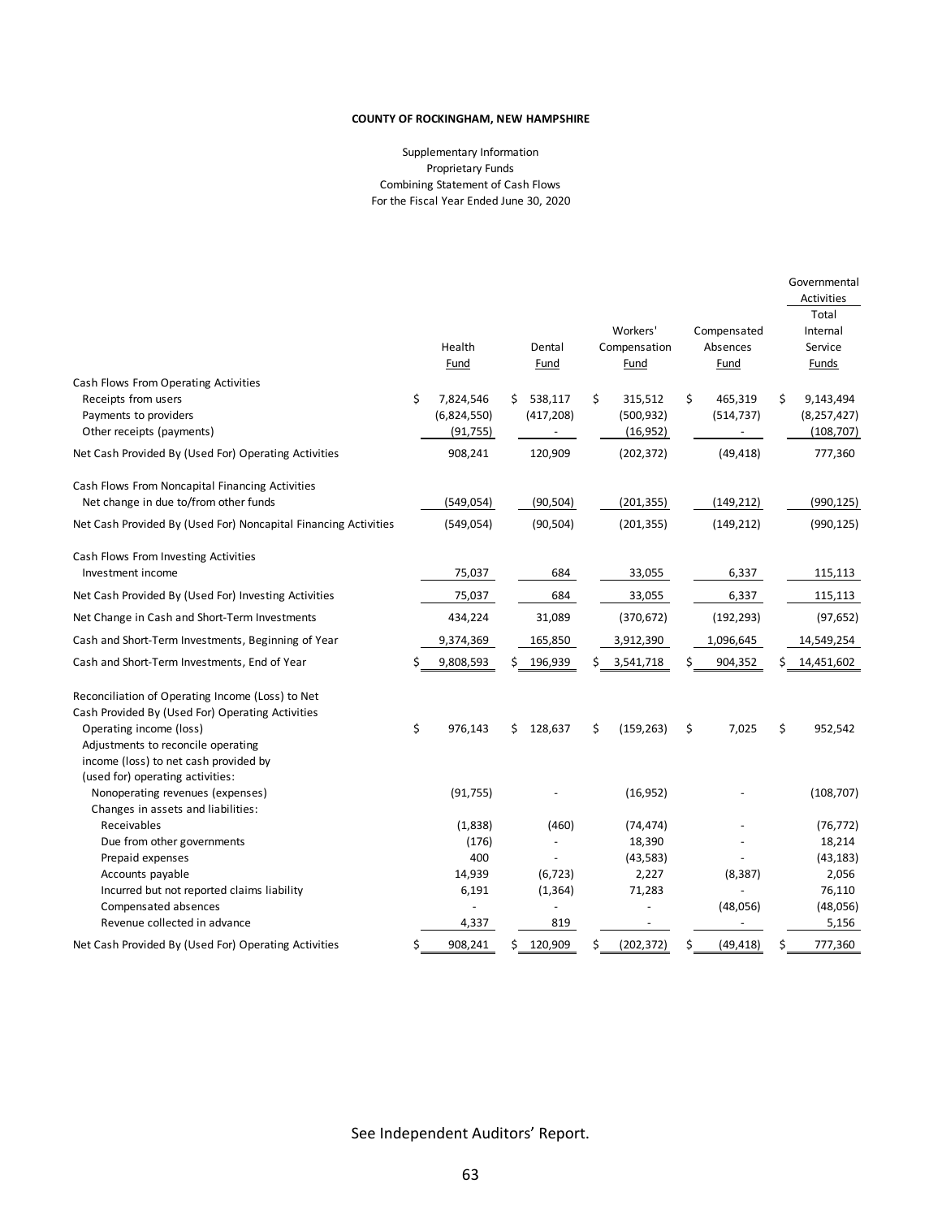**COUNTY OF ROCKINGHAM, NEW HAMPSHIRE**

Supplementary Information
Proprietary Funds
Combining Statement of Cash Flows
For the Fiscal Year Ended June 30, 2020

| | Health Fund | Dental Fund | Workers' Compensation Fund | Compensated Absences Fund | Governmental Activities Total Internal Service Funds |
|---|---|---|---|---|---|
| Cash Flows From Operating Activities | | | | | |
| Receipts from users | $ 7,824,546 | $ 538,117 | $ 315,512 | $ 465,319 | $ 9,143,494 |
| Payments to providers | (6,824,550) | (417,208) | (500,932) | (514,737) | (8,257,427) |
| Other receipts (payments) | (91,755) | - | (16,952) | - | (108,707) |
| Net Cash Provided By (Used For) Operating Activities | 908,241 | 120,909 | (202,372) | (49,418) | 777,360 |
| Cash Flows From Noncapital Financing Activities | | | | | |
| Net change in due to/from other funds | (549,054) | (90,504) | (201,355) | (149,212) | (990,125) |
| Net Cash Provided By (Used For) Noncapital Financing Activities | (549,054) | (90,504) | (201,355) | (149,212) | (990,125) |
| Cash Flows From Investing Activities | | | | | |
| Investment income | 75,037 | 684 | 33,055 | 6,337 | 115,113 |
| Net Cash Provided By (Used For) Investing Activities | 75,037 | 684 | 33,055 | 6,337 | 115,113 |
| Net Change in Cash and Short-Term Investments | 434,224 | 31,089 | (370,672) | (192,293) | (97,652) |
| Cash and Short-Term Investments, Beginning of Year | 9,374,369 | 165,850 | 3,912,390 | 1,096,645 | 14,549,254 |
| Cash and Short-Term Investments, End of Year | $ 9,808,593 | $ 196,939 | $ 3,541,718 | $ 904,352 | $ 14,451,602 |
| Reconciliation of Operating Income (Loss) to Net Cash Provided By (Used For) Operating Activities | | | | | |
| Operating income (loss) | $ 976,143 | $ 128,637 | $ (159,263) | $ 7,025 | $ 952,542 |
| Adjustments to reconcile operating income (loss) to net cash provided by (used for) operating activities: | | | | | |
| Nonoperating revenues (expenses) | (91,755) | - | (16,952) | - | (108,707) |
| Changes in assets and liabilities: | | | | | |
| Receivables | (1,838) | (460) | (74,474) | - | (76,772) |
| Due from other governments | (176) | - | 18,390 | - | 18,214 |
| Prepaid expenses | 400 | - | (43,583) | - | (43,183) |
| Accounts payable | 14,939 | (6,723) | 2,227 | (8,387) | 2,056 |
| Incurred but not reported claims liability | 6,191 | (1,364) | 71,283 | - | 76,110 |
| Compensated absences | - | - | - | (48,056) | (48,056) |
| Revenue collected in advance | 4,337 | 819 | - | - | 5,156 |
| Net Cash Provided By (Used For) Operating Activities | $ 908,241 | $ 120,909 | $ (202,372) | $ (49,418) | $ 777,360 |

See Independent Auditors' Report.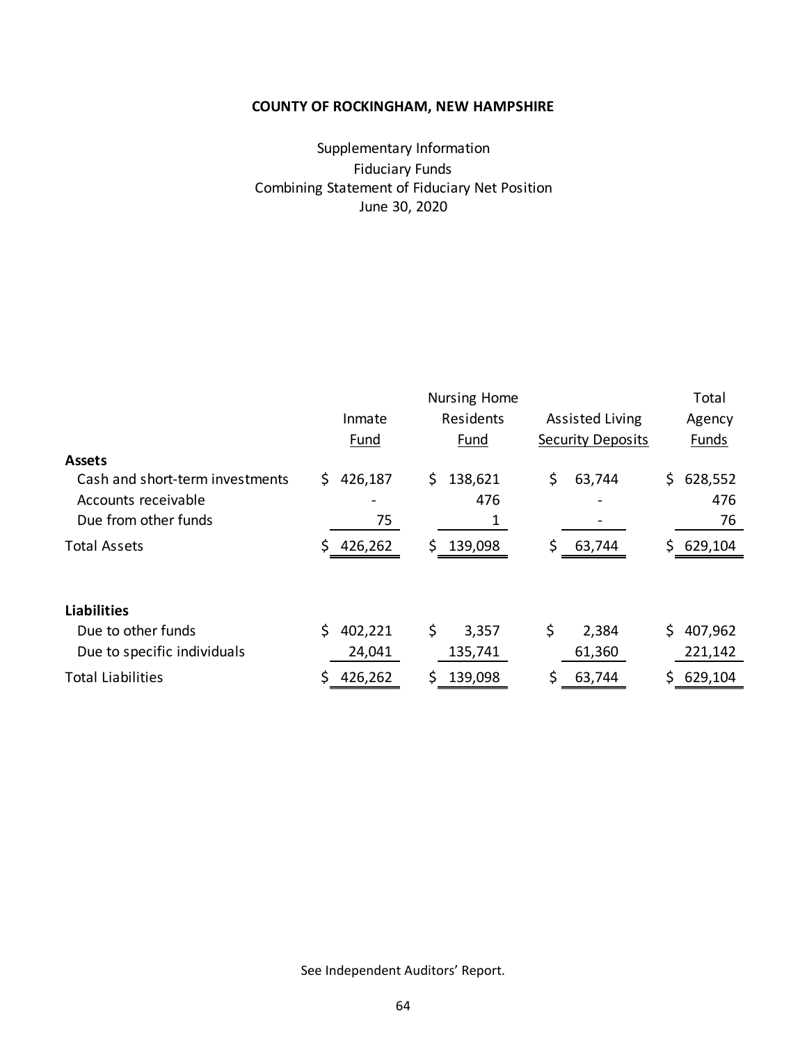**COUNTY OF ROCKINGHAM, NEW HAMPSHIRE**

Supplementary Information
Fiduciary Funds
Combining Statement of Fiduciary Net Position
June 30, 2020

| | Inmate Fund | Nursing Home Residents Fund | Assisted Living Security Deposits | Total Agency Funds |
|---|---|---|---|---|
| **Assets** | | | | |
| Cash and short-term investments | $ 426,187 | $ 138,621 | $ 63,744 | $ 628,552 |
| Accounts receivable | - | 476 | - | 476 |
| Due from other funds | 75 | 1 | - | 76 |
| Total Assets | $ 426,262 | $ 139,098 | $ 63,744 | $ 629,104 |
| **Liabilities** | | | | |
| Due to other funds | $ 402,221 | $ 3,357 | $ 2,384 | $ 407,962 |
| Due to specific individuals | 24,041 | 135,741 | 61,360 | 221,142 |
| Total Liabilities | $ 426,262 | $ 139,098 | $ 63,744 | $ 629,104 |

See Independent Auditors' Report.